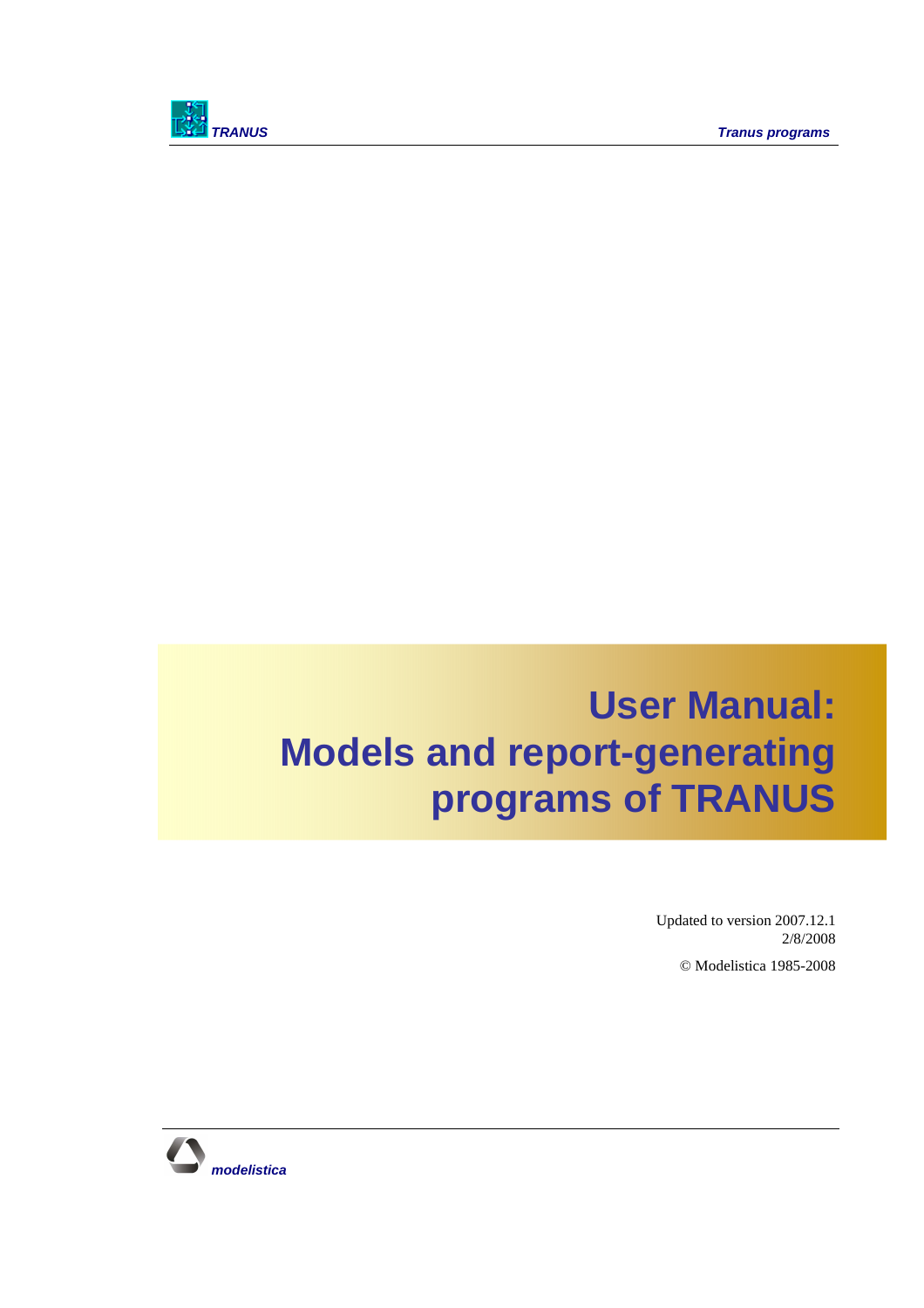# User Manual: Models and report-generating programs of TRANUS

Updated to version 2007.12.1
2/8/2008

© Modelistica 1985-2008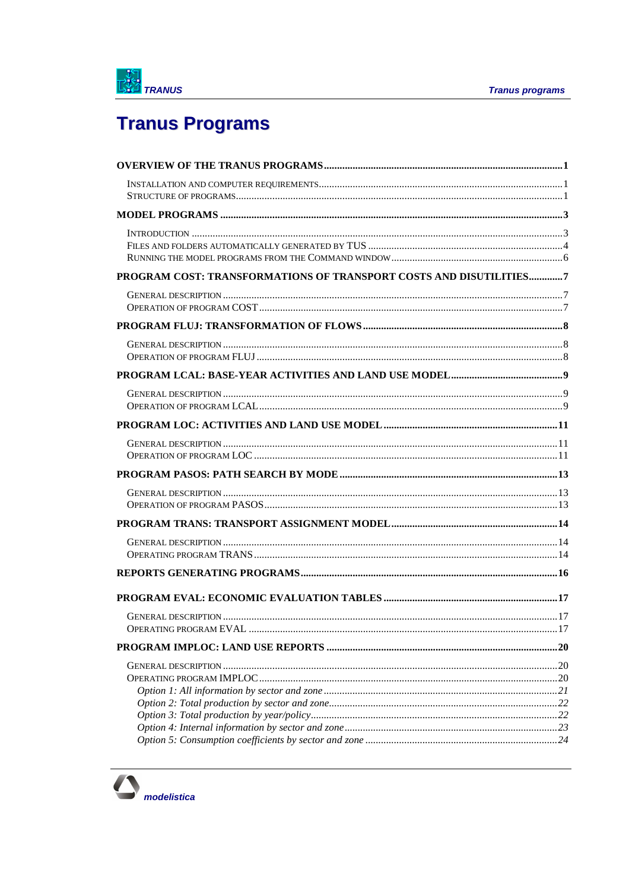# Tranus Programs

**OVERVIEW OF THE TRANUS PROGRAMS** ........ **1**

- Installation and computer requirements ........ 1
- Structure of programs ........ 1

**MODEL PROGRAMS** ........ **3**

- Introduction ........ 3
- Files and folders automatically generated by TUS ........ 4
- Running the model programs from the Command window ........ 6

**PROGRAM COST: TRANSFORMATIONS OF TRANSPORT COSTS AND DISUTILITIES** ........ **7**

- General description ........ 7
- Operation of program COST ........ 7

**PROGRAM FLUJ: TRANSFORMATION OF FLOWS** ........ **8**

- General description ........ 8
- Operation of program FLUJ ........ 8

**PROGRAM LCAL: BASE-YEAR ACTIVITIES AND LAND USE MODEL** ........ **9**

- General description ........ 9
- Operation of program LCAL ........ 9

**PROGRAM LOC: ACTIVITIES AND LAND USE MODEL** ........ **11**

- General description ........ 11
- Operation of program LOC ........ 11

**PROGRAM PASOS: PATH SEARCH BY MODE** ........ **13**

- General description ........ 13
- Operation of program PASOS ........ 13

**PROGRAM TRANS: TRANSPORT ASSIGNMENT MODEL** ........ **14**

- General description ........ 14
- Operating program TRANS ........ 14

**REPORTS GENERATING PROGRAMS** ........ **16**

**PROGRAM EVAL: ECONOMIC EVALUATION TABLES** ........ **17**

- General description ........ 17
- Operating program EVAL ........ 17

**PROGRAM IMPLOC: LAND USE REPORTS** ........ **20**

- General description ........ 20
- Operating program IMPLOC ........ 20
  - *Option 1: All information by sector and zone* ........ *21*
  - *Option 2: Total production by sector and zone* ........ *22*
  - *Option 3: Total production by year/policy* ........ *22*
  - *Option 4: Internal information by sector and zone* ........ *23*
  - *Option 5: Consumption coefficients by sector and zone* ........ *24*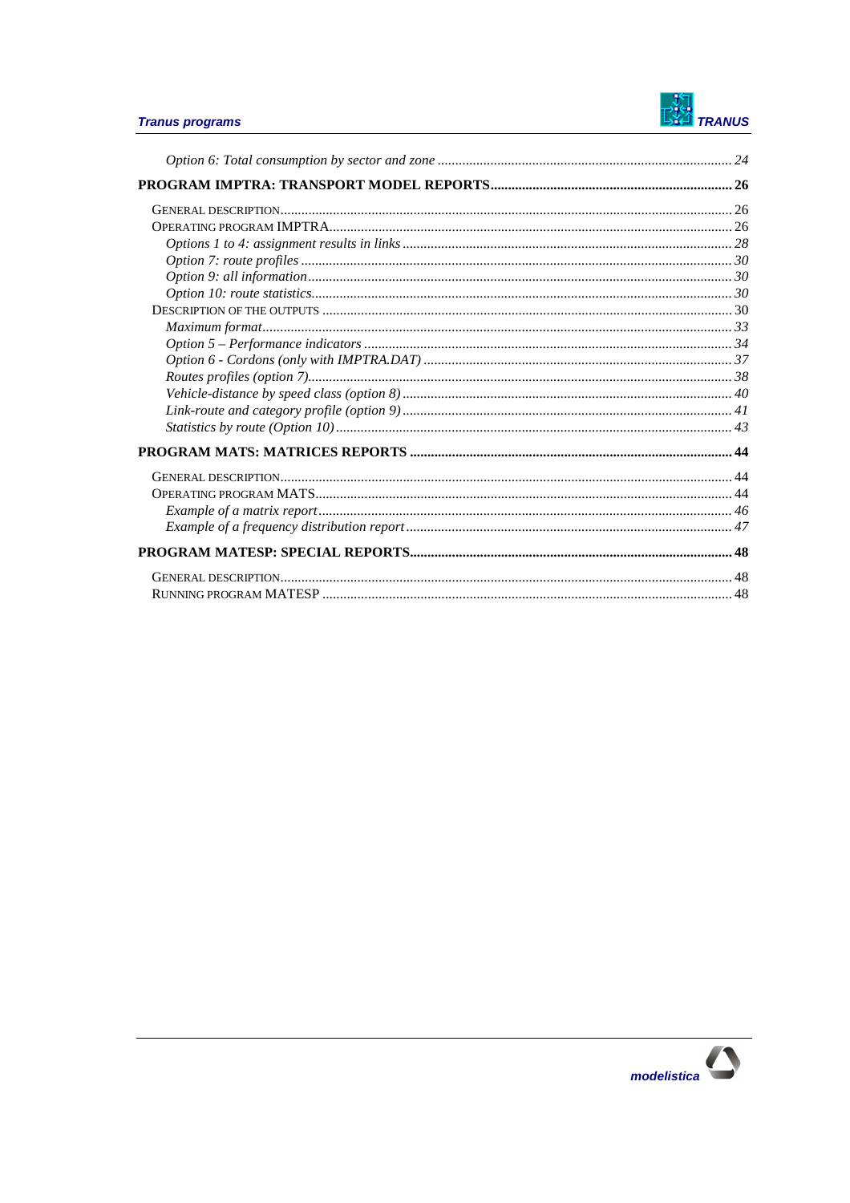*Option 6: Total consumption by sector and zone* .................................................................................... *24*

**PROGRAM IMPTRA: TRANSPORT MODEL REPORTS** .................................................................... **26**

GENERAL DESCRIPTION ............................................................................................................................ 26
OPERATING PROGRAM IMPTRA ................................................................................................................ 26
*Options 1 to 4: assignment results in links* ............................................................................................ *28*
*Option 7: route profiles* .......................................................................................................................... *30*
*Option 9: all information* ........................................................................................................................ *30*
*Option 10: route statistics* ....................................................................................................................... *30*
DESCRIPTION OF THE OUTPUTS ................................................................................................................ 30
*Maximum format* ..................................................................................................................................... *33*
*Option 5 – Performance indicators* ......................................................................................................... *34*
*Option 6 - Cordons (only with IMPTRA.DAT)* ....................................................................................... *37*
*Routes profiles (option 7)* ........................................................................................................................ *38*
*Vehicle-distance by speed class (option 8)* ............................................................................................. *40*
*Link-route and category profile (option 9)* ............................................................................................. *41*
*Statistics by route (Option 10)* ............................................................................................................... *43*

**PROGRAM MATS: MATRICES REPORTS** ............................................................................................ **44**

GENERAL DESCRIPTION ............................................................................................................................ 44
OPERATING PROGRAM MATS .................................................................................................................... 44
*Example of a matrix report* ..................................................................................................................... *46*
*Example of a frequency distribution report* ............................................................................................ *47*

**PROGRAM MATESP: SPECIAL REPORTS** ........................................................................................... **48**

GENERAL DESCRIPTION ............................................................................................................................ 48
RUNNING PROGRAM MATESP .................................................................................................................... 48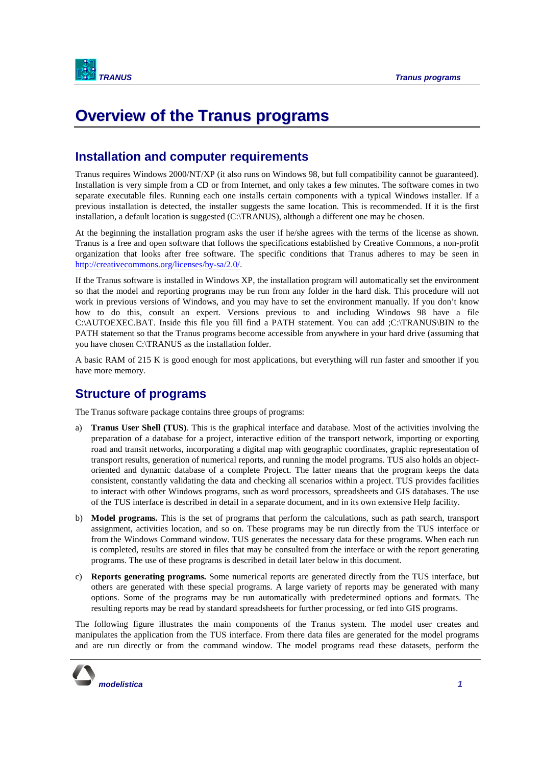# Overview of the Tranus programs

## Installation and computer requirements

Tranus requires Windows 2000/NT/XP (it also runs on Windows 98, but full compatibility cannot be guaranteed). Installation is very simple from a CD or from Internet, and only takes a few minutes. The software comes in two separate executable files. Running each one installs certain components with a typical Windows installer. If a previous installation is detected, the installer suggests the same location. This is recommended. If it is the first installation, a default location is suggested (C:\TRANUS), although a different one may be chosen.

At the beginning the installation program asks the user if he/she agrees with the terms of the license as shown. Tranus is a free and open software that follows the specifications established by Creative Commons, a non-profit organization that looks after free software. The specific conditions that Tranus adheres to may be seen in http://creativecommons.org/licenses/by-sa/2.0/.

If the Tranus software is installed in Windows XP, the installation program will automatically set the environment so that the model and reporting programs may be run from any folder in the hard disk. This procedure will not work in previous versions of Windows, and you may have to set the environment manually. If you don't know how to do this, consult an expert. Versions previous to and including Windows 98 have a file C:\AUTOEXEC.BAT. Inside this file you fill find a PATH statement. You can add ;C:\TRANUS\BIN to the PATH statement so that the Tranus programs become accessible from anywhere in your hard drive (assuming that you have chosen C:\TRANUS as the installation folder.

A basic RAM of 215 K is good enough for most applications, but everything will run faster and smoother if you have more memory.

## Structure of programs

The Tranus software package contains three groups of programs:

a) **Tranus User Shell (TUS)**. This is the graphical interface and database. Most of the activities involving the preparation of a database for a project, interactive edition of the transport network, importing or exporting road and transit networks, incorporating a digital map with geographic coordinates, graphic representation of transport results, generation of numerical reports, and running the model programs. TUS also holds an object-oriented and dynamic database of a complete Project. The latter means that the program keeps the data consistent, constantly validating the data and checking all scenarios within a project. TUS provides facilities to interact with other Windows programs, such as word processors, spreadsheets and GIS databases. The use of the TUS interface is described in detail in a separate document, and in its own extensive Help facility.

b) **Model programs.** This is the set of programs that perform the calculations, such as path search, transport assignment, activities location, and so on. These programs may be run directly from the TUS interface or from the Windows Command window. TUS generates the necessary data for these programs. When each run is completed, results are stored in files that may be consulted from the interface or with the report generating programs. The use of these programs is described in detail later below in this document.

c) **Reports generating programs.** Some numerical reports are generated directly from the TUS interface, but others are generated with these special programs. A large variety of reports may be generated with many options. Some of the programs may be run automatically with predetermined options and formats. The resulting reports may be read by standard spreadsheets for further processing, or fed into GIS programs.

The following figure illustrates the main components of the Tranus system. The model user creates and manipulates the application from the TUS interface. From there data files are generated for the model programs and are run directly or from the command window. The model programs read these datasets, perform the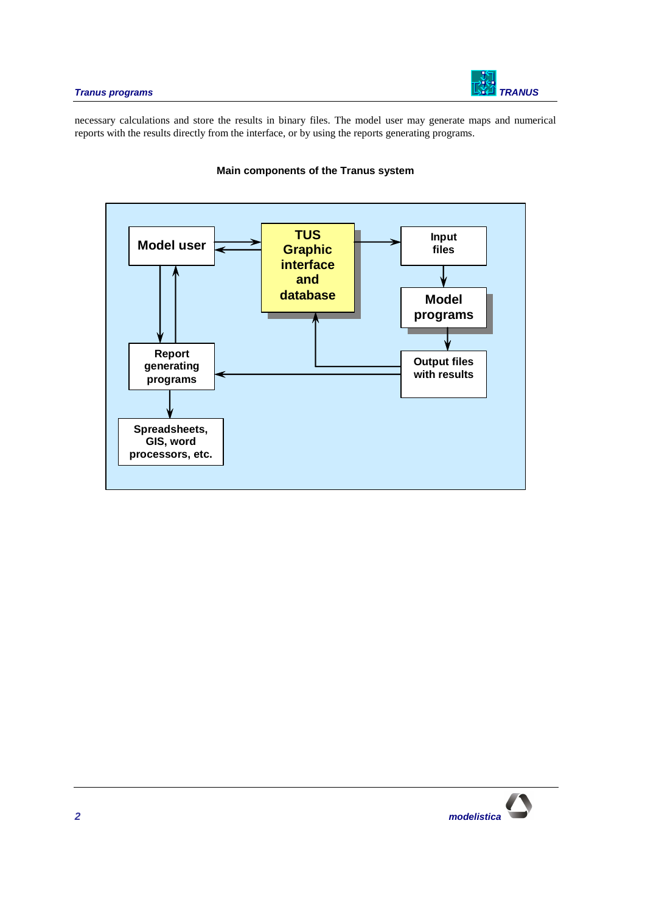necessary calculations and store the results in binary files. The model user may generate maps and numerical reports with the results directly from the interface, or by using the reports generating programs.

**Main components of the Tranus system**

Model user

TUS Graphic interface and database

Input files

Model programs

Report generating programs

Output files with results

Spreadsheets, GIS, word processors, etc.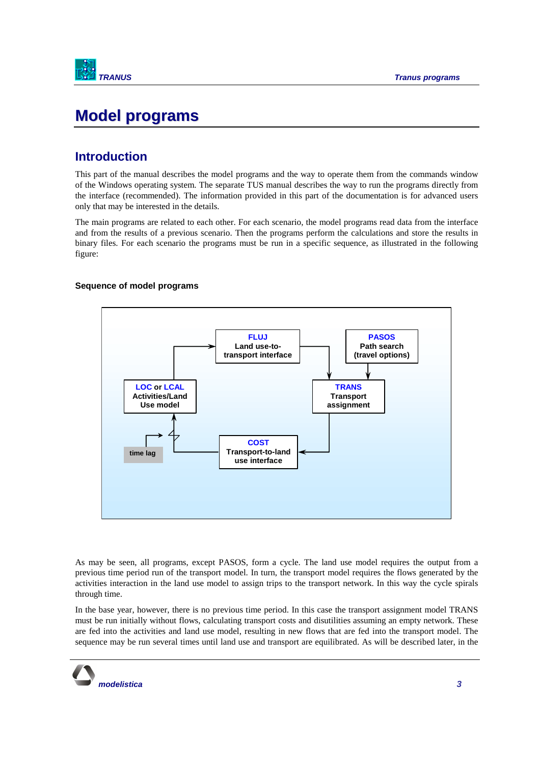# Model programs

## Introduction

This part of the manual describes the model programs and the way to operate them from the commands window of the Windows operating system. The separate TUS manual describes the way to run the programs directly from the interface (recommended). The information provided in this part of the documentation is for advanced users only that may be interested in the details.

The main programs are related to each other. For each scenario, the model programs read data from the interface and from the results of a previous scenario. Then the programs perform the calculations and store the results in binary files. For each scenario the programs must be run in a specific sequence, as illustrated in the following figure:

**Sequence of model programs**

FLUJ
Land use-to-transport interface

PASOS
Path search (travel options)

LOC or LCAL
Activities/Land Use model

TRANS
Transport assignment

time lag

COST
Transport-to-land use interface

As may be seen, all programs, except PASOS, form a cycle. The land use model requires the output from a previous time period run of the transport model. In turn, the transport model requires the flows generated by the activities interaction in the land use model to assign trips to the transport network. In this way the cycle spirals through time.

In the base year, however, there is no previous time period. In this case the transport assignment model TRANS must be run initially without flows, calculating transport costs and disutilities assuming an empty network. These are fed into the activities and land use model, resulting in new flows that are fed into the transport model. The sequence may be run several times until land use and transport are equilibrated. As will be described later, in the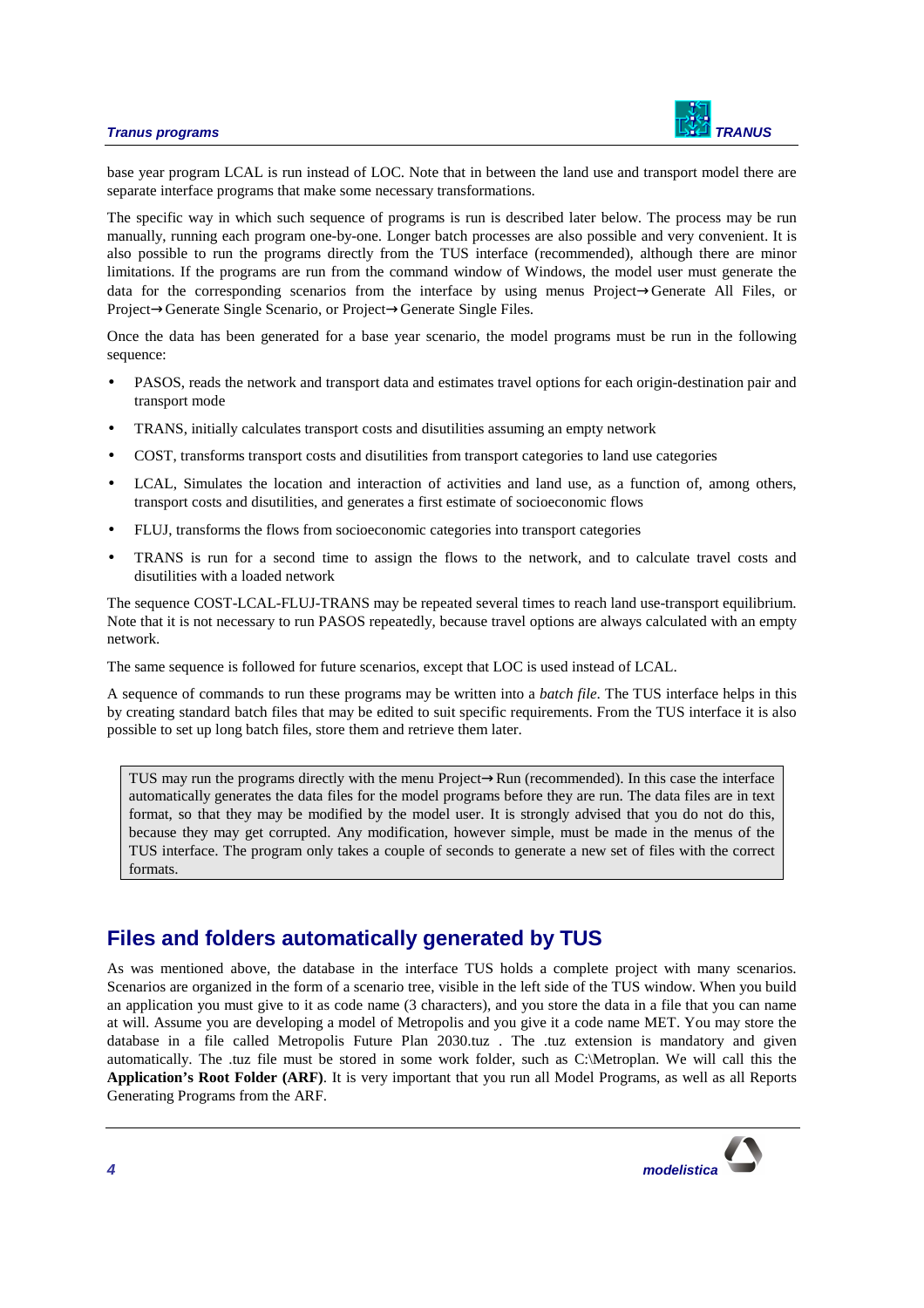base year program LCAL is run instead of LOC. Note that in between the land use and transport model there are separate interface programs that make some necessary transformations.

The specific way in which such sequence of programs is run is described later below. The process may be run manually, running each program one-by-one. Longer batch processes are also possible and very convenient. It is also possible to run the programs directly from the TUS interface (recommended), although there are minor limitations. If the programs are run from the command window of Windows, the model user must generate the data for the corresponding scenarios from the interface by using menus Project→Generate All Files, or Project→Generate Single Scenario, or Project→Generate Single Files.

Once the data has been generated for a base year scenario, the model programs must be run in the following sequence:

- PASOS, reads the network and transport data and estimates travel options for each origin-destination pair and transport mode
- TRANS, initially calculates transport costs and disutilities assuming an empty network
- COST, transforms transport costs and disutilities from transport categories to land use categories
- LCAL, Simulates the location and interaction of activities and land use, as a function of, among others, transport costs and disutilities, and generates a first estimate of socioeconomic flows
- FLUJ, transforms the flows from socioeconomic categories into transport categories
- TRANS is run for a second time to assign the flows to the network, and to calculate travel costs and disutilities with a loaded network

The sequence COST-LCAL-FLUJ-TRANS may be repeated several times to reach land use-transport equilibrium. Note that it is not necessary to run PASOS repeatedly, because travel options are always calculated with an empty network.

The same sequence is followed for future scenarios, except that LOC is used instead of LCAL.

A sequence of commands to run these programs may be written into a *batch file*. The TUS interface helps in this by creating standard batch files that may be edited to suit specific requirements. From the TUS interface it is also possible to set up long batch files, store them and retrieve them later.

> TUS may run the programs directly with the menu Project→Run (recommended). In this case the interface automatically generates the data files for the model programs before they are run. The data files are in text format, so that they may be modified by the model user. It is strongly advised that you do not do this, because they may get corrupted. Any modification, however simple, must be made in the menus of the TUS interface. The program only takes a couple of seconds to generate a new set of files with the correct formats.

## Files and folders automatically generated by TUS

As was mentioned above, the database in the interface TUS holds a complete project with many scenarios. Scenarios are organized in the form of a scenario tree, visible in the left side of the TUS window. When you build an application you must give to it as code name (3 characters), and you store the data in a file that you can name at will. Assume you are developing a model of Metropolis and you give it a code name MET. You may store the database in a file called Metropolis Future Plan 2030.tuz . The .tuz extension is mandatory and given automatically. The .tuz file must be stored in some work folder, such as C:\Metroplan. We will call this the **Application's Root Folder (ARF)**. It is very important that you run all Model Programs, as well as all Reports Generating Programs from the ARF.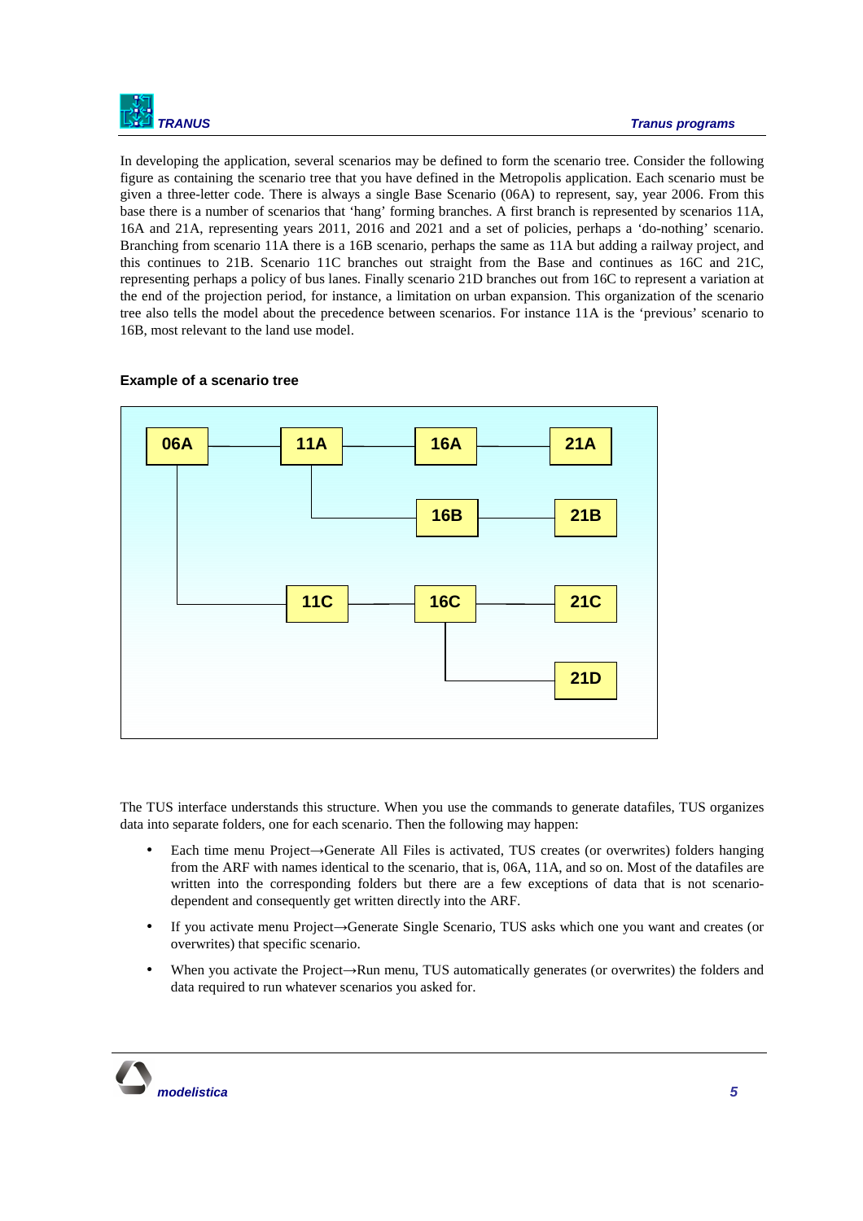In developing the application, several scenarios may be defined to form the scenario tree. Consider the following figure as containing the scenario tree that you have defined in the Metropolis application. Each scenario must be given a three-letter code. There is always a single Base Scenario (06A) to represent, say, year 2006. From this base there is a number of scenarios that 'hang' forming branches. A first branch is represented by scenarios 11A, 16A and 21A, representing years 2011, 2016 and 2021 and a set of policies, perhaps a 'do-nothing' scenario. Branching from scenario 11A there is a 16B scenario, perhaps the same as 11A but adding a railway project, and this continues to 21B. Scenario 11C branches out straight from the Base and continues as 16C and 21C, representing perhaps a policy of bus lanes. Finally scenario 21D branches out from 16C to represent a variation at the end of the projection period, for instance, a limitation on urban expansion. This organization of the scenario tree also tells the model about the precedence between scenarios. For instance 11A is the 'previous' scenario to 16B, most relevant to the land use model.

**Example of a scenario tree**

```
06A ──── 11A ──── 16A ──── 21A
 │        │
 │        └────── 16B ──── 21B
 │
 └────── 11C ──── 16C ──── 21C
                   │
                   └────── 21D
```

The TUS interface understands this structure. When you use the commands to generate datafiles, TUS organizes data into separate folders, one for each scenario. Then the following may happen:

- Each time menu Project→Generate All Files is activated, TUS creates (or overwrites) folders hanging from the ARF with names identical to the scenario, that is, 06A, 11A, and so on. Most of the datafiles are written into the corresponding folders but there are a few exceptions of data that is not scenario-dependent and consequently get written directly into the ARF.
- If you activate menu Project→Generate Single Scenario, TUS asks which one you want and creates (or overwrites) that specific scenario.
- When you activate the Project→Run menu, TUS automatically generates (or overwrites) the folders and data required to run whatever scenarios you asked for.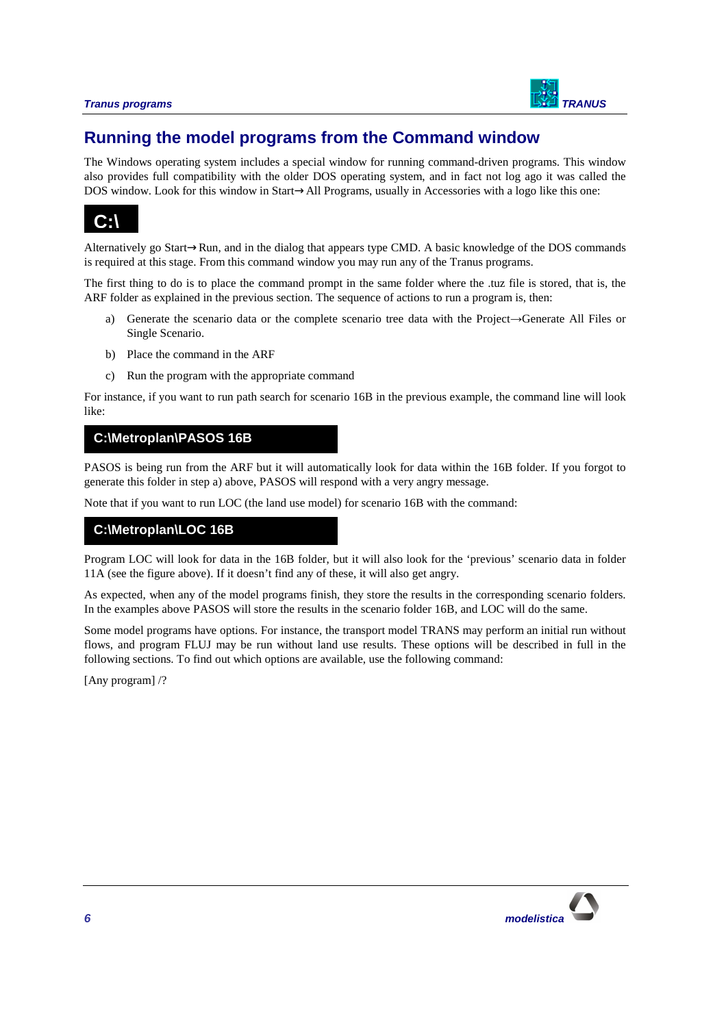## Running the model programs from the Command window

The Windows operating system includes a special window for running command-driven programs. This window also provides full compatibility with the older DOS operating system, and in fact not log ago it was called the DOS window. Look for this window in Start→All Programs, usually in Accessories with a logo like this one:

```
C:\
```

Alternatively go Start→Run, and in the dialog that appears type CMD. A basic knowledge of the DOS commands is required at this stage. From this command window you may run any of the Tranus programs.

The first thing to do is to place the command prompt in the same folder where the .tuz file is stored, that is, the ARF folder as explained in the previous section. The sequence of actions to run a program is, then:

a) Generate the scenario data or the complete scenario tree data with the Project→Generate All Files or Single Scenario.

b) Place the command in the ARF

c) Run the program with the appropriate command

For instance, if you want to run path search for scenario 16B in the previous example, the command line will look like:

```
C:\Metroplan\PASOS 16B
```

PASOS is being run from the ARF but it will automatically look for data within the 16B folder. If you forgot to generate this folder in step a) above, PASOS will respond with a very angry message.

Note that if you want to run LOC (the land use model) for scenario 16B with the command:

```
C:\Metroplan\LOC 16B
```

Program LOC will look for data in the 16B folder, but it will also look for the 'previous' scenario data in folder 11A (see the figure above). If it doesn't find any of these, it will also get angry.

As expected, when any of the model programs finish, they store the results in the corresponding scenario folders. In the examples above PASOS will store the results in the scenario folder 16B, and LOC will do the same.

Some model programs have options. For instance, the transport model TRANS may perform an initial run without flows, and program FLUJ may be run without land use results. These options will be described in full in the following sections. To find out which options are available, use the following command:

[Any program] /?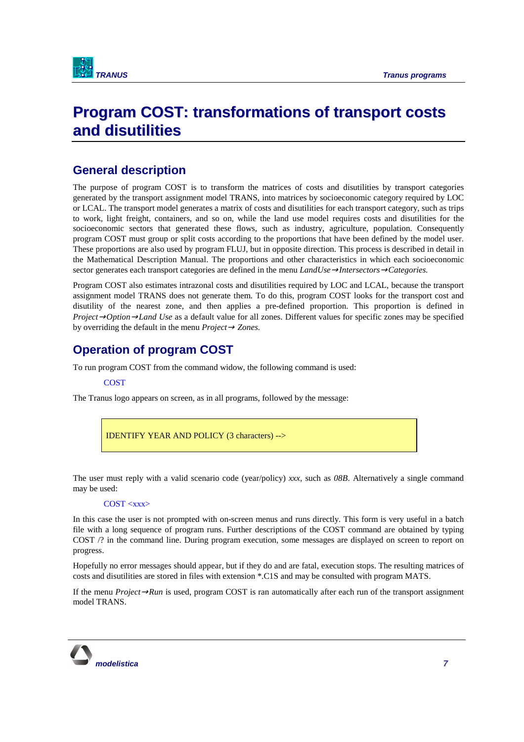# Program COST: transformations of transport costs and disutilities

## General description

The purpose of program COST is to transform the matrices of costs and disutilities by transport categories generated by the transport assignment model TRANS, into matrices by socioeconomic category required by LOC or LCAL. The transport model generates a matrix of costs and disutilities for each transport category, such as trips to work, light freight, containers, and so on, while the land use model requires costs and disutilities for the socioeconomic sectors that generated these flows, such as industry, agriculture, population. Consequently program COST must group or split costs according to the proportions that have been defined by the model user. These proportions are also used by program FLUJ, but in opposite direction. This process is described in detail in the Mathematical Description Manual. The proportions and other characteristics in which each socioeconomic sector generates each transport categories are defined in the menu *LandUse→Intersectors→Categories.*

Program COST also estimates intrazonal costs and disutilities required by LOC and LCAL, because the transport assignment model TRANS does not generate them. To do this, program COST looks for the transport cost and disutility of the nearest zone, and then applies a pre-defined proportion. This proportion is defined in *Project→Option→Land Use* as a default value for all zones. Different values for specific zones may be specified by overriding the default in the menu *Project→ Zones.*

## Operation of program COST

To run program COST from the command widow, the following command is used:

```
COST
```

The Tranus logo appears on screen, as in all programs, followed by the message:

```
IDENTIFY YEAR AND POLICY (3 characters) -->
```

The user must reply with a valid scenario code (year/policy) *xxx*, such as *08B*. Alternatively a single command may be used:

```
COST <xxx>
```

In this case the user is not prompted with on-screen menus and runs directly. This form is very useful in a batch file with a long sequence of program runs. Further descriptions of the COST command are obtained by typing COST /? in the command line. During program execution, some messages are displayed on screen to report on progress.

Hopefully no error messages should appear, but if they do and are fatal, execution stops. The resulting matrices of costs and disutilities are stored in files with extension *.C1S and may be consulted with program MATS.

If the menu *Project→Run* is used, program COST is ran automatically after each run of the transport assignment model TRANS.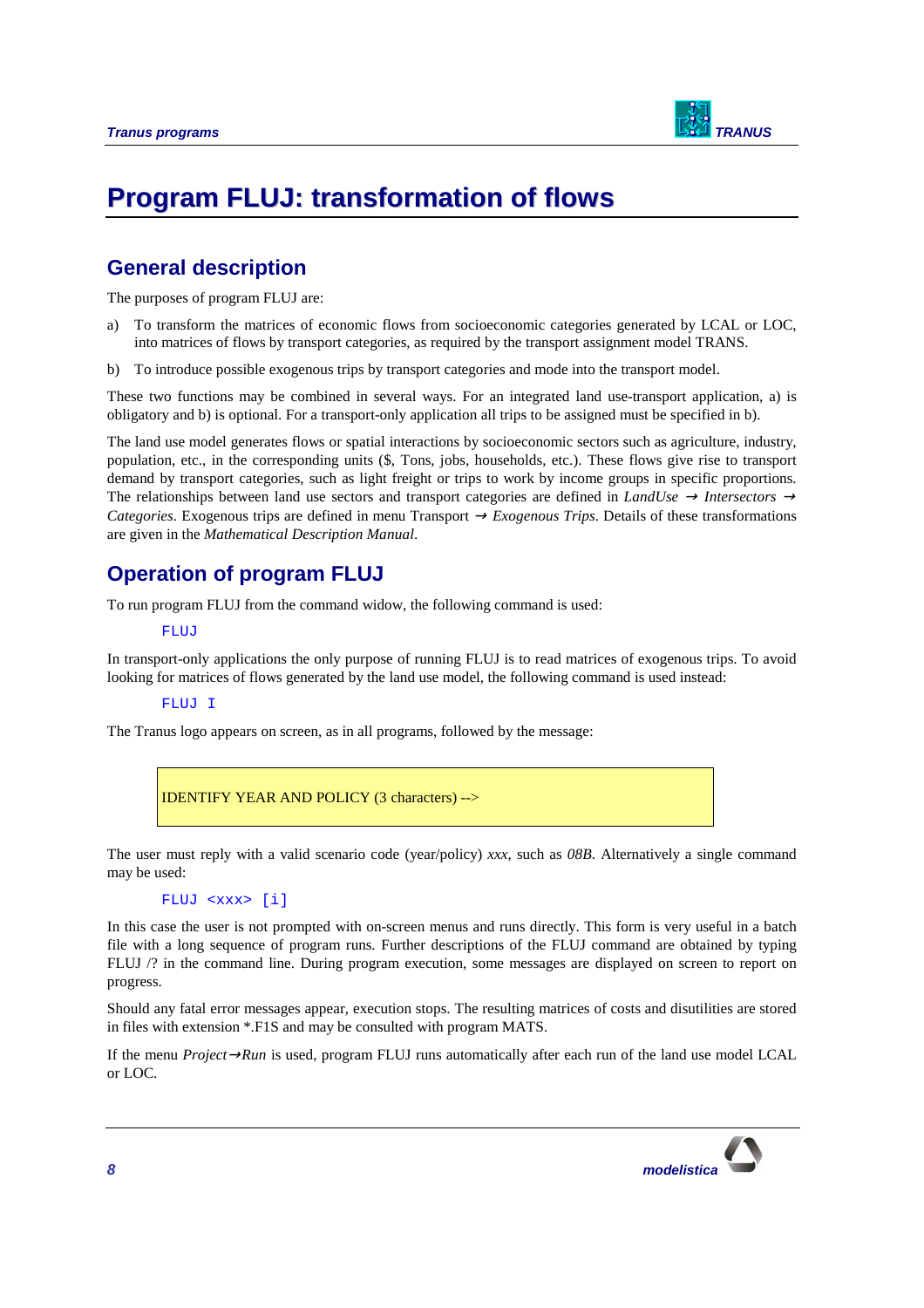# Program FLUJ: transformation of flows

## General description

The purposes of program FLUJ are:

a) To transform the matrices of economic flows from socioeconomic categories generated by LCAL or LOC, into matrices of flows by transport categories, as required by the transport assignment model TRANS.

b) To introduce possible exogenous trips by transport categories and mode into the transport model.

These two functions may be combined in several ways. For an integrated land use-transport application, a) is obligatory and b) is optional. For a transport-only application all trips to be assigned must be specified in b).

The land use model generates flows or spatial interactions by socioeconomic sectors such as agriculture, industry, population, etc., in the corresponding units ($, Tons, jobs, households, etc.). These flows give rise to transport demand by transport categories, such as light freight or trips to work by income groups in specific proportions. The relationships between land use sectors and transport categories are defined in *LandUse → Intersectors → Categories*. Exogenous trips are defined in menu Transport → *Exogenous Trips*. Details of these transformations are given in the *Mathematical Description Manual*.

## Operation of program FLUJ

To run program FLUJ from the command widow, the following command is used:

```
FLUJ
```

In transport-only applications the only purpose of running FLUJ is to read matrices of exogenous trips. To avoid looking for matrices of flows generated by the land use model, the following command is used instead:

```
FLUJ I
```

The Tranus logo appears on screen, as in all programs, followed by the message:

```
IDENTIFY YEAR AND POLICY (3 characters) -->
```

The user must reply with a valid scenario code (year/policy) *xxx*, such as *08B*. Alternatively a single command may be used:

```
FLUJ <xxx> [i]
```

In this case the user is not prompted with on-screen menus and runs directly. This form is very useful in a batch file with a long sequence of program runs. Further descriptions of the FLUJ command are obtained by typing FLUJ /? in the command line. During program execution, some messages are displayed on screen to report on progress.

Should any fatal error messages appear, execution stops. The resulting matrices of costs and disutilities are stored in files with extension *.F1S and may be consulted with program MATS.

If the menu *Project→Run* is used, program FLUJ runs automatically after each run of the land use model LCAL or LOC.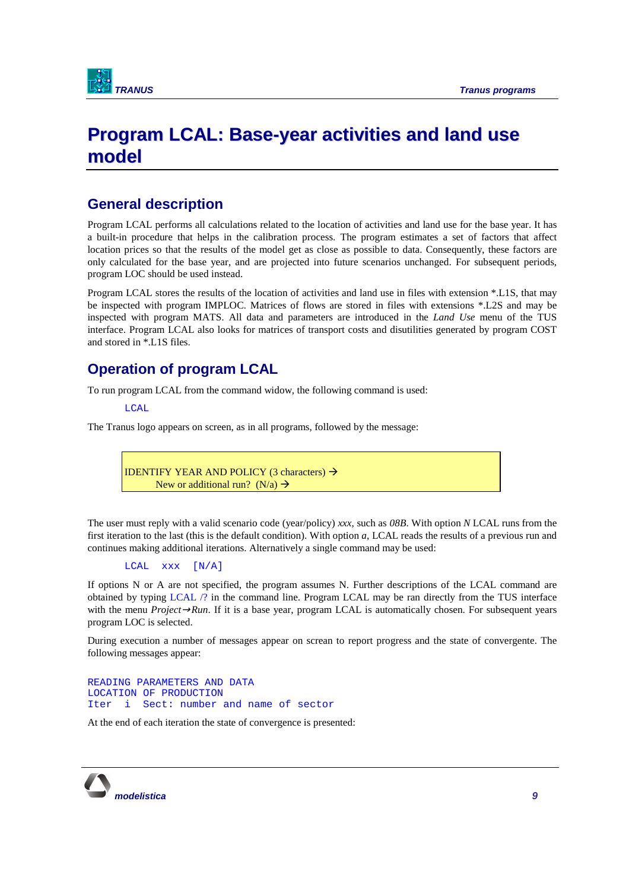# Program LCAL: Base-year activities and land use model

## General description

Program LCAL performs all calculations related to the location of activities and land use for the base year. It has a built-in procedure that helps in the calibration process. The program estimates a set of factors that affect location prices so that the results of the model get as close as possible to data. Consequently, these factors are only calculated for the base year, and are projected into future scenarios unchanged. For subsequent periods, program LOC should be used instead.

Program LCAL stores the results of the location of activities and land use in files with extension *.L1S, that may be inspected with program IMPLOC. Matrices of flows are stored in files with extensions *.L2S and may be inspected with program MATS. All data and parameters are introduced in the *Land Use* menu of the TUS interface. Program LCAL also looks for matrices of transport costs and disutilities generated by program COST and stored in *.L1S files.

## Operation of program LCAL

To run program LCAL from the command widow, the following command is used:

```
LCAL
```

The Tranus logo appears on screen, as in all programs, followed by the message:

```
IDENTIFY YEAR AND POLICY (3 characters) →
     New or additional run?  (N/a) →
```

The user must reply with a valid scenario code (year/policy) *xxx*, such as *08B*. With option *N* LCAL runs from the first iteration to the last (this is the default condition). With option *a*, LCAL reads the results of a previous run and continues making additional iterations. Alternatively a single command may be used:

```
LCAL  xxx  [N/A]
```

If options N or A are not specified, the program assumes N. Further descriptions of the LCAL command are obtained by typing LCAL /? in the command line. Program LCAL may be ran directly from the TUS interface with the menu *Project→Run*. If it is a base year, program LCAL is automatically chosen. For subsequent years program LOC is selected.

During execution a number of messages appear on scream to report progress and the state of convergente. The following messages appear:

```
READING PARAMETERS AND DATA
LOCATION OF PRODUCTION
Iter  i  Sect: number and name of sector
```

At the end of each iteration the state of convergence is presented: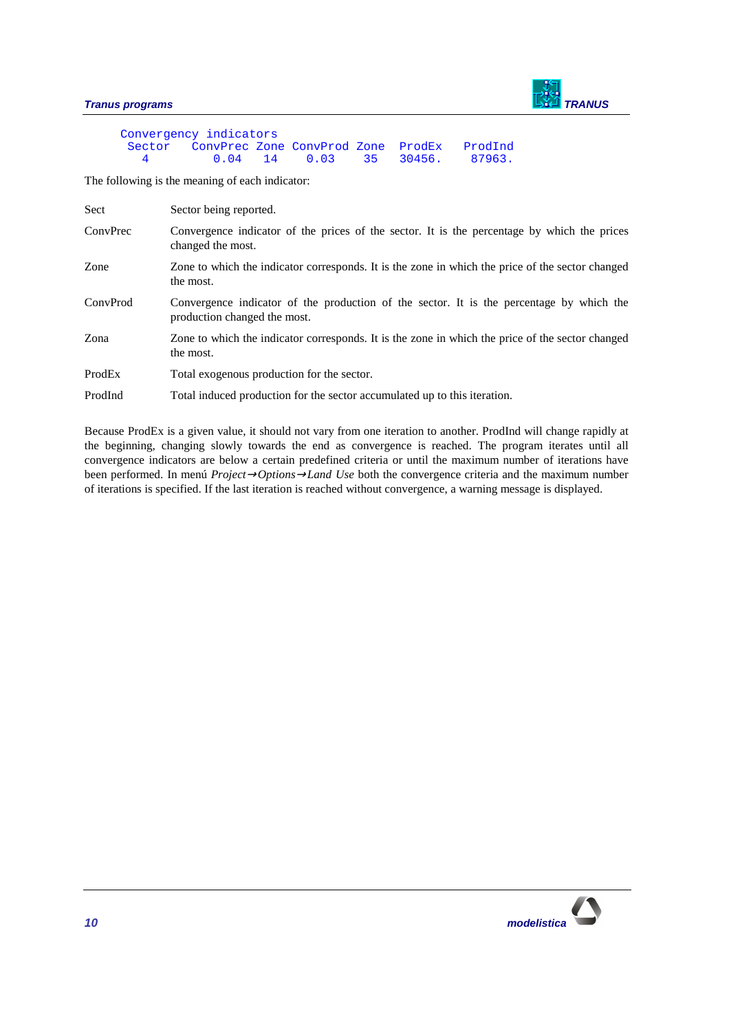```
Convergency indicators
 Sector    ConvPrec Zone ConvProd Zone  ProdEx   ProdInd
   4          0.04   14     0.03    35  30456.    87963.
```

The following is the meaning of each indicator:

| | |
|---|---|
| Sect | Sector being reported. |
| ConvPrec | Convergence indicator of the prices of the sector. It is the percentage by which the prices changed the most. |
| Zone | Zone to which the indicator corresponds. It is the zone in which the price of the sector changed the most. |
| ConvProd | Convergence indicator of the production of the sector. It is the percentage by which the production changed the most. |
| Zona | Zone to which the indicator corresponds. It is the zone in which the price of the sector changed the most. |
| ProdEx | Total exogenous production for the sector. |
| ProdInd | Total induced production for the sector accumulated up to this iteration. |

Because ProdEx is a given value, it should not vary from one iteration to another. ProdInd will change rapidly at the beginning, changing slowly towards the end as convergence is reached. The program iterates until all convergence indicators are below a certain predefined criteria or until the maximum number of iterations have been performed. In menú *Project→Options→Land Use* both the convergence criteria and the maximum number of iterations is specified. If the last iteration is reached without convergence, a warning message is displayed.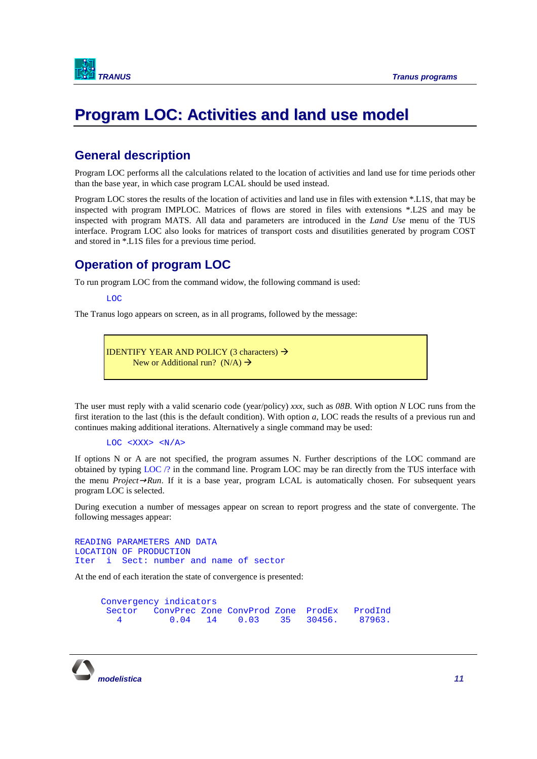# Program LOC: Activities and land use model

## General description

Program LOC performs all the calculations related to the location of activities and land use for time periods other than the base year, in which case program LCAL should be used instead.

Program LOC stores the results of the location of activities and land use in files with extension *.L1S, that may be inspected with program IMPLOC. Matrices of flows are stored in files with extensions *.L2S and may be inspected with program MATS. All data and parameters are introduced in the *Land Use* menu of the TUS interface. Program LOC also looks for matrices of transport costs and disutilities generated by program COST and stored in *.L1S files for a previous time period.

## Operation of program LOC

To run program LOC from the command widow, the following command is used:

```
LOC
```

The Tranus logo appears on screen, as in all programs, followed by the message:

```
IDENTIFY YEAR AND POLICY (3 characters) →
        New or Additional run?  (N/A) →
```

The user must reply with a valid scenario code (year/policy) *xxx*, such as *08B*. With option *N* LOC runs from the first iteration to the last (this is the default condition). With option *a*, LOC reads the results of a previous run and continues making additional iterations. Alternatively a single command may be used:

```
LOC <XXX> <N/A>
```

If options N or A are not specified, the program assumes N. Further descriptions of the LOC command are obtained by typing LOC /? in the command line. Program LOC may be ran directly from the TUS interface with the menu *Project→Run*. If it is a base year, program LCAL is automatically chosen. For subsequent years program LOC is selected.

During execution a number of messages appear on screan to report progress and the state of convergente. The following messages appear:

```
READING PARAMETERS AND DATA
LOCATION OF PRODUCTION
Iter  i  Sect: number and name of sector
```

At the end of each iteration the state of convergence is presented:

```
Convergency indicators
 Sector    ConvPrec Zone ConvProd Zone  ProdEx    ProdInd
   4          0.04   14     0.03   35   30456.     87963.
```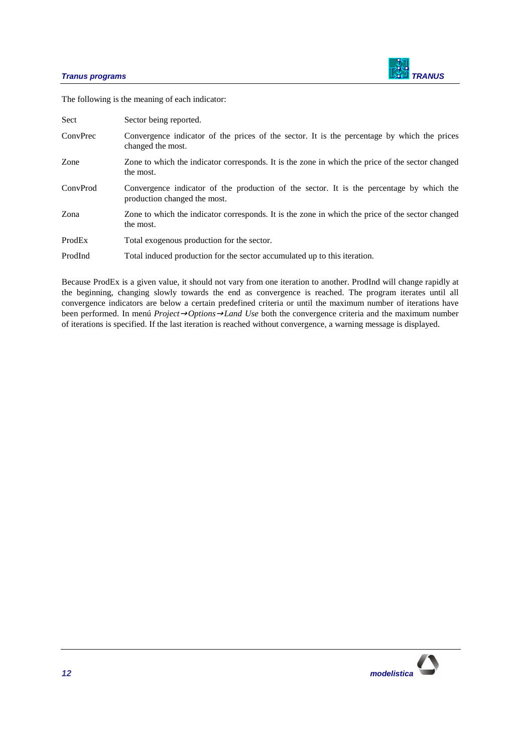The following is the meaning of each indicator:

| | |
|---|---|
| Sect | Sector being reported. |
| ConvPrec | Convergence indicator of the prices of the sector. It is the percentage by which the prices changed the most. |
| Zone | Zone to which the indicator corresponds. It is the zone in which the price of the sector changed the most. |
| ConvProd | Convergence indicator of the production of the sector. It is the percentage by which the production changed the most. |
| Zona | Zone to which the indicator corresponds. It is the zone in which the price of the sector changed the most. |
| ProdEx | Total exogenous production for the sector. |
| ProdInd | Total induced production for the sector accumulated up to this iteration. |

Because ProdEx is a given value, it should not vary from one iteration to another. ProdInd will change rapidly at the beginning, changing slowly towards the end as convergence is reached. The program iterates until all convergence indicators are below a certain predefined criteria or until the maximum number of iterations have been performed. In menú *Project→Options→Land Use* both the convergence criteria and the maximum number of iterations is specified. If the last iteration is reached without convergence, a warning message is displayed.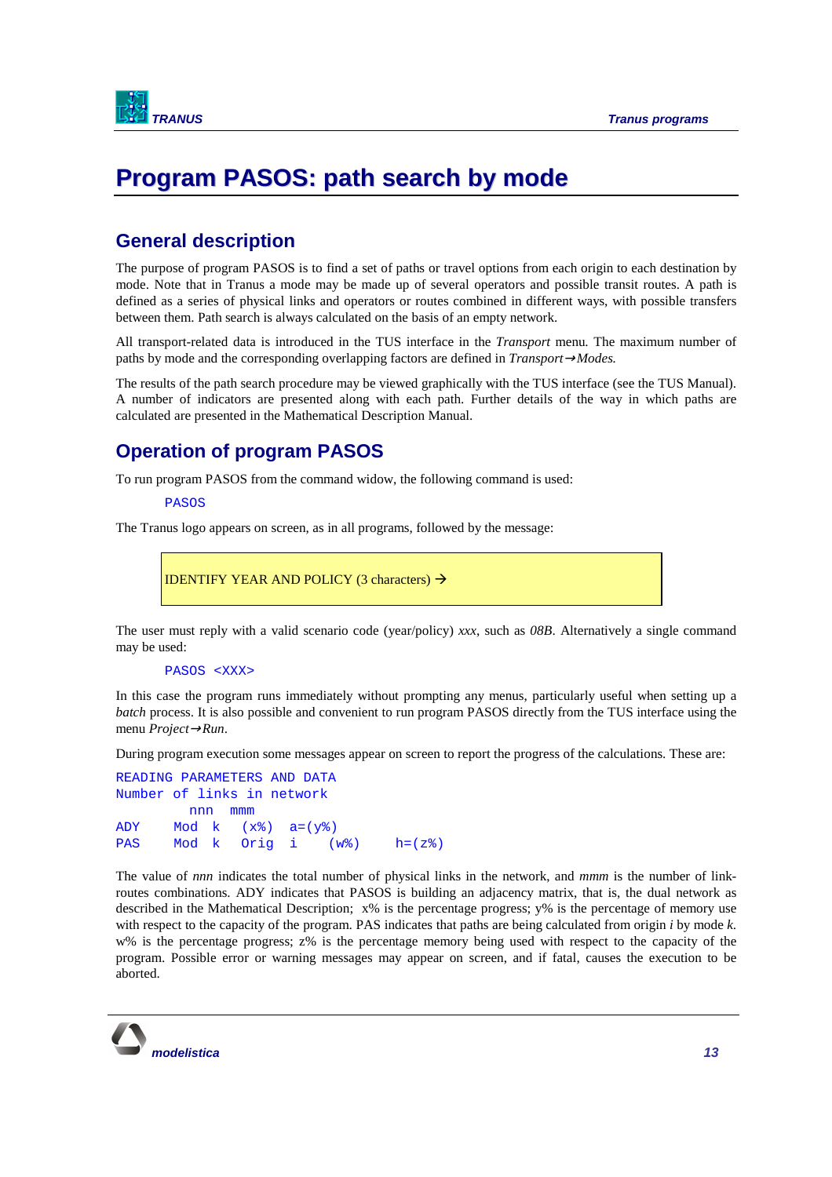# Program PASOS: path search by mode

## General description

The purpose of program PASOS is to find a set of paths or travel options from each origin to each destination by mode. Note that in Tranus a mode may be made up of several operators and possible transit routes. A path is defined as a series of physical links and operators or routes combined in different ways, with possible transfers between them. Path search is always calculated on the basis of an empty network.

All transport-related data is introduced in the TUS interface in the *Transport* menu. The maximum number of paths by mode and the corresponding overlapping factors are defined in *Transport→Modes.*

The results of the path search procedure may be viewed graphically with the TUS interface (see the TUS Manual). A number of indicators are presented along with each path. Further details of the way in which paths are calculated are presented in the Mathematical Description Manual.

## Operation of program PASOS

To run program PASOS from the command widow, the following command is used:

```
PASOS
```

The Tranus logo appears on screen, as in all programs, followed by the message:

```
IDENTIFY YEAR AND POLICY (3 characters) →
```

The user must reply with a valid scenario code (year/policy) *xxx*, such as *08B*. Alternatively a single command may be used:

```
PASOS <XXX>
```

In this case the program runs immediately without prompting any menus, particularly useful when setting up a *batch* process. It is also possible and convenient to run program PASOS directly from the TUS interface using the menu *Project→Run*.

During program execution some messages appear on screen to report the progress of the calculations. These are:

```
READING PARAMETERS AND DATA
Number of links in network
            nnn   mmm
ADY     Mod  k   (x%)  a=(y%)
PAS     Mod  k   Orig  i    (w%)     h=(z%)
```

The value of *nnn* indicates the total number of physical links in the network, and *mmm* is the number of link-routes combinations. ADY indicates that PASOS is building an adjacency matrix, that is, the dual network as described in the Mathematical Description; x% is the percentage progress; y% is the percentage of memory use with respect to the capacity of the program. PAS indicates that paths are being calculated from origin *i* by mode *k.* w% is the percentage progress; z% is the percentage memory being used with respect to the capacity of the program. Possible error or warning messages may appear on screen, and if fatal, causes the execution to be aborted.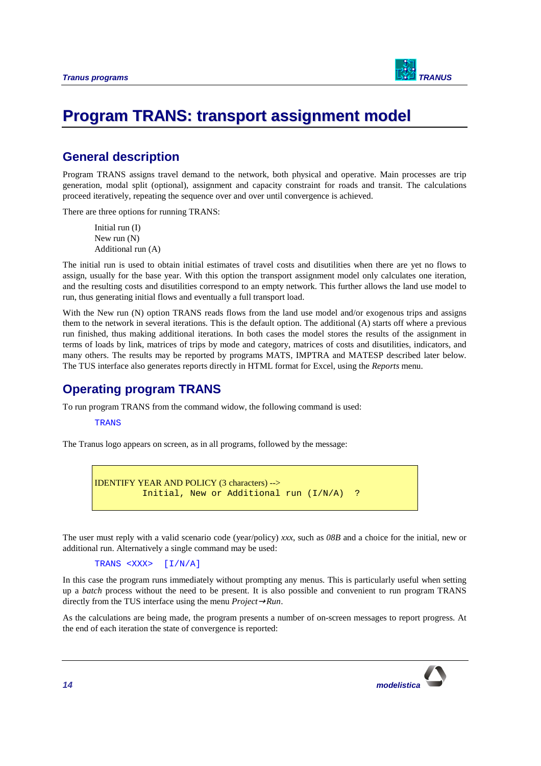# Program TRANS: transport assignment model

## General description

Program TRANS assigns travel demand to the network, both physical and operative. Main processes are trip generation, modal split (optional), assignment and capacity constraint for roads and transit. The calculations proceed iteratively, repeating the sequence over and over until convergence is achieved.

There are three options for running TRANS:

> Initial run (I)
> New run (N)
> Additional run (A)

The initial run is used to obtain initial estimates of travel costs and disutilities when there are yet no flows to assign, usually for the base year. With this option the transport assignment model only calculates one iteration, and the resulting costs and disutilities correspond to an empty network. This further allows the land use model to run, thus generating initial flows and eventually a full transport load.

With the New run (N) option TRANS reads flows from the land use model and/or exogenous trips and assigns them to the network in several iterations. This is the default option. The additional (A) starts off where a previous run finished, thus making additional iterations. In both cases the model stores the results of the assignment in terms of loads by link, matrices of trips by mode and category, matrices of costs and disutilities, indicators, and many others. The results may be reported by programs MATS, IMPTRA and MATESP described later below. The TUS interface also generates reports directly in HTML format for Excel, using the *Reports* menu.

## Operating program TRANS

To run program TRANS from the command widow, the following command is used:

```
TRANS
```

The Tranus logo appears on screen, as in all programs, followed by the message:

```
IDENTIFY YEAR AND POLICY (3 characters) -->
         Initial, New or Additional run (I/N/A)  ?
```

The user must reply with a valid scenario code (year/policy) *xxx*, such as *08B* and a choice for the initial, new or additional run. Alternatively a single command may be used:

```
TRANS <XXX>  [I/N/A]
```

In this case the program runs immediately without prompting any menus. This is particularly useful when setting up a *batch* process without the need to be present. It is also possible and convenient to run program TRANS directly from the TUS interface using the menu *Project→Run*.

As the calculations are being made, the program presents a number of on-screen messages to report progress. At the end of each iteration the state of convergence is reported: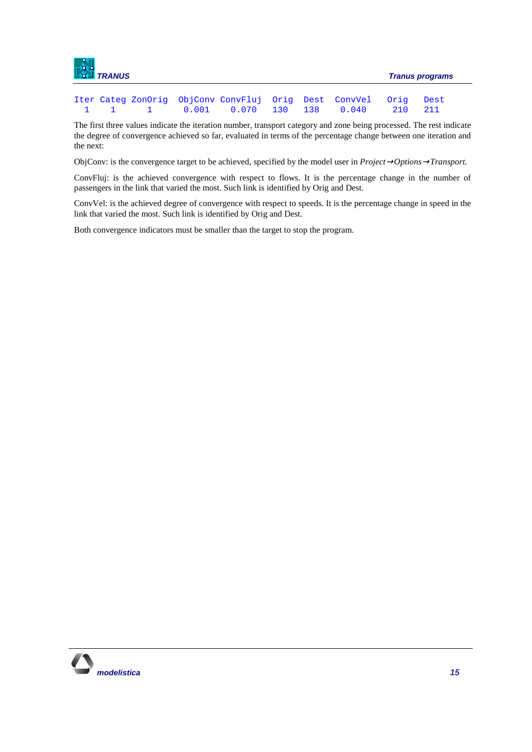```
Iter Categ ZonOrig  ObjConv ConvFluj  Orig  Dest  ConvVel   Orig   Dest
  1    1      1      0.001    0.070   130   138    0.040    210    211
```

The first three values indicate the iteration number, transport category and zone being processed. The rest indicate the degree of convergence achieved so far, evaluated in terms of the percentage change between one iteration and the next:

ObjConv: is the convergence target to be achieved, specified by the model user in *Project→Options→Transport.*

ConvFluj: is the achieved convergence with respect to flows. It is the percentage change in the number of passengers in the link that varied the most. Such link is identified by Orig and Dest.

ConvVel: is the achieved degree of convergence with respect to speeds. It is the percentage change in speed in the link that varied the most. Such link is identified by Orig and Dest.

Both convergence indicators must be smaller than the target to stop the program.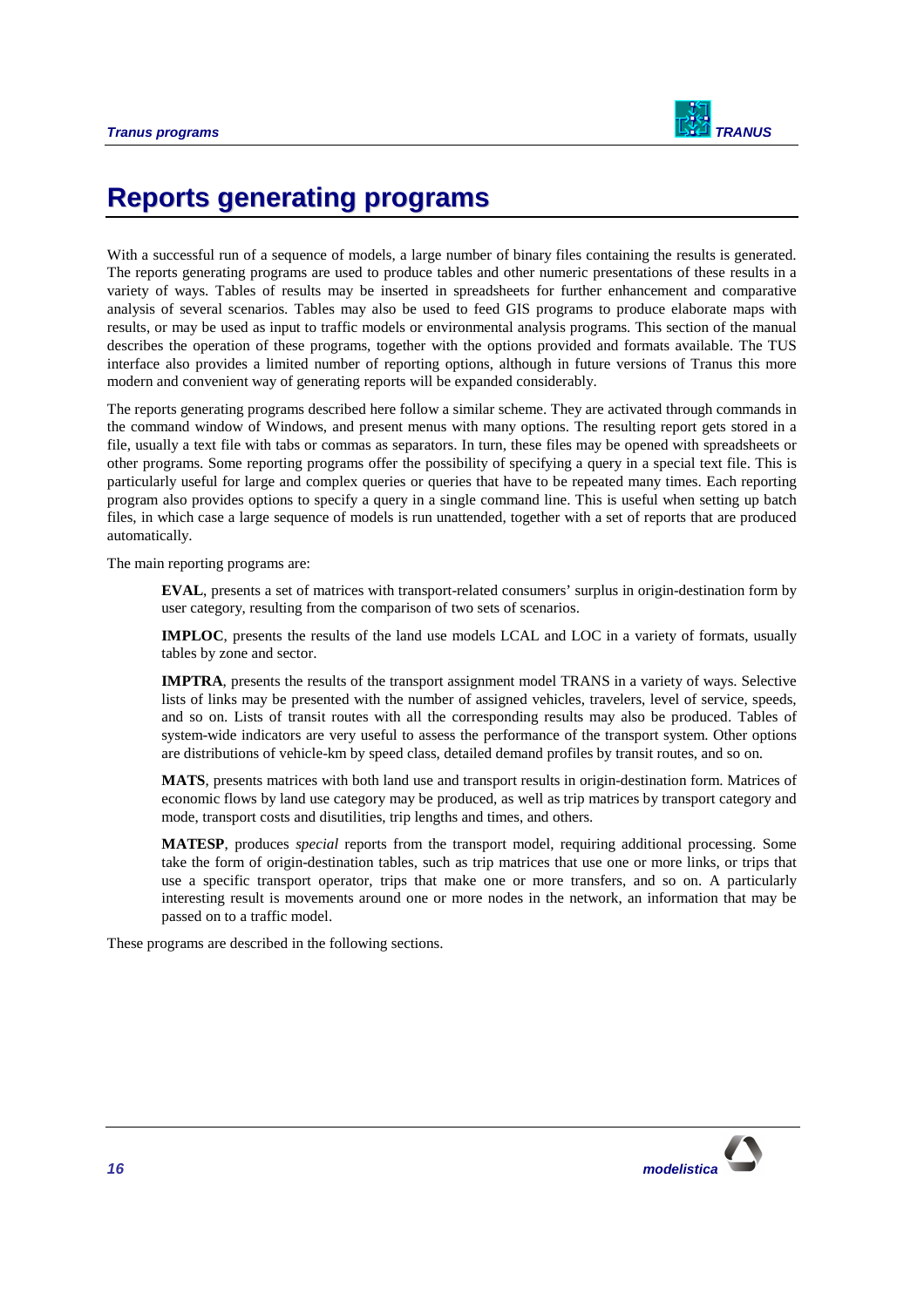# Reports generating programs

With a successful run of a sequence of models, a large number of binary files containing the results is generated. The reports generating programs are used to produce tables and other numeric presentations of these results in a variety of ways. Tables of results may be inserted in spreadsheets for further enhancement and comparative analysis of several scenarios. Tables may also be used to feed GIS programs to produce elaborate maps with results, or may be used as input to traffic models or environmental analysis programs. This section of the manual describes the operation of these programs, together with the options provided and formats available. The TUS interface also provides a limited number of reporting options, although in future versions of Tranus this more modern and convenient way of generating reports will be expanded considerably.

The reports generating programs described here follow a similar scheme. They are activated through commands in the command window of Windows, and present menus with many options. The resulting report gets stored in a file, usually a text file with tabs or commas as separators. In turn, these files may be opened with spreadsheets or other programs. Some reporting programs offer the possibility of specifying a query in a special text file. This is particularly useful for large and complex queries or queries that have to be repeated many times. Each reporting program also provides options to specify a query in a single command line. This is useful when setting up batch files, in which case a large sequence of models is run unattended, together with a set of reports that are produced automatically.

The main reporting programs are:

**EVAL**, presents a set of matrices with transport-related consumers' surplus in origin-destination form by user category, resulting from the comparison of two sets of scenarios.

**IMPLOC**, presents the results of the land use models LCAL and LOC in a variety of formats, usually tables by zone and sector.

**IMPTRA**, presents the results of the transport assignment model TRANS in a variety of ways. Selective lists of links may be presented with the number of assigned vehicles, travelers, level of service, speeds, and so on. Lists of transit routes with all the corresponding results may also be produced. Tables of system-wide indicators are very useful to assess the performance of the transport system. Other options are distributions of vehicle-km by speed class, detailed demand profiles by transit routes, and so on.

**MATS**, presents matrices with both land use and transport results in origin-destination form. Matrices of economic flows by land use category may be produced, as well as trip matrices by transport category and mode, transport costs and disutilities, trip lengths and times, and others.

**MATESP**, produces *special* reports from the transport model, requiring additional processing. Some take the form of origin-destination tables, such as trip matrices that use one or more links, or trips that use a specific transport operator, trips that make one or more transfers, and so on. A particularly interesting result is movements around one or more nodes in the network, an information that may be passed on to a traffic model.

These programs are described in the following sections.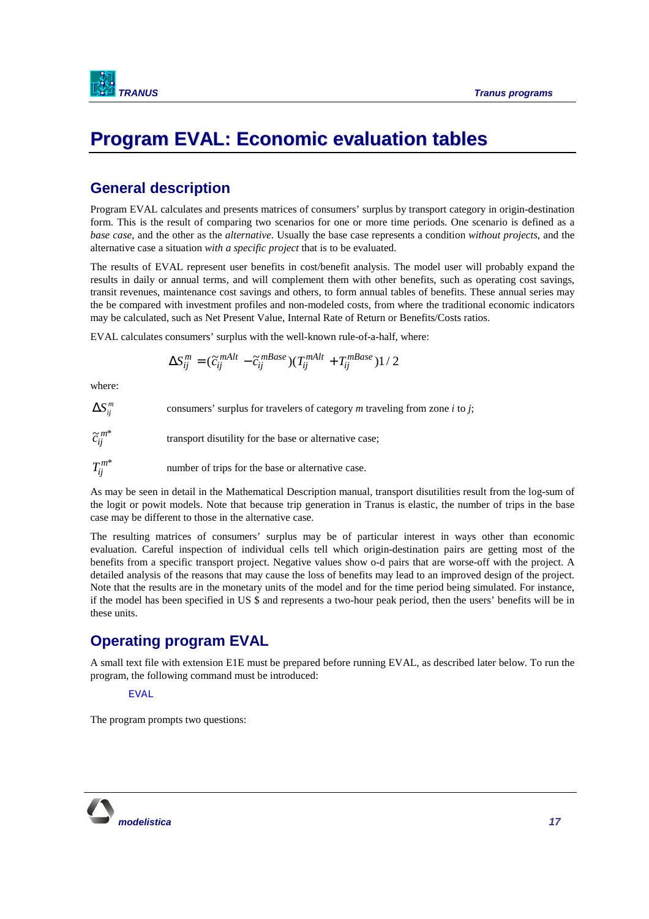# Program EVAL: Economic evaluation tables

## General description

Program EVAL calculates and presents matrices of consumers' surplus by transport category in origin-destination form. This is the result of comparing two scenarios for one or more time periods. One scenario is defined as a *base case*, and the other as the *alternative*. Usually the base case represents a condition *without projects*, and the alternative case a situation *with a specific project* that is to be evaluated.

The results of EVAL represent user benefits in cost/benefit analysis. The model user will probably expand the results in daily or annual terms, and will complement them with other benefits, such as operating cost savings, transit revenues, maintenance cost savings and others, to form annual tables of benefits. These annual series may the be compared with investment profiles and non-modeled costs, from where the traditional economic indicators may be calculated, such as Net Present Value, Internal Rate of Return or Benefits/Costs ratios.

EVAL calculates consumers' surplus with the well-known rule-of-a-half, where:

$$\Delta S_{ij}^{m} = (\tilde{c}_{ij}^{mAlt} - \tilde{c}_{ij}^{mBase})(T_{ij}^{mAlt} + T_{ij}^{mBase})1/2$$

where:

$\Delta S_{ij}^{m}$ consumers' surplus for travelers of category *m* traveling from zone *i* to *j*;

$\tilde{c}_{ij}^{m*}$ transport disutility for the base or alternative case;

$T_{ij}^{m*}$ number of trips for the base or alternative case.

As may be seen in detail in the Mathematical Description manual, transport disutilities result from the log-sum of the logit or powit models. Note that because trip generation in Tranus is elastic, the number of trips in the base case may be different to those in the alternative case.

The resulting matrices of consumers' surplus may be of particular interest in ways other than economic evaluation. Careful inspection of individual cells tell which origin-destination pairs are getting most of the benefits from a specific transport project. Negative values show o-d pairs that are worse-off with the project. A detailed analysis of the reasons that may cause the loss of benefits may lead to an improved design of the project. Note that the results are in the monetary units of the model and for the time period being simulated. For instance, if the model has been specified in US $ and represents a two-hour peak period, then the users' benefits will be in these units.

## Operating program EVAL

A small text file with extension E1E must be prepared before running EVAL, as described later below. To run the program, the following command must be introduced:

```
EVAL
```

The program prompts two questions: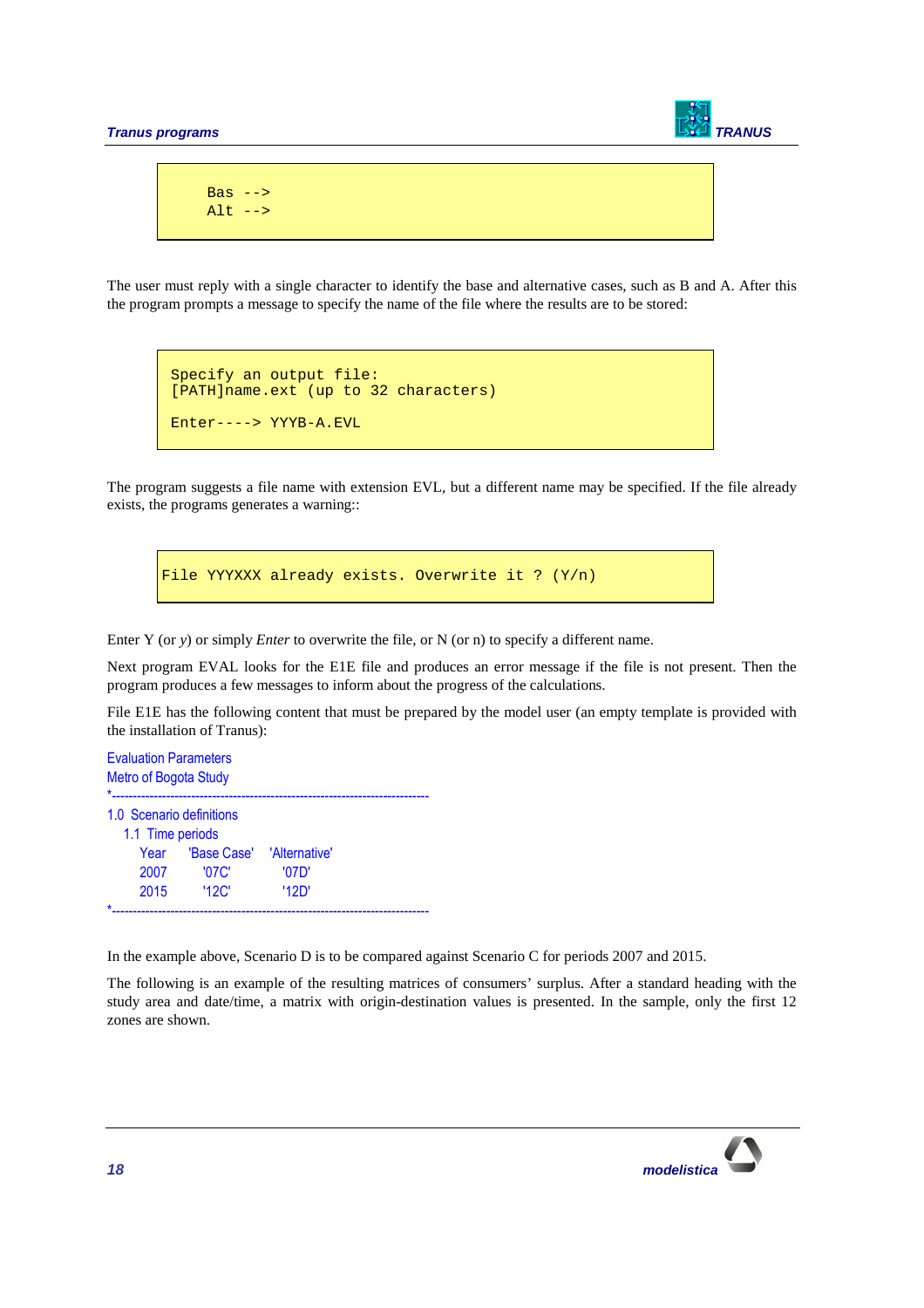```
Bas -->
Alt -->
```

The user must reply with a single character to identify the base and alternative cases, such as B and A. After this the program prompts a message to specify the name of the file where the results are to be stored:

```
Specify an output file:
[PATH]name.ext (up to 32 characters)

Enter----> YYYB-A.EVL
```

The program suggests a file name with extension EVL, but a different name may be specified. If the file already exists, the programs generates a warning::

```
File YYYXXX already exists. Overwrite it ? (Y/n)
```

Enter Y (or *y*) or simply *Enter* to overwrite the file, or N (or n) to specify a different name.

Next program EVAL looks for the E1E file and produces an error message if the file is not present. Then the program produces a few messages to inform about the progress of the calculations.

File E1E has the following content that must be prepared by the model user (an empty template is provided with the installation of Tranus):

```
Evaluation Parameters
Metro of Bogota Study
*--------------------------------------------------------------------------
1.0  Scenario definitions
   1.1  Time periods
      Year    'Base Case'   'Alternative'
      2007      '07C'          '07D'
      2015      '12C'          '12D'
*--------------------------------------------------------------------------
```

In the example above, Scenario D is to be compared against Scenario C for periods 2007 and 2015.

The following is an example of the resulting matrices of consumers' surplus. After a standard heading with the study area and date/time, a matrix with origin-destination values is presented. In the sample, only the first 12 zones are shown.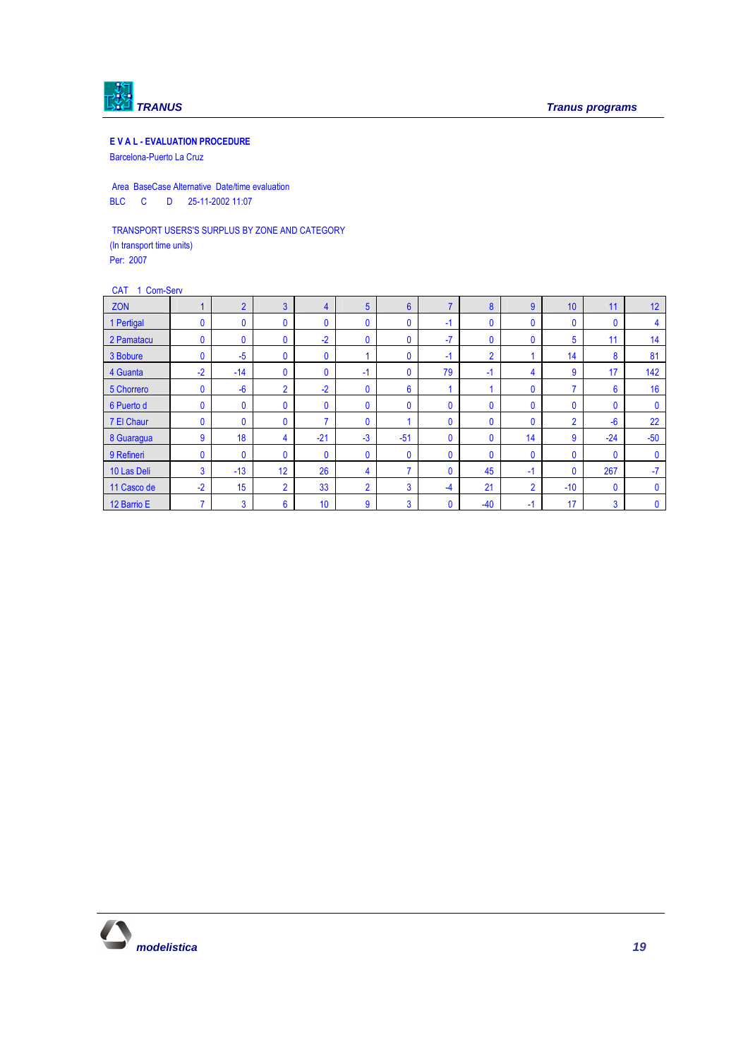**E V A L - EVALUATION PROCEDURE**

Barcelona-Puerto La Cruz

| Area | BaseCase | Alternative | Date/time evaluation |
|---|---|---|---|
| BLC | C | D | 25-11-2002 11:07 |

TRANSPORT USERS'S SURPLUS BY ZONE AND CATEGORY

(In transport time units)

Per: 2007

CAT 1 Com-Serv

| ZON | 1 | 2 | 3 | 4 | 5 | 6 | 7 | 8 | 9 | 10 | 11 | 12 |
|---|---|---|---|---|---|---|---|---|---|---|---|---|
| 1 Pertigal | 0 | 0 | 0 | 0 | 0 | 0 | -1 | 0 | 0 | 0 | 0 | 4 |
| 2 Pamatacu | 0 | 0 | 0 | -2 | 0 | 0 | -7 | 0 | 0 | 5 | 11 | 14 |
| 3 Bobure | 0 | -5 | 0 | 0 | 1 | 0 | -1 | 2 | 1 | 14 | 8 | 81 |
| 4 Guanta | -2 | -14 | 0 | 0 | -1 | 0 | 79 | -1 | 4 | 9 | 17 | 142 |
| 5 Chorrero | 0 | -6 | 2 | -2 | 0 | 6 | 1 | 1 | 0 | 7 | 6 | 16 |
| 6 Puerto d | 0 | 0 | 0 | 0 | 0 | 0 | 0 | 0 | 0 | 0 | 0 | 0 |
| 7 El Chaur | 0 | 0 | 0 | 7 | 0 | 1 | 0 | 0 | 0 | 2 | -6 | 22 |
| 8 Guaragua | 9 | 18 | 4 | -21 | -3 | -51 | 0 | 0 | 14 | 9 | -24 | -50 |
| 9 Refineri | 0 | 0 | 0 | 0 | 0 | 0 | 0 | 0 | 0 | 0 | 0 | 0 |
| 10 Las Deli | 3 | -13 | 12 | 26 | 4 | 7 | 0 | 45 | -1 | 0 | 267 | -7 |
| 11 Casco de | -2 | 15 | 2 | 33 | 2 | 3 | -4 | 21 | 2 | -10 | 0 | 0 |
| 12 Barrio E | 7 | 3 | 6 | 10 | 9 | 3 | 0 | -40 | -1 | 17 | 3 | 0 |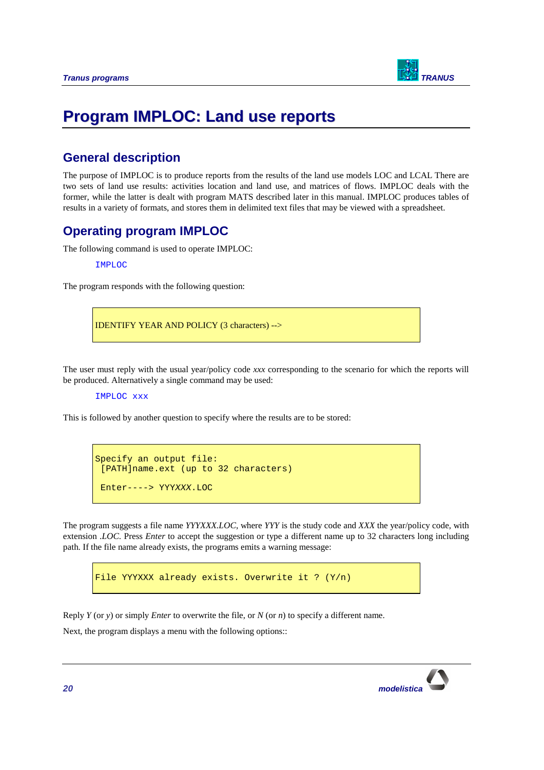# Program IMPLOC: Land use reports

## General description

The purpose of IMPLOC is to produce reports from the results of the land use models LOC and LCAL There are two sets of land use results: activities location and land use, and matrices of flows. IMPLOC deals with the former, while the latter is dealt with program MATS described later in this manual. IMPLOC produces tables of results in a variety of formats, and stores them in delimited text files that may be viewed with a spreadsheet.

## Operating program IMPLOC

The following command is used to operate IMPLOC:

```
IMPLOC
```

The program responds with the following question:

```
IDENTIFY YEAR AND POLICY (3 characters) -->
```

The user must reply with the usual year/policy code *xxx* corresponding to the scenario for which the reports will be produced. Alternatively a single command may be used:

```
IMPLOC xxx
```

This is followed by another question to specify where the results are to be stored:

```
Specify an output file:
 [PATH]name.ext (up to 32 characters)

 Enter----> YYYXXX.LOC
```

The program suggests a file name *YYYXXX.LOC*, where *YYY* is the study code and *XXX* the year/policy code, with extension *.LOC*. Press *Enter* to accept the suggestion or type a different name up to 32 characters long including path. If the file name already exists, the programs emits a warning message:

```
File YYYXXX already exists. Overwrite it ? (Y/n)
```

Reply *Y* (or *y*) or simply *Enter* to overwrite the file, or *N* (or *n*) to specify a different name.

Next, the program displays a menu with the following options::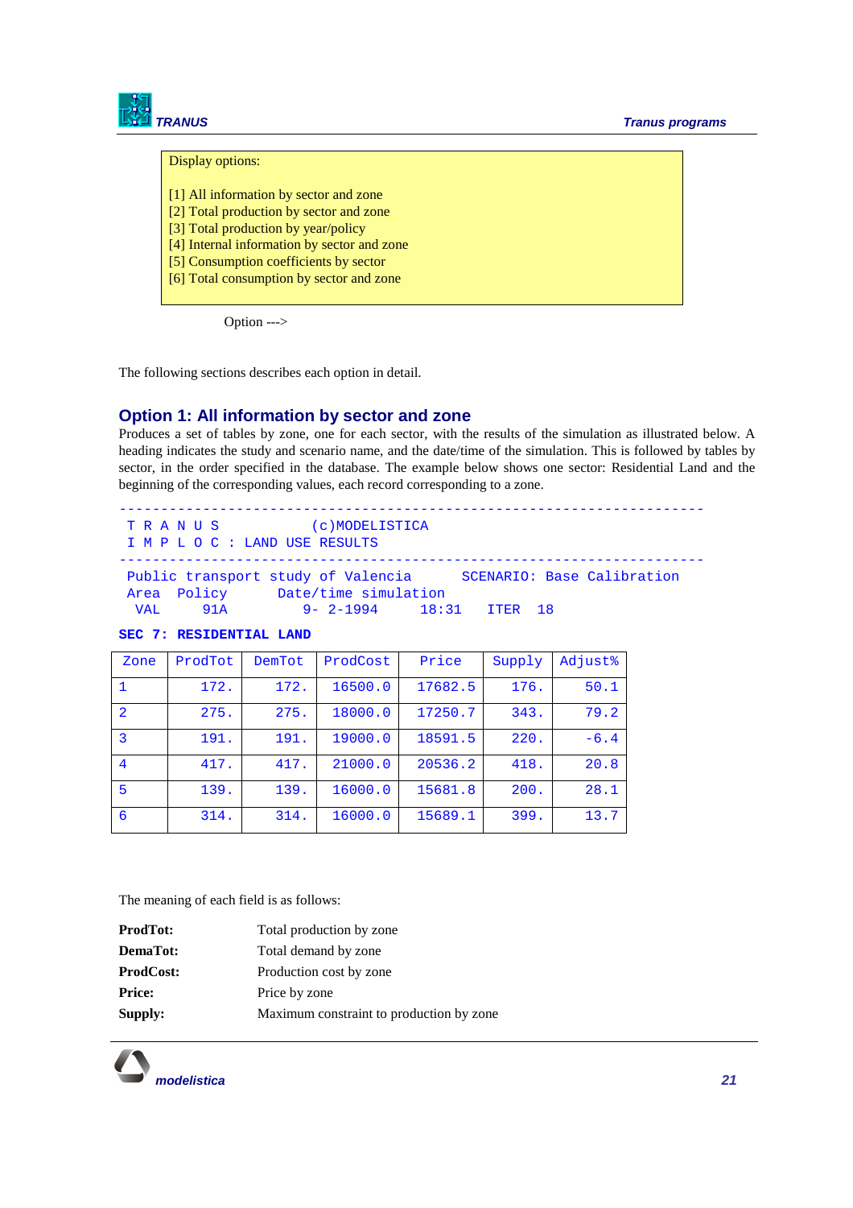Display options:

[1] All information by sector and zone
[2] Total production by sector and zone
[3] Total production by year/policy
[4] Internal information by sector and zone
[5] Consumption coefficients by sector
[6] Total consumption by sector and zone

Option --->

The following sections describes each option in detail.

## Option 1: All information by sector and zone

Produces a set of tables by zone, one for each sector, with the results of the simulation as illustrated below. A heading indicates the study and scenario name, and the date/time of the simulation. This is followed by tables by sector, in the order specified in the database. The example below shows one sector: Residential Land and the beginning of the corresponding values, each record corresponding to a zone.

```
----------------------------------------------------------------------
 T R A N U S         (c)MODELISTICA
 I M P L O C : LAND USE RESULTS
----------------------------------------------------------------------
 Public transport study of Valencia      SCENARIO: Base Calibration
 Area  Policy       Date/time simulation
  VAL     91A         9- 2-1994      18:31    ITER  18
```

**SEC 7: RESIDENTIAL LAND**

| Zone | ProdTot | DemTot | ProdCost | Price | Supply | Adjust% |
|---|---|---|---|---|---|---|
| 1 | 172. | 172. | 16500.0 | 17682.5 | 176. | 50.1 |
| 2 | 275. | 275. | 18000.0 | 17250.7 | 343. | 79.2 |
| 3 | 191. | 191. | 19000.0 | 18591.5 | 220. | -6.4 |
| 4 | 417. | 417. | 21000.0 | 20536.2 | 418. | 20.8 |
| 5 | 139. | 139. | 16000.0 | 15681.8 | 200. | 28.1 |
| 6 | 314. | 314. | 16000.0 | 15689.1 | 399. | 13.7 |

The meaning of each field is as follows:

**ProdTot:** Total production by zone

**DemaTot:** Total demand by zone

**ProdCost:** Production cost by zone

**Price:** Price by zone

**Supply:** Maximum constraint to production by zone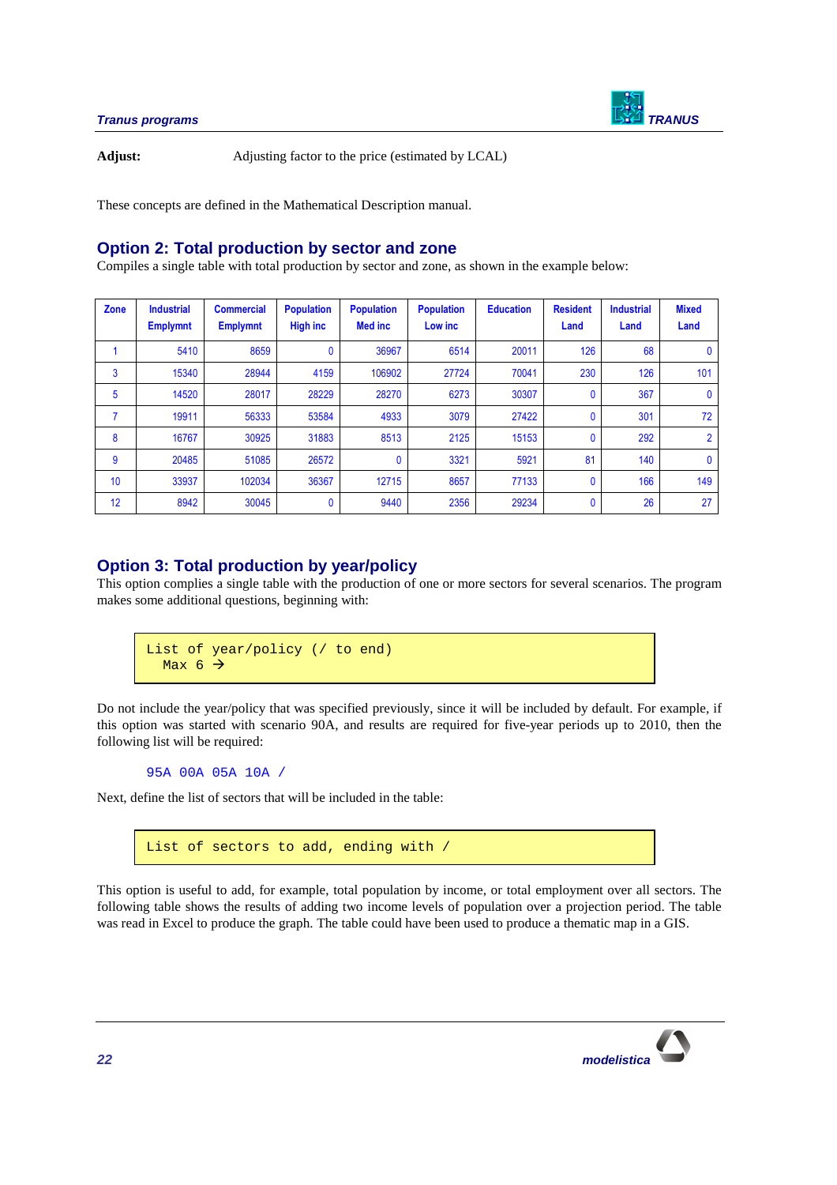**Adjust:** Adjusting factor to the price (estimated by LCAL)

These concepts are defined in the Mathematical Description manual.

## Option 2: Total production by sector and zone

Compiles a single table with total production by sector and zone, as shown in the example below:

| Zone | Industrial Emplymnt | Commercial Emplymnt | Population High inc | Population Med inc | Population Low inc | Education | Resident Land | Industrial Land | Mixed Land |
|---|---|---|---|---|---|---|---|---|---|
| 1 | 5410 | 8659 | 0 | 36967 | 6514 | 20011 | 126 | 68 | 0 |
| 3 | 15340 | 28944 | 4159 | 106902 | 27724 | 70041 | 230 | 126 | 101 |
| 5 | 14520 | 28017 | 28229 | 28270 | 6273 | 30307 | 0 | 367 | 0 |
| 7 | 19911 | 56333 | 53584 | 4933 | 3079 | 27422 | 0 | 301 | 72 |
| 8 | 16767 | 30925 | 31883 | 8513 | 2125 | 15153 | 0 | 292 | 2 |
| 9 | 20485 | 51085 | 26572 | 0 | 3321 | 5921 | 81 | 140 | 0 |
| 10 | 33937 | 102034 | 36367 | 12715 | 8657 | 77133 | 0 | 166 | 149 |
| 12 | 8942 | 30045 | 0 | 9440 | 2356 | 29234 | 0 | 26 | 27 |

## Option 3: Total production by year/policy

This option complies a single table with the production of one or more sectors for several scenarios. The program makes some additional questions, beginning with:

```
List of year/policy (/ to end)
  Max 6 →
```

Do not include the year/policy that was specified previously, since it will be included by default. For example, if this option was started with scenario 90A, and results are required for five-year periods up to 2010, then the following list will be required:

```
95A 00A 05A 10A /
```

Next, define the list of sectors that will be included in the table:

```
List of sectors to add, ending with /
```

This option is useful to add, for example, total population by income, or total employment over all sectors. The following table shows the results of adding two income levels of population over a projection period. The table was read in Excel to produce the graph. The table could have been used to produce a thematic map in a GIS.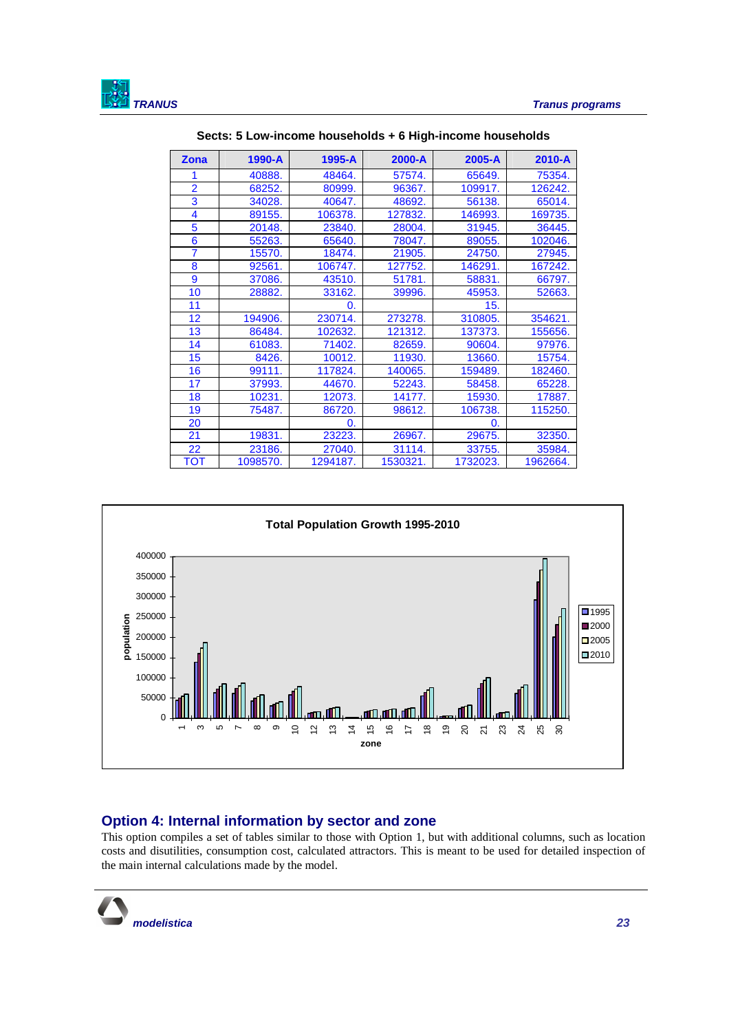**Sects: 5 Low-income households + 6 High-income households**

| Zona | 1990-A | 1995-A | 2000-A | 2005-A | 2010-A |
|---|---|---|---|---|---|
| 1 | 40888. | 48464. | 57574. | 65649. | 75354. |
| 2 | 68252. | 80999. | 96367. | 109917. | 126242. |
| 3 | 34028. | 40647. | 48692. | 56138. | 65014. |
| 4 | 89155. | 106378. | 127832. | 146993. | 169735. |
| 5 | 20148. | 23840. | 28004. | 31945. | 36445. |
| 6 | 55263. | 65640. | 78047. | 89055. | 102046. |
| 7 | 15570. | 18474. | 21905. | 24750. | 27945. |
| 8 | 92561. | 106747. | 127752. | 146291. | 167242. |
| 9 | 37086. | 43510. | 51781. | 58831. | 66797. |
| 10 | 28882. | 33162. | 39996. | 45953. | 52663. |
| 11 | | 0. | | 15. | |
| 12 | 194906. | 230714. | 273278. | 310805. | 354621. |
| 13 | 86484. | 102632. | 121312. | 137373. | 155656. |
| 14 | 61083. | 71402. | 82659. | 90604. | 97976. |
| 15 | 8426. | 10012. | 11930. | 13660. | 15754. |
| 16 | 99111. | 117824. | 140065. | 159489. | 182460. |
| 17 | 37993. | 44670. | 52243. | 58458. | 65228. |
| 18 | 10231. | 12073. | 14177. | 15930. | 17887. |
| 19 | 75487. | 86720. | 98612. | 106738. | 115250. |
| 20 | | 0. | | 0. | |
| 21 | 19831. | 23223. | 26967. | 29675. | 32350. |
| 22 | 23186. | 27040. | 31114. | 33755. | 35984. |
| TOT | 1098570. | 1294187. | 1530321. | 1732023. | 1962664. |

## Option 4: Internal information by sector and zone

This option compiles a set of tables similar to those with Option 1, but with additional columns, such as location costs and disutilities, consumption cost, calculated attractors. This is meant to be used for detailed inspection of the main internal calculations made by the model.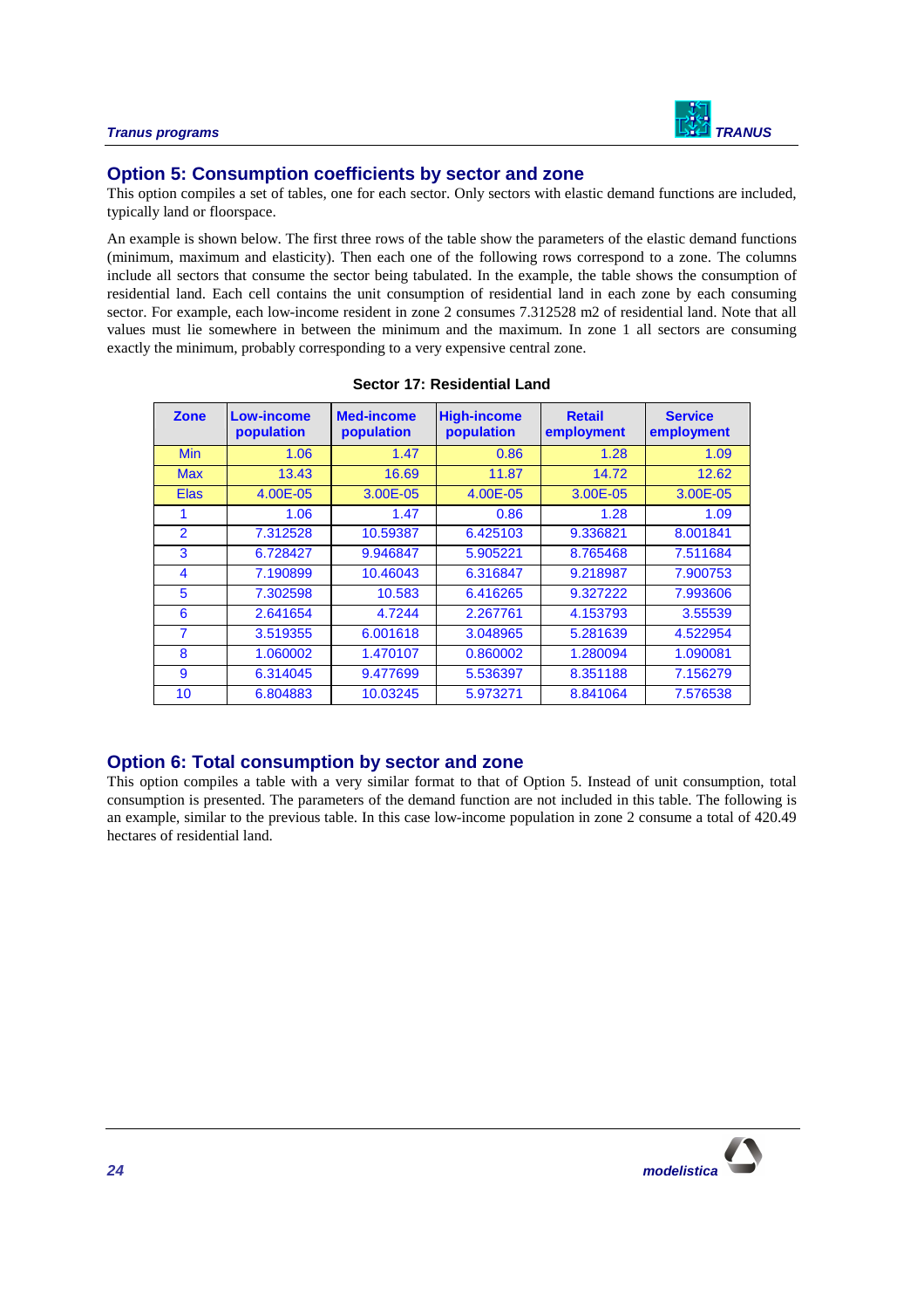## Option 5: Consumption coefficients by sector and zone

This option compiles a set of tables, one for each sector. Only sectors with elastic demand functions are included, typically land or floorspace.

An example is shown below. The first three rows of the table show the parameters of the elastic demand functions (minimum, maximum and elasticity). Then each one of the following rows correspond to a zone. The columns include all sectors that consume the sector being tabulated. In the example, the table shows the consumption of residential land. Each cell contains the unit consumption of residential land in each zone by each consuming sector. For example, each low-income resident in zone 2 consumes 7.312528 m2 of residential land. Note that all values must lie somewhere in between the minimum and the maximum. In zone 1 all sectors are consuming exactly the minimum, probably corresponding to a very expensive central zone.

**Sector 17: Residential Land**

| Zone | Low-income population | Med-income population | High-income population | Retail employment | Service employment |
|---|---|---|---|---|---|
| Min | 1.06 | 1.47 | 0.86 | 1.28 | 1.09 |
| Max | 13.43 | 16.69 | 11.87 | 14.72 | 12.62 |
| Elas | 4.00E-05 | 3.00E-05 | 4.00E-05 | 3.00E-05 | 3.00E-05 |
| 1 | 1.06 | 1.47 | 0.86 | 1.28 | 1.09 |
| 2 | 7.312528 | 10.59387 | 6.425103 | 9.336821 | 8.001841 |
| 3 | 6.728427 | 9.946847 | 5.905221 | 8.765468 | 7.511684 |
| 4 | 7.190899 | 10.46043 | 6.316847 | 9.218987 | 7.900753 |
| 5 | 7.302598 | 10.583 | 6.416265 | 9.327222 | 7.993606 |
| 6 | 2.641654 | 4.7244 | 2.267761 | 4.153793 | 3.55539 |
| 7 | 3.519355 | 6.001618 | 3.048965 | 5.281639 | 4.522954 |
| 8 | 1.060002 | 1.470107 | 0.860002 | 1.280094 | 1.090081 |
| 9 | 6.314045 | 9.477699 | 5.536397 | 8.351188 | 7.156279 |
| 10 | 6.804883 | 10.03245 | 5.973271 | 8.841064 | 7.576538 |

## Option 6: Total consumption by sector and zone

This option compiles a table with a very similar format to that of Option 5. Instead of unit consumption, total consumption is presented. The parameters of the demand function are not included in this table. The following is an example, similar to the previous table. In this case low-income population in zone 2 consume a total of 420.49 hectares of residential land.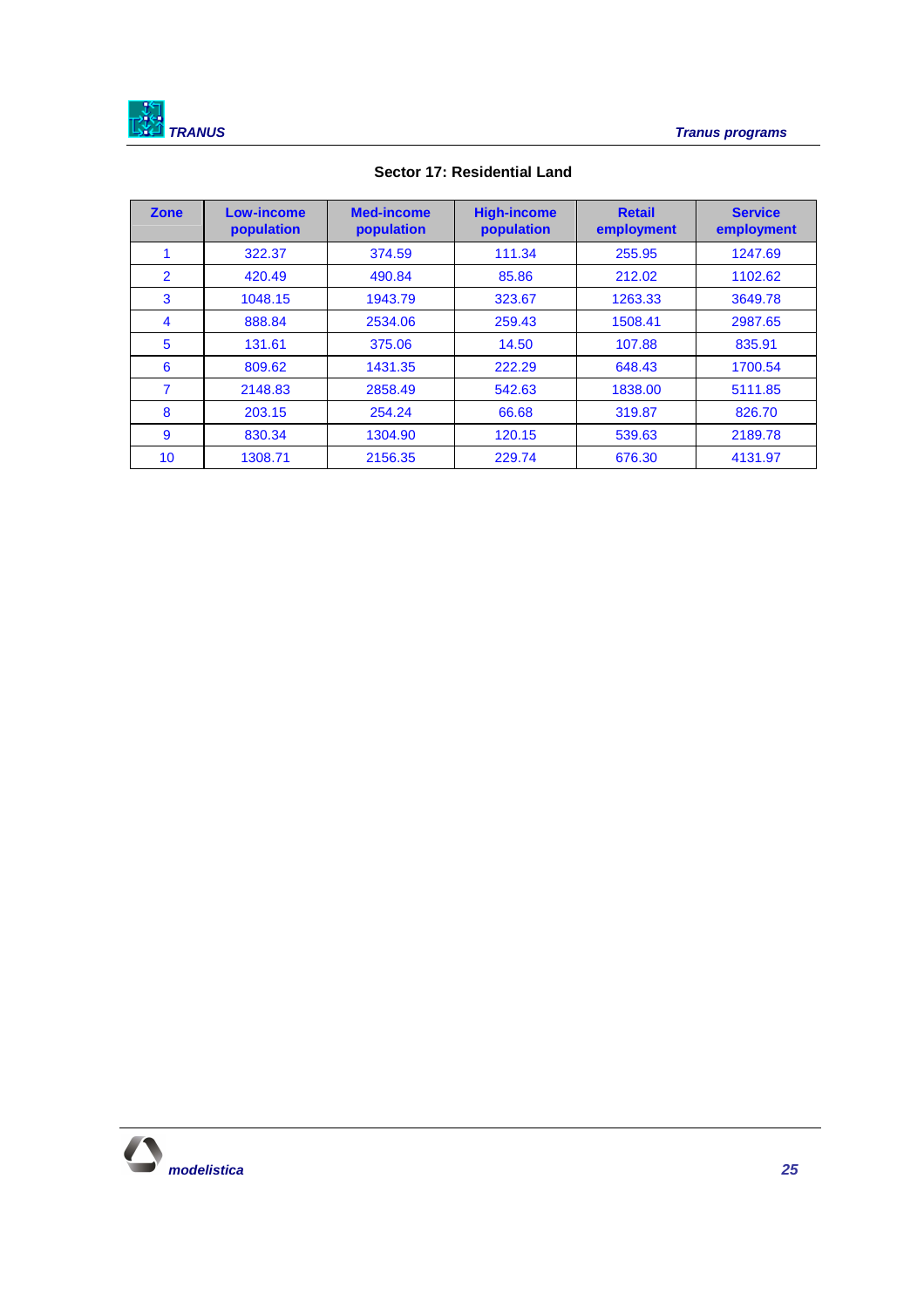**Sector 17: Residential Land**

| Zone | Low-income population | Med-income population | High-income population | Retail employment | Service employment |
|---|---|---|---|---|---|
| 1 | 322.37 | 374.59 | 111.34 | 255.95 | 1247.69 |
| 2 | 420.49 | 490.84 | 85.86 | 212.02 | 1102.62 |
| 3 | 1048.15 | 1943.79 | 323.67 | 1263.33 | 3649.78 |
| 4 | 888.84 | 2534.06 | 259.43 | 1508.41 | 2987.65 |
| 5 | 131.61 | 375.06 | 14.50 | 107.88 | 835.91 |
| 6 | 809.62 | 1431.35 | 222.29 | 648.43 | 1700.54 |
| 7 | 2148.83 | 2858.49 | 542.63 | 1838.00 | 5111.85 |
| 8 | 203.15 | 254.24 | 66.68 | 319.87 | 826.70 |
| 9 | 830.34 | 1304.90 | 120.15 | 539.63 | 2189.78 |
| 10 | 1308.71 | 2156.35 | 229.74 | 676.30 | 4131.97 |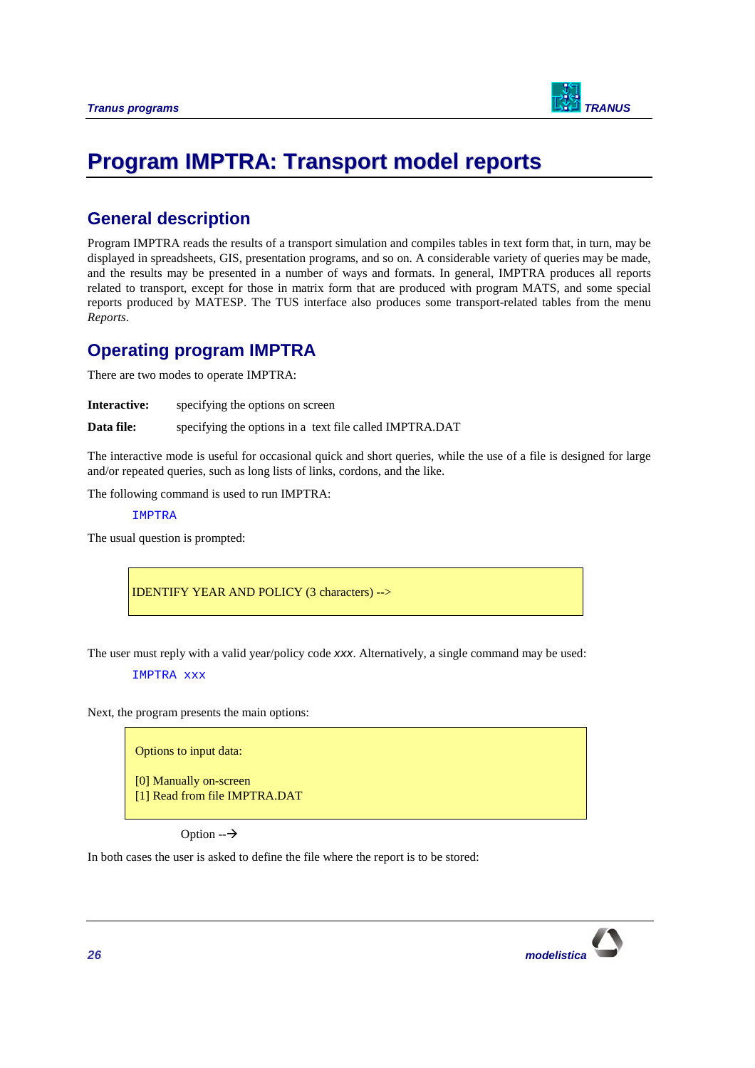# Program IMPTRA: Transport model reports

## General description

Program IMPTRA reads the results of a transport simulation and compiles tables in text form that, in turn, may be displayed in spreadsheets, GIS, presentation programs, and so on. A considerable variety of queries may be made, and the results may be presented in a number of ways and formats. In general, IMPTRA produces all reports related to transport, except for those in matrix form that are produced with program MATS, and some special reports produced by MATESP. The TUS interface also produces some transport-related tables from the menu *Reports*.

## Operating program IMPTRA

There are two modes to operate IMPTRA:

**Interactive:** specifying the options on screen

**Data file:** specifying the options in a text file called IMPTRA.DAT

The interactive mode is useful for occasional quick and short queries, while the use of a file is designed for large and/or repeated queries, such as long lists of links, cordons, and the like.

The following command is used to run IMPTRA:

```
IMPTRA
```

The usual question is prompted:

```
IDENTIFY YEAR AND POLICY (3 characters) -->
```

The user must reply with a valid year/policy code *xxx*. Alternatively, a single command may be used:

```
IMPTRA xxx
```

Next, the program presents the main options:

```
Options to input data:

[0] Manually on-screen
[1] Read from file IMPTRA.DAT
```

Option --→

In both cases the user is asked to define the file where the report is to be stored: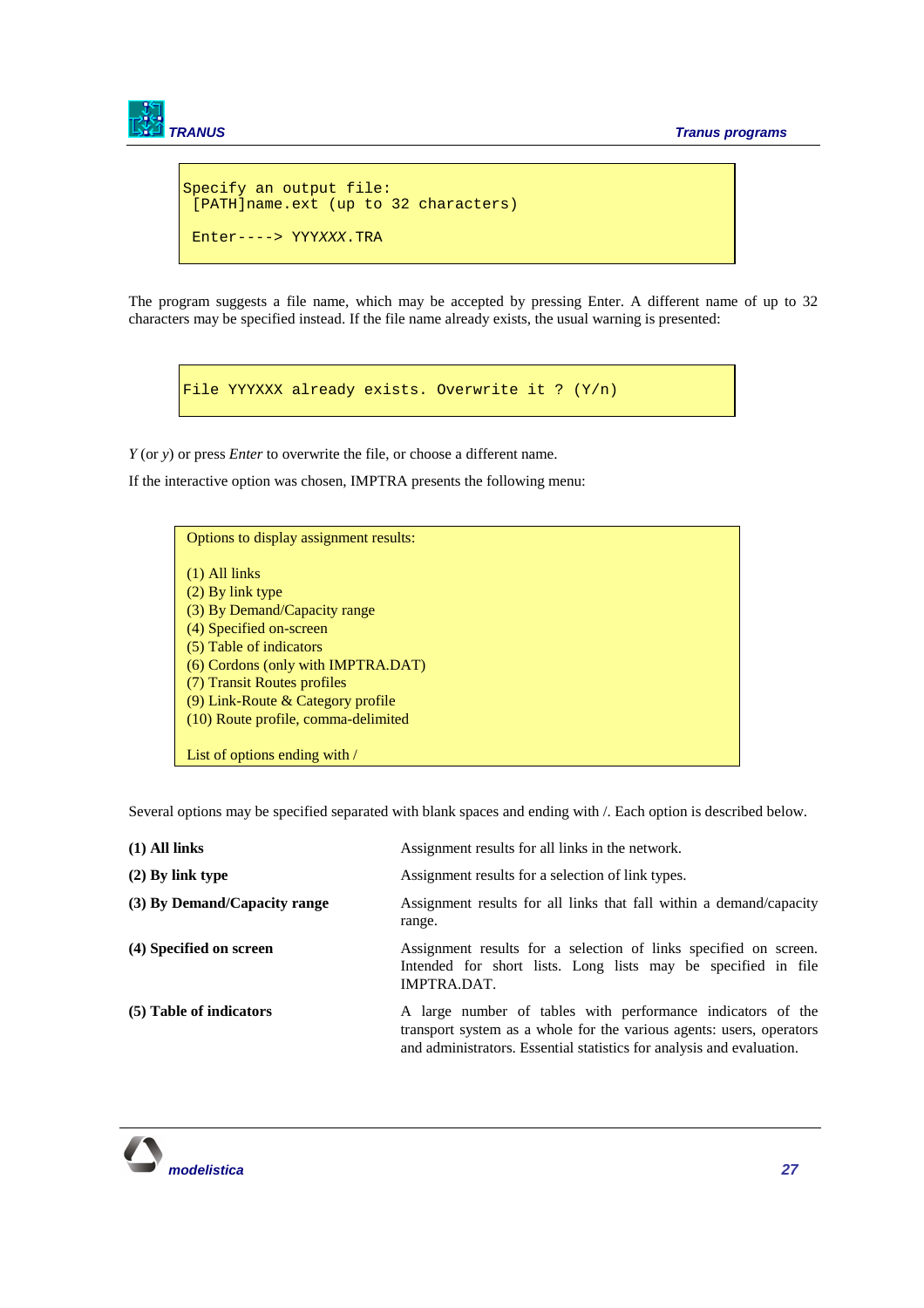```
Specify an output file:
 [PATH]name.ext (up to 32 characters)

 Enter----> YYYXXX.TRA
```

The program suggests a file name, which may be accepted by pressing Enter. A different name of up to 32 characters may be specified instead. If the file name already exists, the usual warning is presented:

```
File YYYXXX already exists. Overwrite it ? (Y/n)
```

*Y* (or *y*) or press *Enter* to overwrite the file, or choose a different name.

If the interactive option was chosen, IMPTRA presents the following menu:

```
Options to display assignment results:

(1) All links
(2) By link type
(3) By Demand/Capacity range
(4) Specified on-screen
(5) Table of indicators
(6) Cordons (only with IMPTRA.DAT)
(7) Transit Routes profiles
(9) Link-Route & Category profile
(10) Route profile, comma-delimited

List of options ending with /
```

Several options may be specified separated with blank spaces and ending with /. Each option is described below.

| | |
|---|---|
| **(1) All links** | Assignment results for all links in the network. |
| **(2) By link type** | Assignment results for a selection of link types. |
| **(3) By Demand/Capacity range** | Assignment results for all links that fall within a demand/capacity range. |
| **(4) Specified on screen** | Assignment results for a selection of links specified on screen. Intended for short lists. Long lists may be specified in file IMPTRA.DAT. |
| **(5) Table of indicators** | A large number of tables with performance indicators of the transport system as a whole for the various agents: users, operators and administrators. Essential statistics for analysis and evaluation. |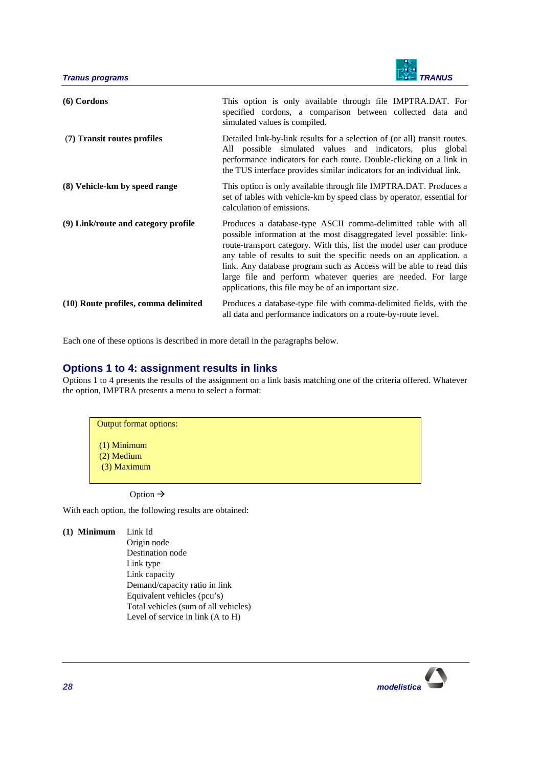| | |
|---|---|
| **(6) Cordons** | This option is only available through file IMPTRA.DAT. For specified cordons, a comparison between collected data and simulated values is compiled. |
| **(7) Transit routes profiles** | Detailed link-by-link results for a selection of (or all) transit routes. All possible simulated values and indicators, plus global performance indicators for each route. Double-clicking on a link in the TUS interface provides similar indicators for an individual link. |
| **(8) Vehicle-km by speed range** | This option is only available through file IMPTRA.DAT. Produces a set of tables with vehicle-km by speed class by operator, essential for calculation of emissions. |
| **(9) Link/route and category profile** | Produces a database-type ASCII comma-delimitted table with all possible information at the most disaggregated level possible: link-route-transport category. With this, list the model user can produce any table of results to suit the specific needs on an application. a link. Any database program such as Access will be able to read this large file and perform whatever queries are needed. For large applications, this file may be of an important size. |
| **(10) Route profiles, comma delimited** | Produces a database-type file with comma-delimited fields, with the all data and performance indicators on a route-by-route level. |

Each one of these options is described in more detail in the paragraphs below.

## Options 1 to 4: assignment results in links

Options 1 to 4 presents the results of the assignment on a link basis matching one of the criteria offered. Whatever the option, IMPTRA presents a menu to select a format:

```
Output format options:

(1) Minimum
(2) Medium
(3) Maximum
```

Option →

With each option, the following results are obtained:

**(1) Minimum**
- Link Id
- Origin node
- Destination node
- Link type
- Link capacity
- Demand/capacity ratio in link
- Equivalent vehicles (pcu's)
- Total vehicles (sum of all vehicles)
- Level of service in link (A to H)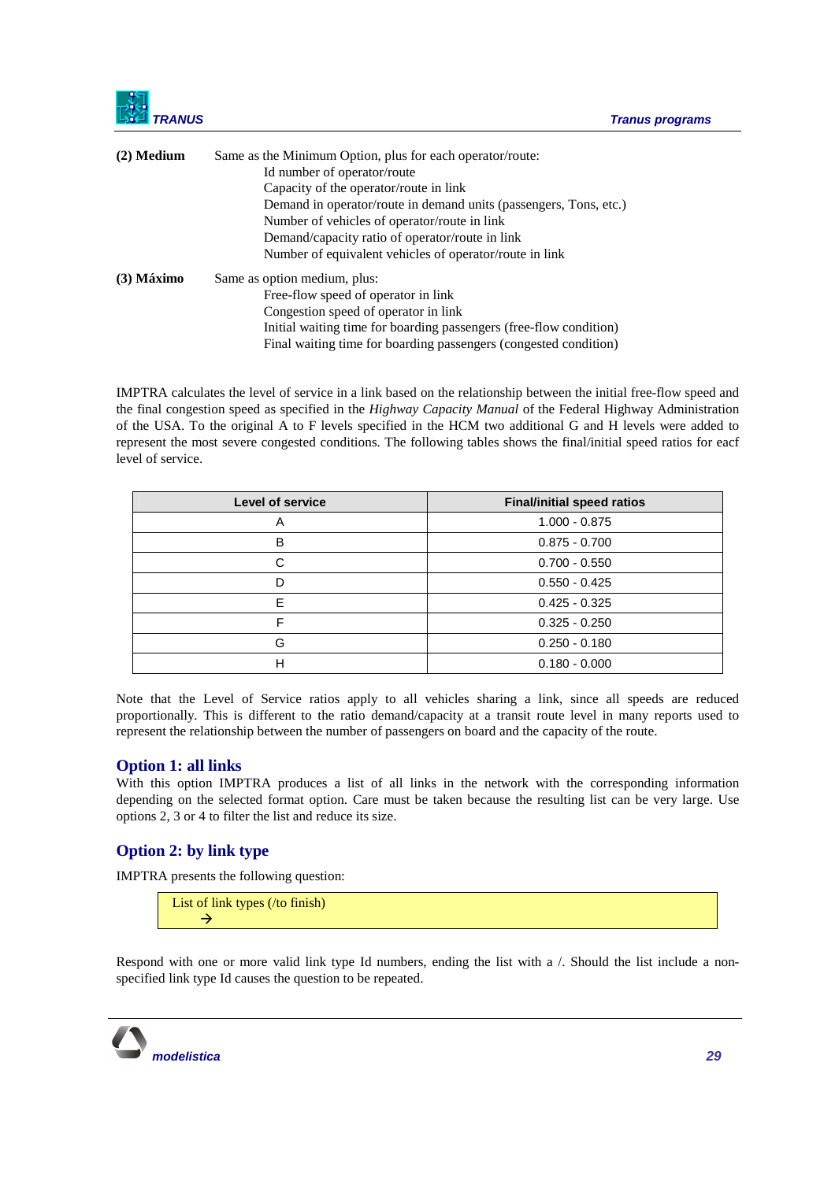**(2) Medium** Same as the Minimum Option, plus for each operator/route:

- Id number of operator/route
- Capacity of the operator/route in link
- Demand in operator/route in demand units (passengers, Tons, etc.)
- Number of vehicles of operator/route in link
- Demand/capacity ratio of operator/route in link
- Number of equivalent vehicles of operator/route in link

**(3) Máximo** Same as option medium, plus:

- Free-flow speed of operator in link
- Congestion speed of operator in link
- Initial waiting time for boarding passengers (free-flow condition)
- Final waiting time for boarding passengers (congested condition)

IMPTRA calculates the level of service in a link based on the relationship between the initial free-flow speed and the final congestion speed as specified in the *Highway Capacity Manual* of the Federal Highway Administration of the USA. To the original A to F levels specified in the HCM two additional G and H levels were added to represent the most severe congested conditions. The following tables shows the final/initial speed ratios for eacf level of service.

| Level of service | Final/initial speed ratios |
|---|---|
| A | 1.000 - 0.875 |
| B | 0.875 - 0.700 |
| C | 0.700 - 0.550 |
| D | 0.550 - 0.425 |
| E | 0.425 - 0.325 |
| F | 0.325 - 0.250 |
| G | 0.250 - 0.180 |
| H | 0.180 - 0.000 |

Note that the Level of Service ratios apply to all vehicles sharing a link, since all speeds are reduced proportionally. This is different to the ratio demand/capacity at a transit route level in many reports used to represent the relationship between the number of passengers on board and the capacity of the route.

## Option 1: all links

With this option IMPTRA produces a list of all links in the network with the corresponding information depending on the selected format option. Care must be taken because the resulting list can be very large. Use options 2, 3 or 4 to filter the list and reduce its size.

## Option 2: by link type

IMPTRA presents the following question:

```
List of link types (/to finish)
    →
```

Respond with one or more valid link type Id numbers, ending the list with a /. Should the list include a non-specified link type Id causes the question to be repeated.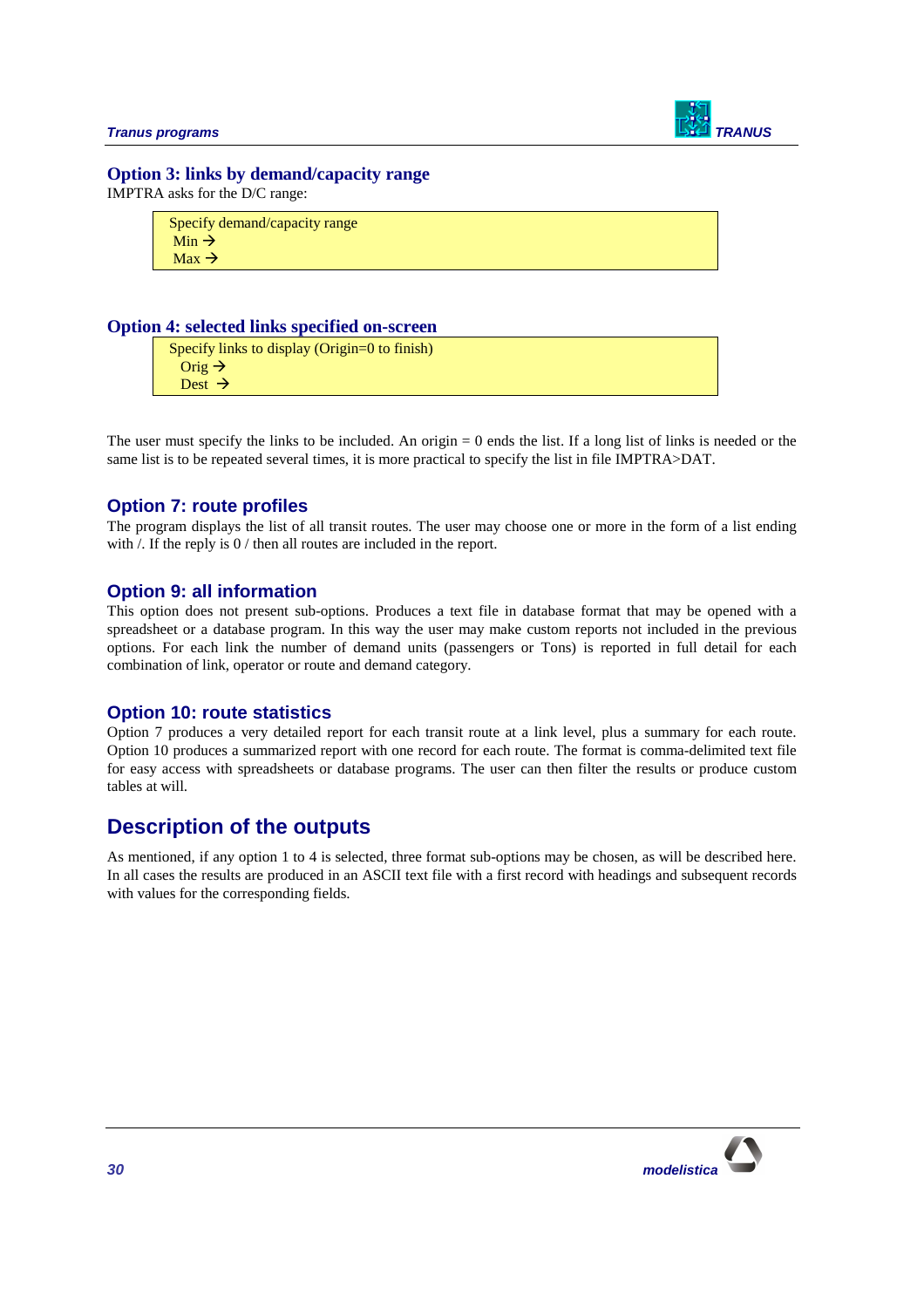### Option 3: links by demand/capacity range

IMPTRA asks for the D/C range:

```
Specify demand/capacity range
 Min →
 Max →
```

### Option 4: selected links specified on-screen

```
Specify links to display (Origin=0 to finish)
   Orig →
   Dest  →
```

The user must specify the links to be included. An origin = 0 ends the list. If a long list of links is needed or the same list is to be repeated several times, it is more practical to specify the list in file IMPTRA>DAT.

### Option 7: route profiles

The program displays the list of all transit routes. The user may choose one or more in the form of a list ending with /. If the reply is 0 / then all routes are included in the report.

### Option 9: all information

This option does not present sub-options. Produces a text file in database format that may be opened with a spreadsheet or a database program. In this way the user may make custom reports not included in the previous options. For each link the number of demand units (passengers or Tons) is reported in full detail for each combination of link, operator or route and demand category.

### Option 10: route statistics

Option 7 produces a very detailed report for each transit route at a link level, plus a summary for each route. Option 10 produces a summarized report with one record for each route. The format is comma-delimited text file for easy access with spreadsheets or database programs. The user can then filter the results or produce custom tables at will.

## Description of the outputs

As mentioned, if any option 1 to 4 is selected, three format sub-options may be chosen, as will be described here. In all cases the results are produced in an ASCII text file with a first record with headings and subsequent records with values for the corresponding fields.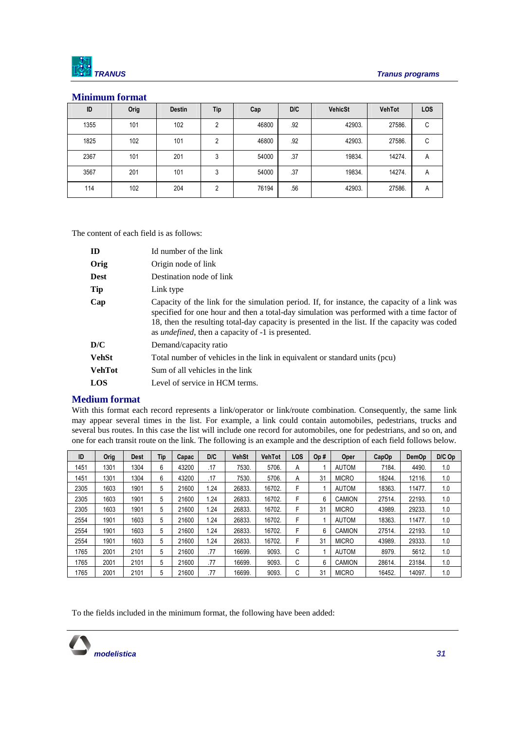### Minimum format

| ID | Orig | Destin | Tip | Cap | D/C | VehicSt | VehTot | LOS |
|---|---|---|---|---|---|---|---|---|
| 1355 | 101 | 102 | 2 | 46800 | .92 | 42903. | 27586. | C |
| 1825 | 102 | 101 | 2 | 46800 | .92 | 42903. | 27586. | C |
| 2367 | 101 | 201 | 3 | 54000 | .37 | 19834. | 14274. | A |
| 3567 | 201 | 101 | 3 | 54000 | .37 | 19834. | 14274. | A |
| 114 | 102 | 204 | 2 | 76194 | .56 | 42903. | 27586. | A |

The content of each field is as follows:

- **ID** Id number of the link
- **Orig** Origin node of link
- **Dest** Destination node of link
- **Tip** Link type
- **Cap** Capacity of the link for the simulation period. If, for instance, the capacity of a link was specified for one hour and then a total-day simulation was performed with a time factor of 18, then the resulting total-day capacity is presented in the list. If the capacity was coded as *undefined*, then a capacity of -1 is presented.
- **D/C** Demand/capacity ratio
- **VehSt** Total number of vehicles in the link in equivalent or standard units (pcu)
- **VehTot** Sum of all vehicles in the link
- **LOS** Level of service in HCM terms.

### Medium format

With this format each record represents a link/operator or link/route combination. Consequently, the same link may appear several times in the list. For example, a link could contain automobiles, pedestrians, trucks and several bus routes. In this case the list will include one record for automobiles, one for pedestrians, and so on, and one for each transit route on the link. The following is an example and the description of each field follows below.

| ID | Orig | Dest | Tip | Capac | D/C | VehSt | VehTot | LOS | Op # | Oper | CapOp | DemOp | D/C Op |
|---|---|---|---|---|---|---|---|---|---|---|---|---|---|
| 1451 | 1301 | 1304 | 6 | 43200 | .17 | 7530. | 5706. | A | 1 | AUTOM | 7184. | 4490. | 1.0 |
| 1451 | 1301 | 1304 | 6 | 43200 | .17 | 7530. | 5706. | A | 31 | MICRO | 18244. | 12116. | 1.0 |
| 2305 | 1603 | 1901 | 5 | 21600 | 1.24 | 26833. | 16702. | F | 1 | AUTOM | 18363. | 11477. | 1.0 |
| 2305 | 1603 | 1901 | 5 | 21600 | 1.24 | 26833. | 16702. | F | 6 | CAMION | 27514. | 22193. | 1.0 |
| 2305 | 1603 | 1901 | 5 | 21600 | 1.24 | 26833. | 16702. | F | 31 | MICRO | 43989. | 29233. | 1.0 |
| 2554 | 1901 | 1603 | 5 | 21600 | 1.24 | 26833. | 16702. | F | 1 | AUTOM | 18363. | 11477. | 1.0 |
| 2554 | 1901 | 1603 | 5 | 21600 | 1.24 | 26833. | 16702. | F | 6 | CAMION | 27514. | 22193. | 1.0 |
| 2554 | 1901 | 1603 | 5 | 21600 | 1.24 | 26833. | 16702. | F | 31 | MICRO | 43989. | 29333. | 1.0 |
| 1765 | 2001 | 2101 | 5 | 21600 | .77 | 16699. | 9093. | C | 1 | AUTOM | 8979. | 5612. | 1.0 |
| 1765 | 2001 | 2101 | 5 | 21600 | .77 | 16699. | 9093. | C | 6 | CAMION | 28614. | 23184. | 1.0 |
| 1765 | 2001 | 2101 | 5 | 21600 | .77 | 16699. | 9093. | C | 31 | MICRO | 16452. | 14097. | 1.0 |

To the fields included in the minimum format, the following have been added: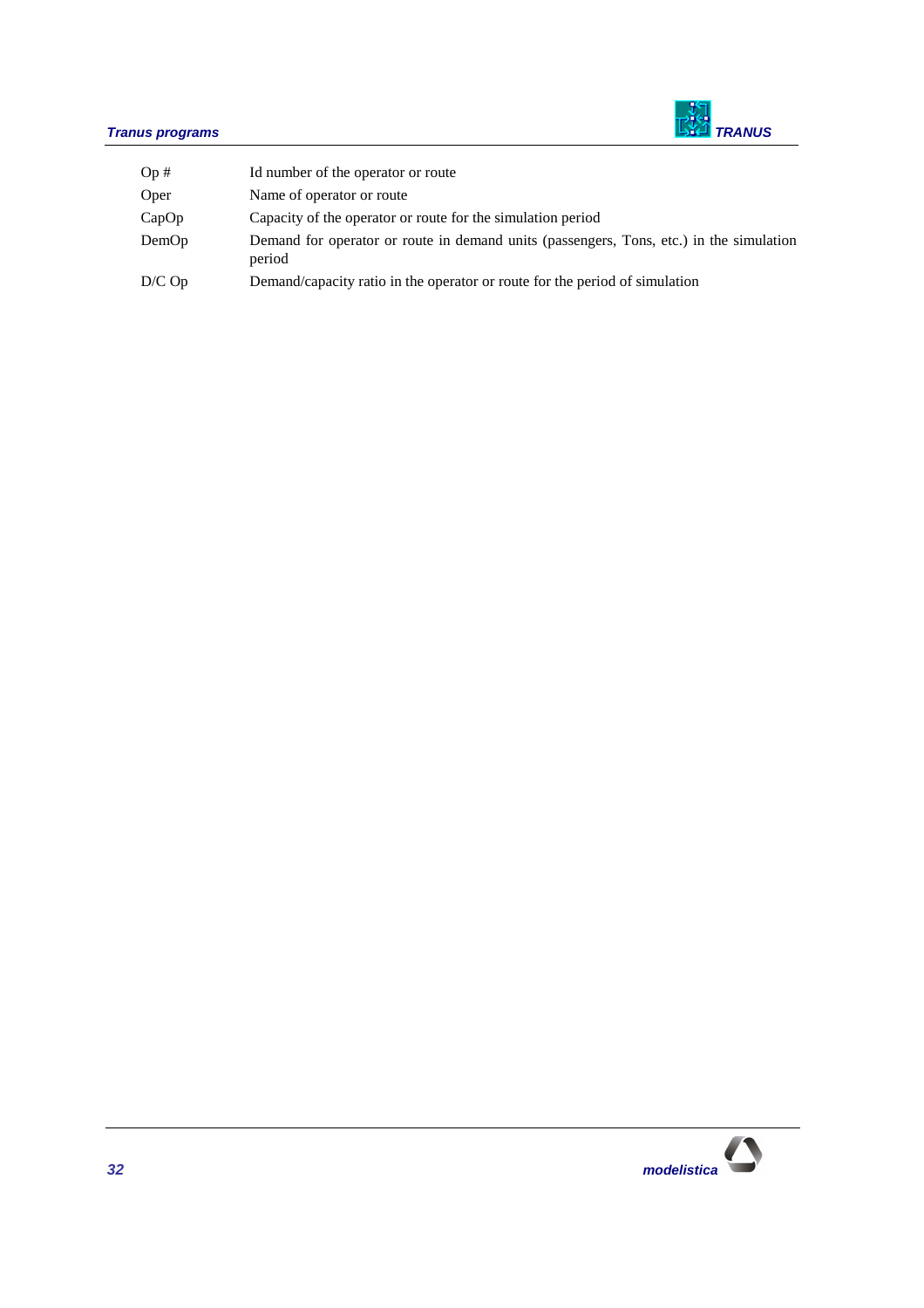| | |
|---|---|
| Op # | Id number of the operator or route |
| Oper | Name of operator or route |
| CapOp | Capacity of the operator or route for the simulation period |
| DemOp | Demand for operator or route in demand units (passengers, Tons, etc.) in the simulation period |
| D/C Op | Demand/capacity ratio in the operator or route for the period of simulation |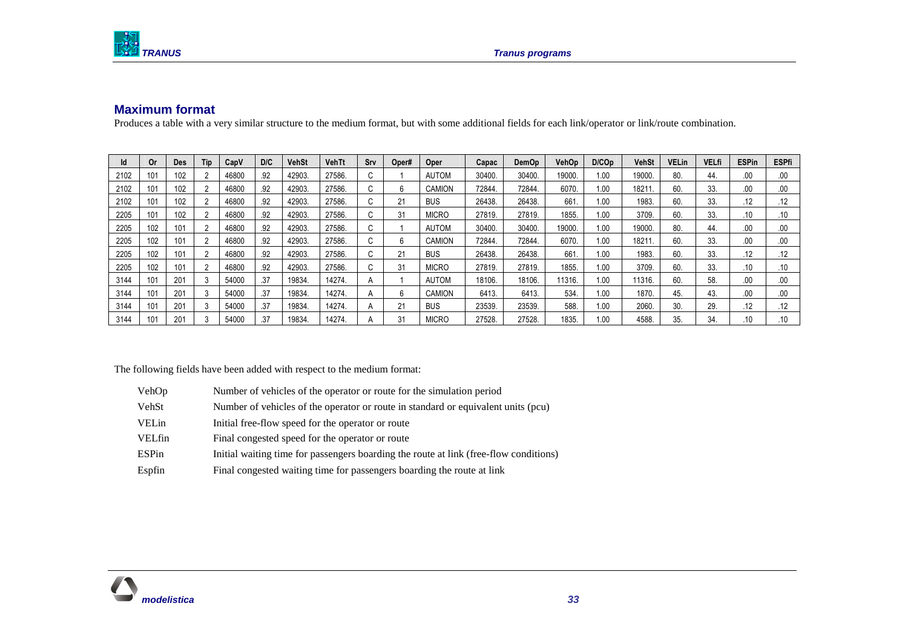## Maximum format

Produces a table with a very similar structure to the medium format, but with some additional fields for each link/operator or link/route combination.

| Id | Or | Des | Tip | CapV | D/C | VehSt | VehTt | Srv | Oper# | Oper | Capac | DemOp | VehOp | D/COp | VehSt | VELin | VELfi | ESPin | ESPfi |
|---|---|---|---|---|---|---|---|---|---|---|---|---|---|---|---|---|---|---|---|
| 2102 | 101 | 102 | 2 | 46800 | .92 | 42903. | 27586. | C | 1 | AUTOM | 30400. | 30400. | 19000. | 1.00 | 19000. | 80. | 44. | .00 | .00 |
| 2102 | 101 | 102 | 2 | 46800 | .92 | 42903. | 27586. | C | 6 | CAMION | 72844. | 72844. | 6070. | 1.00 | 18211. | 60. | 33. | .00 | .00 |
| 2102 | 101 | 102 | 2 | 46800 | .92 | 42903. | 27586. | C | 21 | BUS | 26438. | 26438. | 661. | 1.00 | 1983. | 60. | 33. | .12 | .12 |
| 2205 | 101 | 102 | 2 | 46800 | .92 | 42903. | 27586. | C | 31 | MICRO | 27819. | 27819. | 1855. | 1.00 | 3709. | 60. | 33. | .10 | .10 |
| 2205 | 102 | 101 | 2 | 46800 | .92 | 42903. | 27586. | C | 1 | AUTOM | 30400. | 30400. | 19000. | 1.00 | 19000. | 80. | 44. | .00 | .00 |
| 2205 | 102 | 101 | 2 | 46800 | .92 | 42903. | 27586. | C | 6 | CAMION | 72844. | 72844. | 6070. | 1.00 | 18211. | 60. | 33. | .00 | .00 |
| 2205 | 102 | 101 | 2 | 46800 | .92 | 42903. | 27586. | C | 21 | BUS | 26438. | 26438. | 661. | 1.00 | 1983. | 60. | 33. | .12 | .12 |
| 2205 | 102 | 101 | 2 | 46800 | .92 | 42903. | 27586. | C | 31 | MICRO | 27819. | 27819. | 1855. | 1.00 | 3709. | 60. | 33. | .10 | .10 |
| 3144 | 101 | 201 | 3 | 54000 | .37 | 19834. | 14274. | A | 1 | AUTOM | 18106. | 18106. | 11316. | 1.00 | 11316. | 60. | 58. | .00 | .00 |
| 3144 | 101 | 201 | 3 | 54000 | .37 | 19834. | 14274. | A | 6 | CAMION | 6413. | 6413. | 534. | 1.00 | 1870. | 45. | 43. | .00 | .00 |
| 3144 | 101 | 201 | 3 | 54000 | .37 | 19834. | 14274. | A | 21 | BUS | 23539. | 23539. | 588. | 1.00 | 2060. | 30. | 29. | .12 | .12 |
| 3144 | 101 | 201 | 3 | 54000 | .37 | 19834. | 14274. | A | 31 | MICRO | 27528. | 27528. | 1835. | 1.00 | 4588. | 35. | 34. | .10 | .10 |

The following fields have been added with respect to the medium format:

| | |
|---|---|
| VehOp | Number of vehicles of the operator or route for the simulation period |
| VehSt | Number of vehicles of the operator or route in standard or equivalent units (pcu) |
| VELin | Initial free-flow speed for the operator or route |
| VELfin | Final congested speed for the operator or route |
| ESPin | Initial waiting time for passengers boarding the route at link (free-flow conditions) |
| Espfin | Final congested waiting time for passengers boarding the route at link |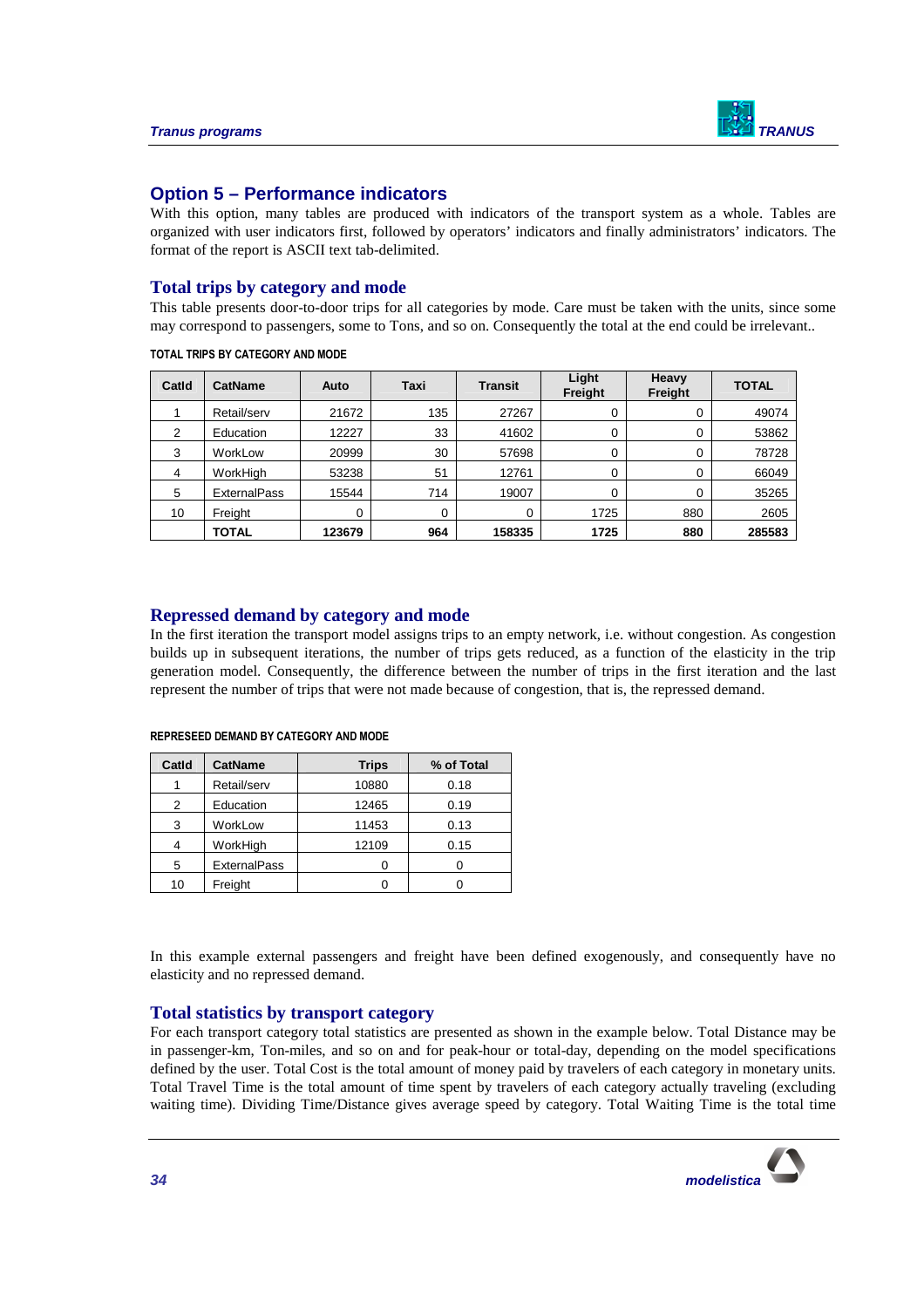## Option 5 – Performance indicators

With this option, many tables are produced with indicators of the transport system as a whole. Tables are organized with user indicators first, followed by operators' indicators and finally administrators' indicators. The format of the report is ASCII text tab-delimited.

### Total trips by category and mode

This table presents door-to-door trips for all categories by mode. Care must be taken with the units, since some may correspond to passengers, some to Tons, and so on. Consequently the total at the end could be irrelevant..

**TOTAL TRIPS BY CATEGORY AND MODE**

| CatId | CatName | Auto | Taxi | Transit | Light Freight | Heavy Freight | TOTAL |
|---|---|---|---|---|---|---|---|
| 1 | Retail/serv | 21672 | 135 | 27267 | 0 | 0 | 49074 |
| 2 | Education | 12227 | 33 | 41602 | 0 | 0 | 53862 |
| 3 | WorkLow | 20999 | 30 | 57698 | 0 | 0 | 78728 |
| 4 | WorkHigh | 53238 | 51 | 12761 | 0 | 0 | 66049 |
| 5 | ExternalPass | 15544 | 714 | 19007 | 0 | 0 | 35265 |
| 10 | Freight | 0 | 0 | 0 | 1725 | 880 | 2605 |
| | **TOTAL** | **123679** | **964** | **158335** | **1725** | **880** | **285583** |

### Repressed demand by category and mode

In the first iteration the transport model assigns trips to an empty network, i.e. without congestion. As congestion builds up in subsequent iterations, the number of trips gets reduced, as a function of the elasticity in the trip generation model. Consequently, the difference between the number of trips in the first iteration and the last represent the number of trips that were not made because of congestion, that is, the repressed demand.

**REPRESEED DEMAND BY CATEGORY AND MODE**

| CatId | CatName | Trips | % of Total |
|---|---|---|---|
| 1 | Retail/serv | 10880 | 0.18 |
| 2 | Education | 12465 | 0.19 |
| 3 | WorkLow | 11453 | 0.13 |
| 4 | WorkHigh | 12109 | 0.15 |
| 5 | ExternalPass | 0 | 0 |
| 10 | Freight | 0 | 0 |

In this example external passengers and freight have been defined exogenously, and consequently have no elasticity and no repressed demand.

### Total statistics by transport category

For each transport category total statistics are presented as shown in the example below. Total Distance may be in passenger-km, Ton-miles, and so on and for peak-hour or total-day, depending on the model specifications defined by the user. Total Cost is the total amount of money paid by travelers of each category in monetary units. Total Travel Time is the total amount of time spent by travelers of each category actually traveling (excluding waiting time). Dividing Time/Distance gives average speed by category. Total Waiting Time is the total time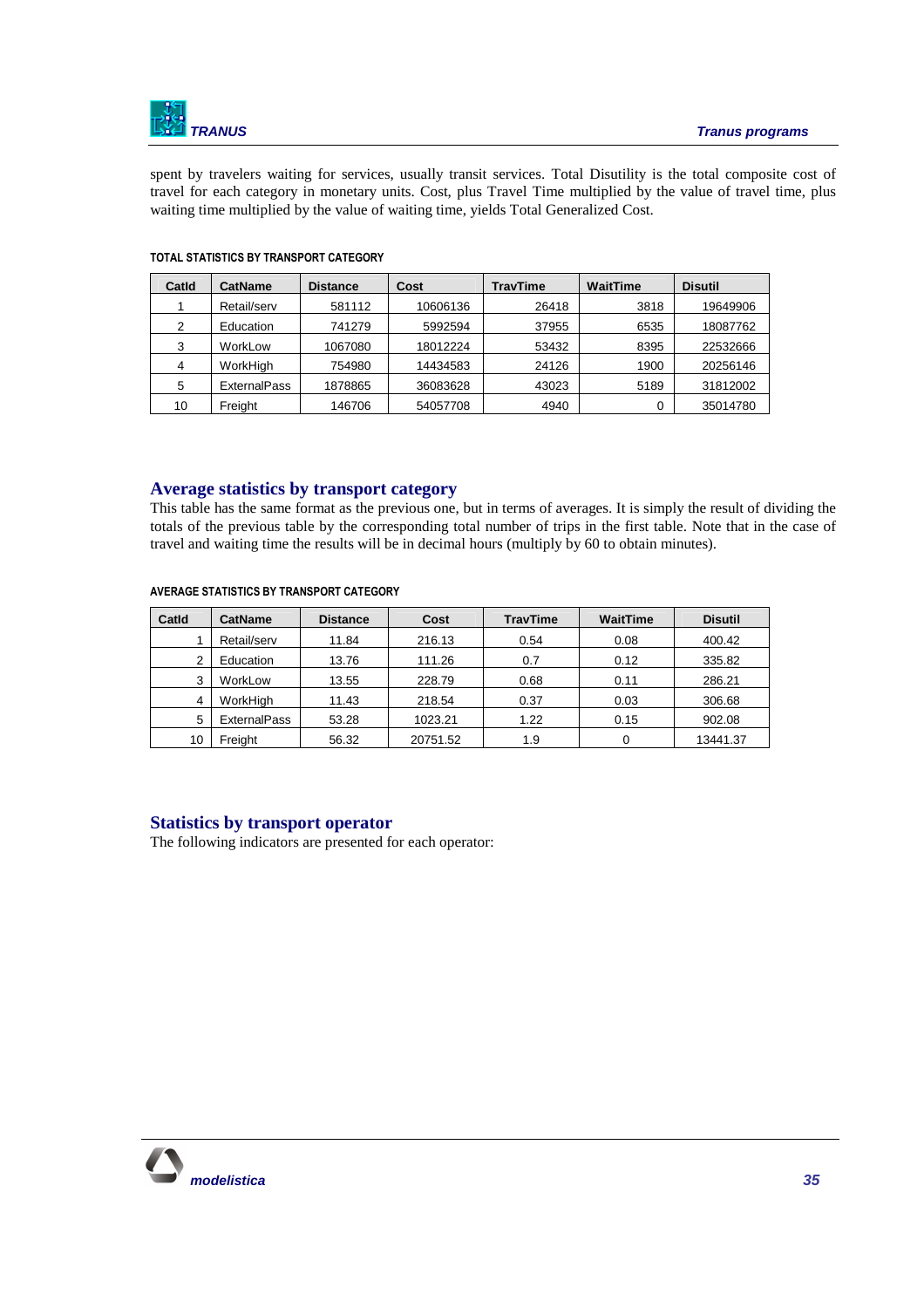spent by travelers waiting for services, usually transit services. Total Disutility is the total composite cost of travel for each category in monetary units. Cost, plus Travel Time multiplied by the value of travel time, plus waiting time multiplied by the value of waiting time, yields Total Generalized Cost.

**TOTAL STATISTICS BY TRANSPORT CATEGORY**

| CatId | CatName | Distance | Cost | TravTime | WaitTime | Disutil |
|---|---|---|---|---|---|---|
| 1 | Retail/serv | 581112 | 10606136 | 26418 | 3818 | 19649906 |
| 2 | Education | 741279 | 5992594 | 37955 | 6535 | 18087762 |
| 3 | WorkLow | 1067080 | 18012224 | 53432 | 8395 | 22532666 |
| 4 | WorkHigh | 754980 | 14434583 | 24126 | 1900 | 20256146 |
| 5 | ExternalPass | 1878865 | 36083628 | 43023 | 5189 | 31812002 |
| 10 | Freight | 146706 | 54057708 | 4940 | 0 | 35014780 |

## Average statistics by transport category

This table has the same format as the previous one, but in terms of averages. It is simply the result of dividing the totals of the previous table by the corresponding total number of trips in the first table. Note that in the case of travel and waiting time the results will be in decimal hours (multiply by 60 to obtain minutes).

**AVERAGE STATISTICS BY TRANSPORT CATEGORY**

| CatId | CatName | Distance | Cost | TravTime | WaitTime | Disutil |
|---|---|---|---|---|---|---|
| 1 | Retail/serv | 11.84 | 216.13 | 0.54 | 0.08 | 400.42 |
| 2 | Education | 13.76 | 111.26 | 0.7 | 0.12 | 335.82 |
| 3 | WorkLow | 13.55 | 228.79 | 0.68 | 0.11 | 286.21 |
| 4 | WorkHigh | 11.43 | 218.54 | 0.37 | 0.03 | 306.68 |
| 5 | ExternalPass | 53.28 | 1023.21 | 1.22 | 0.15 | 902.08 |
| 10 | Freight | 56.32 | 20751.52 | 1.9 | 0 | 13441.37 |

## Statistics by transport operator

The following indicators are presented for each operator: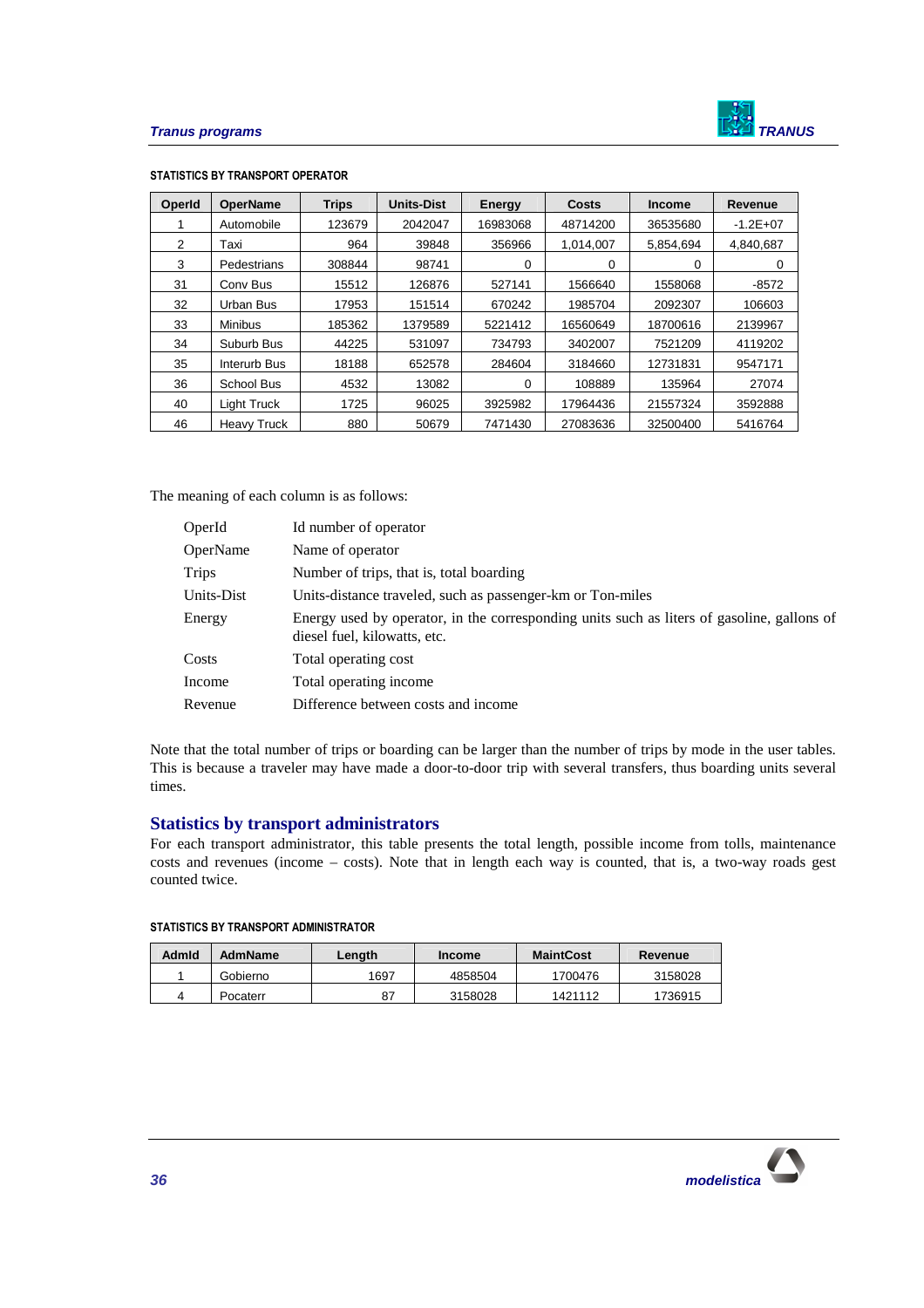**STATISTICS BY TRANSPORT OPERATOR**

| OperId | OperName | Trips | Units-Dist | Energy | Costs | Income | Revenue |
|---|---|---|---|---|---|---|---|
| 1 | Automobile | 123679 | 2042047 | 16983068 | 48714200 | 36535680 | -1.2E+07 |
| 2 | Taxi | 964 | 39848 | 356966 | 1,014,007 | 5,854,694 | 4,840,687 |
| 3 | Pedestrians | 308844 | 98741 | 0 | 0 | 0 | 0 |
| 31 | Conv Bus | 15512 | 126876 | 527141 | 1566640 | 1558068 | -8572 |
| 32 | Urban Bus | 17953 | 151514 | 670242 | 1985704 | 2092307 | 106603 |
| 33 | Minibus | 185362 | 1379589 | 5221412 | 16560649 | 18700616 | 2139967 |
| 34 | Suburb Bus | 44225 | 531097 | 734793 | 3402007 | 7521209 | 4119202 |
| 35 | Interurb Bus | 18188 | 652578 | 284604 | 3184660 | 12731831 | 9547171 |
| 36 | School Bus | 4532 | 13082 | 0 | 108889 | 135964 | 27074 |
| 40 | Light Truck | 1725 | 96025 | 3925982 | 17964436 | 21557324 | 3592888 |
| 46 | Heavy Truck | 880 | 50679 | 7471430 | 27083636 | 32500400 | 5416764 |

The meaning of each column is as follows:

| | |
|---|---|
| OperId | Id number of operator |
| OperName | Name of operator |
| Trips | Number of trips, that is, total boarding |
| Units-Dist | Units-distance traveled, such as passenger-km or Ton-miles |
| Energy | Energy used by operator, in the corresponding units such as liters of gasoline, gallons of diesel fuel, kilowatts, etc. |
| Costs | Total operating cost |
| Income | Total operating income |
| Revenue | Difference between costs and income |

Note that the total number of trips or boarding can be larger than the number of trips by mode in the user tables. This is because a traveler may have made a door-to-door trip with several transfers, thus boarding units several times.

## Statistics by transport administrators

For each transport administrator, this table presents the total length, possible income from tolls, maintenance costs and revenues (income – costs). Note that in length each way is counted, that is, a two-way roads gest counted twice.

**STATISTICS BY TRANSPORT ADMINISTRATOR**

| AdmId | AdmName | Length | Income | MaintCost | Revenue |
|---|---|---|---|---|---|
| 1 | Gobierno | 1697 | 4858504 | 1700476 | 3158028 |
| 4 | Pocaterr | 87 | 3158028 | 1421112 | 1736915 |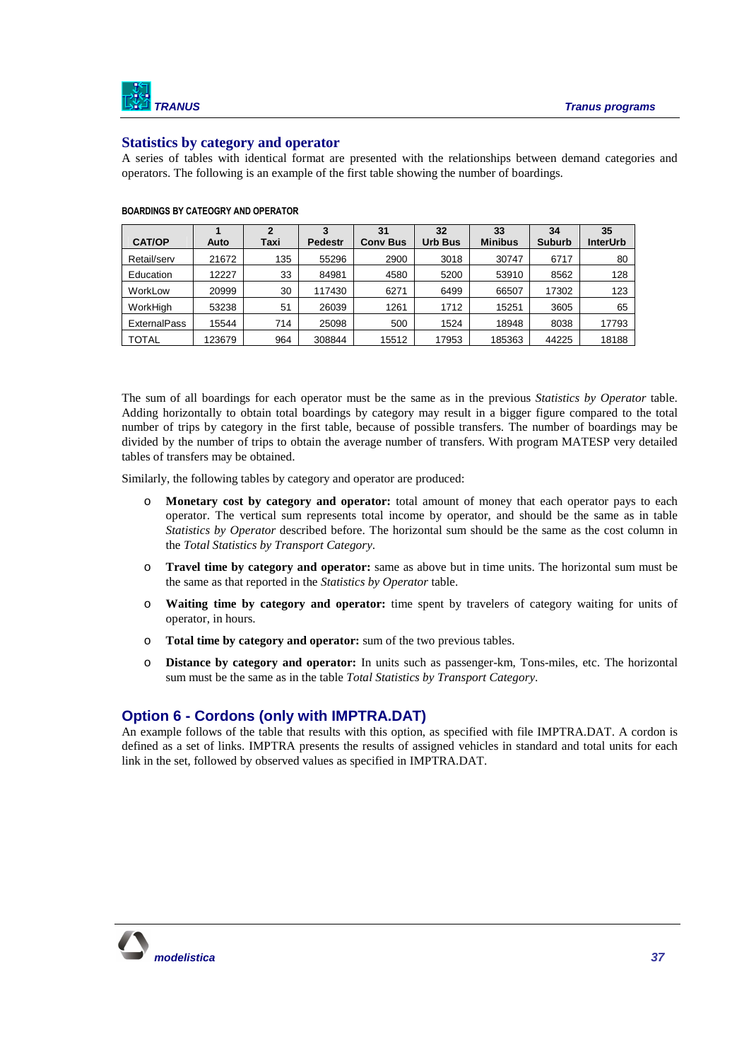## Statistics by category and operator

A series of tables with identical format are presented with the relationships between demand categories and operators. The following is an example of the first table showing the number of boardings.

**BOARDINGS BY CATEOGRY AND OPERATOR**

| CAT/OP | 1<br>Auto | 2<br>Taxi | 3<br>Pedestr | 31<br>Conv Bus | 32<br>Urb Bus | 33<br>Minibus | 34<br>Suburb | 35<br>InterUrb |
|---|---|---|---|---|---|---|---|---|
| Retail/serv | 21672 | 135 | 55296 | 2900 | 3018 | 30747 | 6717 | 80 |
| Education | 12227 | 33 | 84981 | 4580 | 5200 | 53910 | 8562 | 128 |
| WorkLow | 20999 | 30 | 117430 | 6271 | 6499 | 66507 | 17302 | 123 |
| WorkHigh | 53238 | 51 | 26039 | 1261 | 1712 | 15251 | 3605 | 65 |
| ExternalPass | 15544 | 714 | 25098 | 500 | 1524 | 18948 | 8038 | 17793 |
| TOTAL | 123679 | 964 | 308844 | 15512 | 17953 | 185363 | 44225 | 18188 |

The sum of all boardings for each operator must be the same as in the previous *Statistics by Operator* table. Adding horizontally to obtain total boardings by category may result in a bigger figure compared to the total number of trips by category in the first table, because of possible transfers. The number of boardings may be divided by the number of trips to obtain the average number of transfers. With program MATESP very detailed tables of transfers may be obtained.

Similarly, the following tables by category and operator are produced:

- **Monetary cost by category and operator:** total amount of money that each operator pays to each operator. The vertical sum represents total income by operator, and should be the same as in table *Statistics by Operator* described before. The horizontal sum should be the same as the cost column in the *Total Statistics by Transport Category*.
- **Travel time by category and operator:** same as above but in time units. The horizontal sum must be the same as that reported in the *Statistics by Operator* table.
- **Waiting time by category and operator:** time spent by travelers of category waiting for units of operator, in hours.
- **Total time by category and operator:** sum of the two previous tables.
- **Distance by category and operator:** In units such as passenger-km, Tons-miles, etc. The horizontal sum must be the same as in the table *Total Statistics by Transport Category*.

## Option 6 - Cordons (only with IMPTRA.DAT)

An example follows of the table that results with this option, as specified with file IMPTRA.DAT. A cordon is defined as a set of links. IMPTRA presents the results of assigned vehicles in standard and total units for each link in the set, followed by observed values as specified in IMPTRA.DAT.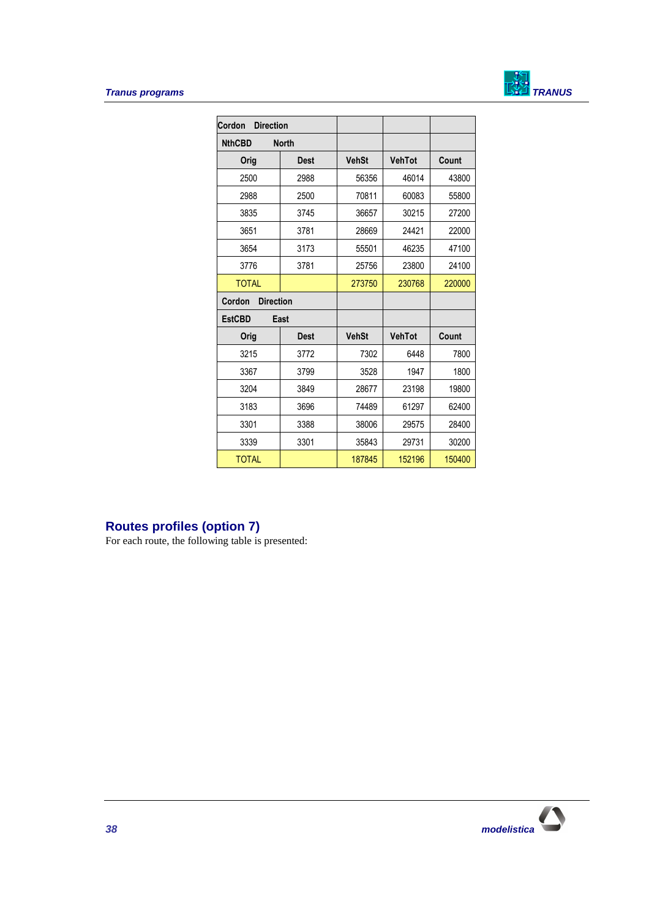| Cordon Direction | | | | |
|---|---|---|---|---|
| **NthCBD** **North** | | | | |
| **Orig** | **Dest** | **VehSt** | **VehTot** | **Count** |
| 2500 | 2988 | 56356 | 46014 | 43800 |
| 2988 | 2500 | 70811 | 60083 | 55800 |
| 3835 | 3745 | 36657 | 30215 | 27200 |
| 3651 | 3781 | 28669 | 24421 | 22000 |
| 3654 | 3173 | 55501 | 46235 | 47100 |
| 3776 | 3781 | 25756 | 23800 | 24100 |
| TOTAL | | 273750 | 230768 | 220000 |
| **Cordon Direction** | | | | |
| **EstCBD** **East** | | | | |
| **Orig** | **Dest** | **VehSt** | **VehTot** | **Count** |
| 3215 | 3772 | 7302 | 6448 | 7800 |
| 3367 | 3799 | 3528 | 1947 | 1800 |
| 3204 | 3849 | 28677 | 23198 | 19800 |
| 3183 | 3696 | 74489 | 61297 | 62400 |
| 3301 | 3388 | 38006 | 29575 | 28400 |
| 3339 | 3301 | 35843 | 29731 | 30200 |
| TOTAL | | 187845 | 152196 | 150400 |

## Routes profiles (option 7)

For each route, the following table is presented: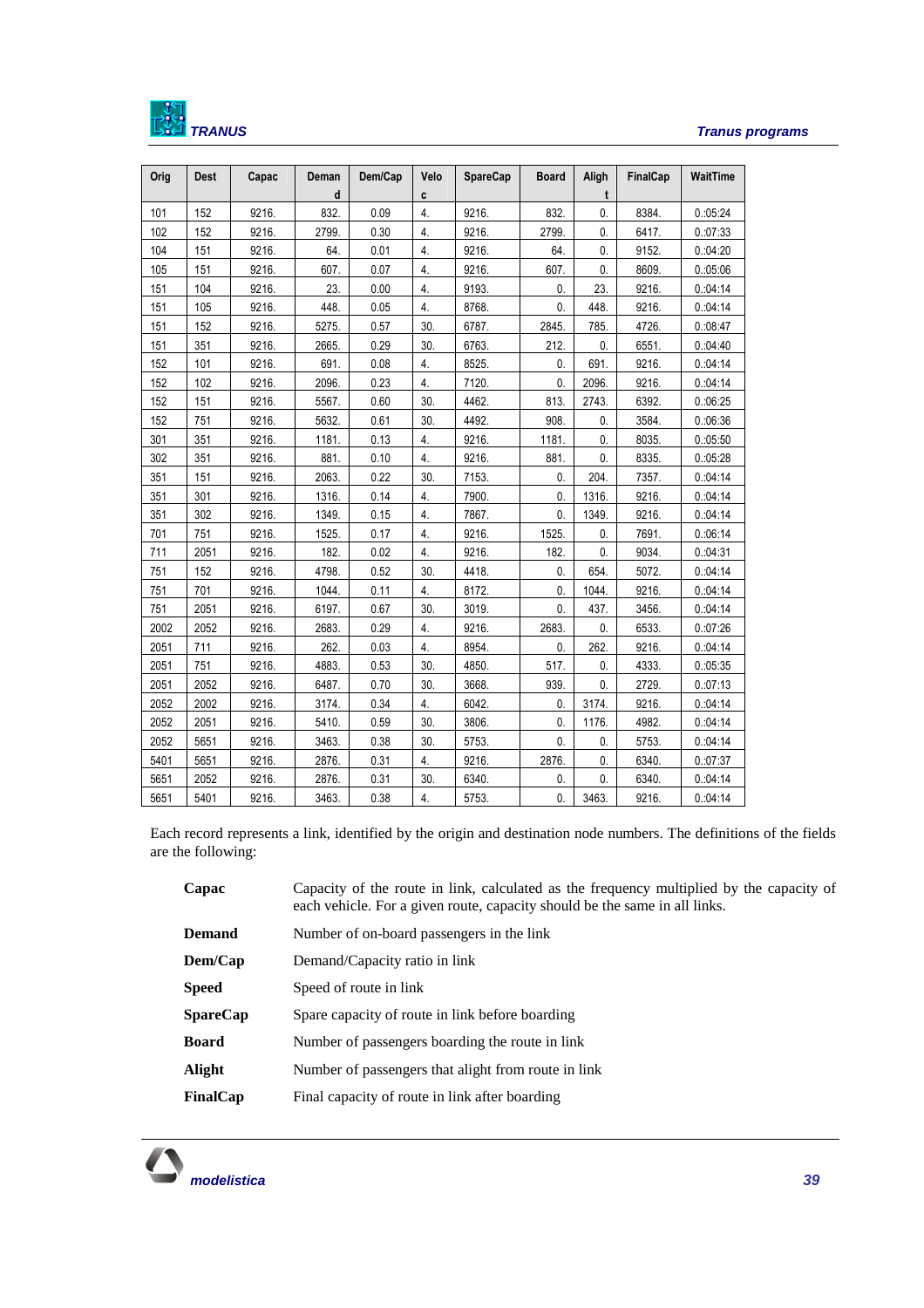| Orig | Dest | Capac | Demand | Dem/Cap | Veloc | SpareCap | Board | Alight | FinalCap | WaitTime |
|---|---|---|---|---|---|---|---|---|---|---|
| 101 | 152 | 9216. | 832. | 0.09 | 4. | 9216. | 832. | 0. | 8384. | 0.:05:24 |
| 102 | 152 | 9216. | 2799. | 0.30 | 4. | 9216. | 2799. | 0. | 6417. | 0.:07:33 |
| 104 | 151 | 9216. | 64. | 0.01 | 4. | 9216. | 64. | 0. | 9152. | 0.:04:20 |
| 105 | 151 | 9216. | 607. | 0.07 | 4. | 9216. | 607. | 0. | 8609. | 0.:05:06 |
| 151 | 104 | 9216. | 23. | 0.00 | 4. | 9193. | 0. | 23. | 9216. | 0.:04:14 |
| 151 | 105 | 9216. | 448. | 0.05 | 4. | 8768. | 0. | 448. | 9216. | 0.:04:14 |
| 151 | 152 | 9216. | 5275. | 0.57 | 30. | 6787. | 2845. | 785. | 4726. | 0.:08:47 |
| 151 | 351 | 9216. | 2665. | 0.29 | 30. | 6763. | 212. | 0. | 6551. | 0.:04:40 |
| 152 | 101 | 9216. | 691. | 0.08 | 4. | 8525. | 0. | 691. | 9216. | 0.:04:14 |
| 152 | 102 | 9216. | 2096. | 0.23 | 4. | 7120. | 0. | 2096. | 9216. | 0.:04:14 |
| 152 | 151 | 9216. | 5567. | 0.60 | 30. | 4462. | 813. | 2743. | 6392. | 0.:06:25 |
| 152 | 751 | 9216. | 5632. | 0.61 | 30. | 4492. | 908. | 0. | 3584. | 0.:06:36 |
| 301 | 351 | 9216. | 1181. | 0.13 | 4. | 9216. | 1181. | 0. | 8035. | 0.:05:50 |
| 302 | 351 | 9216. | 881. | 0.10 | 4. | 9216. | 881. | 0. | 8335. | 0.:05:28 |
| 351 | 151 | 9216. | 2063. | 0.22 | 30. | 7153. | 0. | 204. | 7357. | 0.:04:14 |
| 351 | 301 | 9216. | 1316. | 0.14 | 4. | 7900. | 0. | 1316. | 9216. | 0.:04:14 |
| 351 | 302 | 9216. | 1349. | 0.15 | 4. | 7867. | 0. | 1349. | 9216. | 0.:04:14 |
| 701 | 751 | 9216. | 1525. | 0.17 | 4. | 9216. | 1525. | 0. | 7691. | 0.:06:14 |
| 711 | 2051 | 9216. | 182. | 0.02 | 4. | 9216. | 182. | 0. | 9034. | 0.:04:31 |
| 751 | 152 | 9216. | 4798. | 0.52 | 30. | 4418. | 0. | 654. | 5072. | 0.:04:14 |
| 751 | 701 | 9216. | 1044. | 0.11 | 4. | 8172. | 0. | 1044. | 9216. | 0.:04:14 |
| 751 | 2051 | 9216. | 6197. | 0.67 | 30. | 3019. | 0. | 437. | 3456. | 0.:04:14 |
| 2002 | 2052 | 9216. | 2683. | 0.29 | 4. | 9216. | 2683. | 0. | 6533. | 0.:07:26 |
| 2051 | 711 | 9216. | 262. | 0.03 | 4. | 8954. | 0. | 262. | 9216. | 0.:04:14 |
| 2051 | 751 | 9216. | 4883. | 0.53 | 30. | 4850. | 517. | 0. | 4333. | 0.:05:35 |
| 2051 | 2052 | 9216. | 6487. | 0.70 | 30. | 3668. | 939. | 0. | 2729. | 0.:07:13 |
| 2052 | 2002 | 9216. | 3174. | 0.34 | 4. | 6042. | 0. | 3174. | 9216. | 0.:04:14 |
| 2052 | 2051 | 9216. | 5410. | 0.59 | 30. | 3806. | 0. | 1176. | 4982. | 0.:04:14 |
| 2052 | 5651 | 9216. | 3463. | 0.38 | 30. | 5753. | 0. | 0. | 5753. | 0.:04:14 |
| 5401 | 5651 | 9216. | 2876. | 0.31 | 4. | 9216. | 2876. | 0. | 6340. | 0.:07:37 |
| 5651 | 2052 | 9216. | 2876. | 0.31 | 30. | 6340. | 0. | 0. | 6340. | 0.:04:14 |
| 5651 | 5401 | 9216. | 3463. | 0.38 | 4. | 5753. | 0. | 3463. | 9216. | 0.:04:14 |

Each record represents a link, identified by the origin and destination node numbers. The definitions of the fields are the following:

| | |
|---|---|
| **Capac** | Capacity of the route in link, calculated as the frequency multiplied by the capacity of each vehicle. For a given route, capacity should be the same in all links. |
| **Demand** | Number of on-board passengers in the link |
| **Dem/Cap** | Demand/Capacity ratio in link |
| **Speed** | Speed of route in link |
| **SpareCap** | Spare capacity of route in link before boarding |
| **Board** | Number of passengers boarding the route in link |
| **Alight** | Number of passengers that alight from route in link |
| **FinalCap** | Final capacity of route in link after boarding |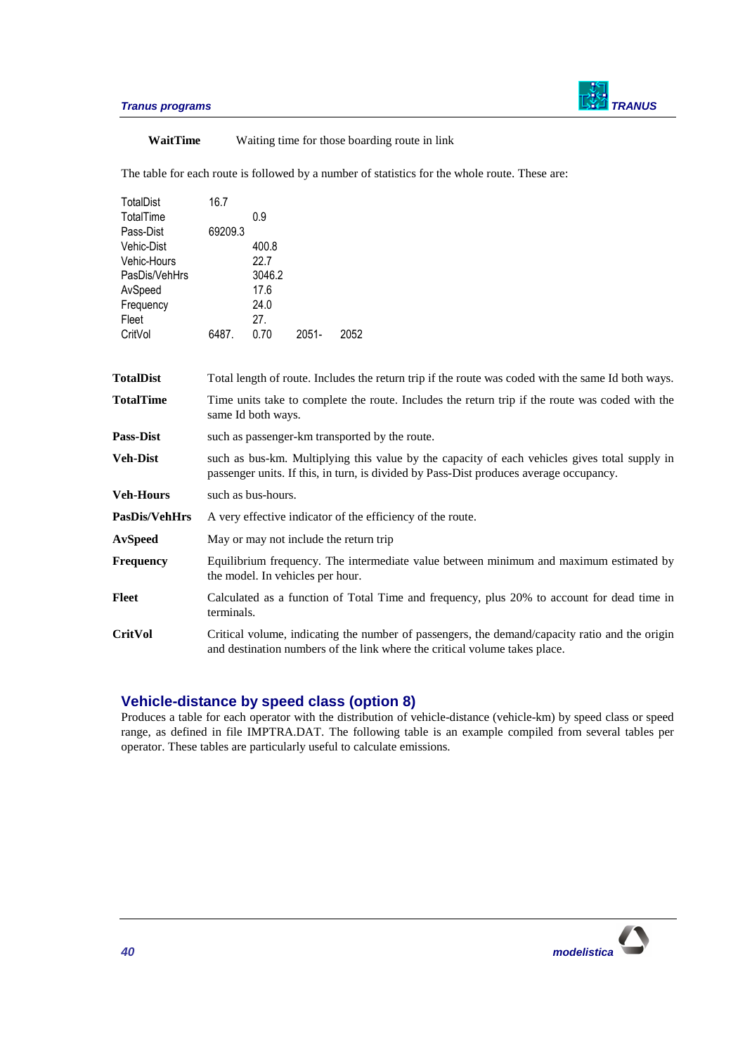**WaitTime** Waiting time for those boarding route in link

The table for each route is followed by a number of statistics for the whole route. These are:

```
TotalDist      16.7
TotalTime             0.9
Pass-Dist      69209.3
Vehic-Dist            400.8
Vehic-Hours           22.7
PasDis/VehHrs         3046.2
AvSpeed               17.6
Frequency             24.0
Fleet                 27.
CritVol        6487.  0.70   2051-   2052
```

| | |
|---|---|
| **TotalDist** | Total length of route. Includes the return trip if the route was coded with the same Id both ways. |
| **TotalTime** | Time units take to complete the route. Includes the return trip if the route was coded with the same Id both ways. |
| **Pass-Dist** | such as passenger-km transported by the route. |
| **Veh-Dist** | such as bus-km. Multiplying this value by the capacity of each vehicles gives total supply in passenger units. If this, in turn, is divided by Pass-Dist produces average occupancy. |
| **Veh-Hours** | such as bus-hours. |
| **PasDis/VehHrs** | A very effective indicator of the efficiency of the route. |
| **AvSpeed** | May or may not include the return trip |
| **Frequency** | Equilibrium frequency. The intermediate value between minimum and maximum estimated by the model. In vehicles per hour. |
| **Fleet** | Calculated as a function of Total Time and frequency, plus 20% to account for dead time in terminals. |
| **CritVol** | Critical volume, indicating the number of passengers, the demand/capacity ratio and the origin and destination numbers of the link where the critical volume takes place. |

## Vehicle-distance by speed class (option 8)

Produces a table for each operator with the distribution of vehicle-distance (vehicle-km) by speed class or speed range, as defined in file IMPTRA.DAT. The following table is an example compiled from several tables per operator. These tables are particularly useful to calculate emissions.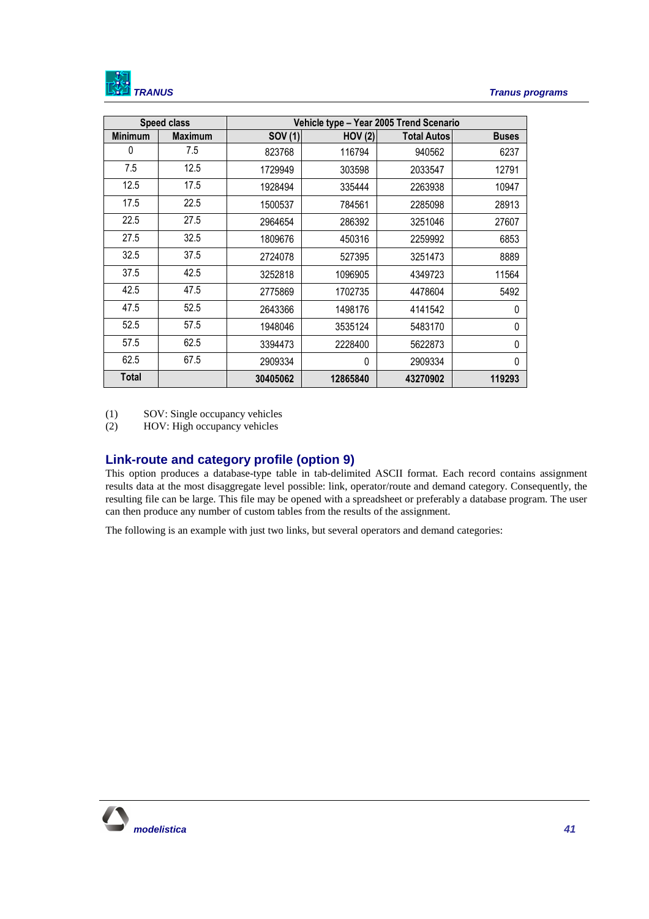| Speed class | | Vehicle type – Year 2005 Trend Scenario | | | |
|---|---|---|---|---|---|
| Minimum | Maximum | SOV (1) | HOV (2) | Total Autos | Buses |
| 0 | 7.5 | 823768 | 116794 | 940562 | 6237 |
| 7.5 | 12.5 | 1729949 | 303598 | 2033547 | 12791 |
| 12.5 | 17.5 | 1928494 | 335444 | 2263938 | 10947 |
| 17.5 | 22.5 | 1500537 | 784561 | 2285098 | 28913 |
| 22.5 | 27.5 | 2964654 | 286392 | 3251046 | 27607 |
| 27.5 | 32.5 | 1809676 | 450316 | 2259992 | 6853 |
| 32.5 | 37.5 | 2724078 | 527395 | 3251473 | 8889 |
| 37.5 | 42.5 | 3252818 | 1096905 | 4349723 | 11564 |
| 42.5 | 47.5 | 2775869 | 1702735 | 4478604 | 5492 |
| 47.5 | 52.5 | 2643366 | 1498176 | 4141542 | 0 |
| 52.5 | 57.5 | 1948046 | 3535124 | 5483170 | 0 |
| 57.5 | 62.5 | 3394473 | 2228400 | 5622873 | 0 |
| 62.5 | 67.5 | 2909334 | 0 | 2909334 | 0 |
| **Total** | | **30405062** | **12865840** | **43270902** | **119293** |

(1) SOV: Single occupancy vehicles
(2) HOV: High occupancy vehicles

## Link-route and category profile (option 9)

This option produces a database-type table in tab-delimited ASCII format. Each record contains assignment results data at the most disaggregate level possible: link, operator/route and demand category. Consequently, the resulting file can be large. This file may be opened with a spreadsheet or preferably a database program. The user can then produce any number of custom tables from the results of the assignment.

The following is an example with just two links, but several operators and demand categories: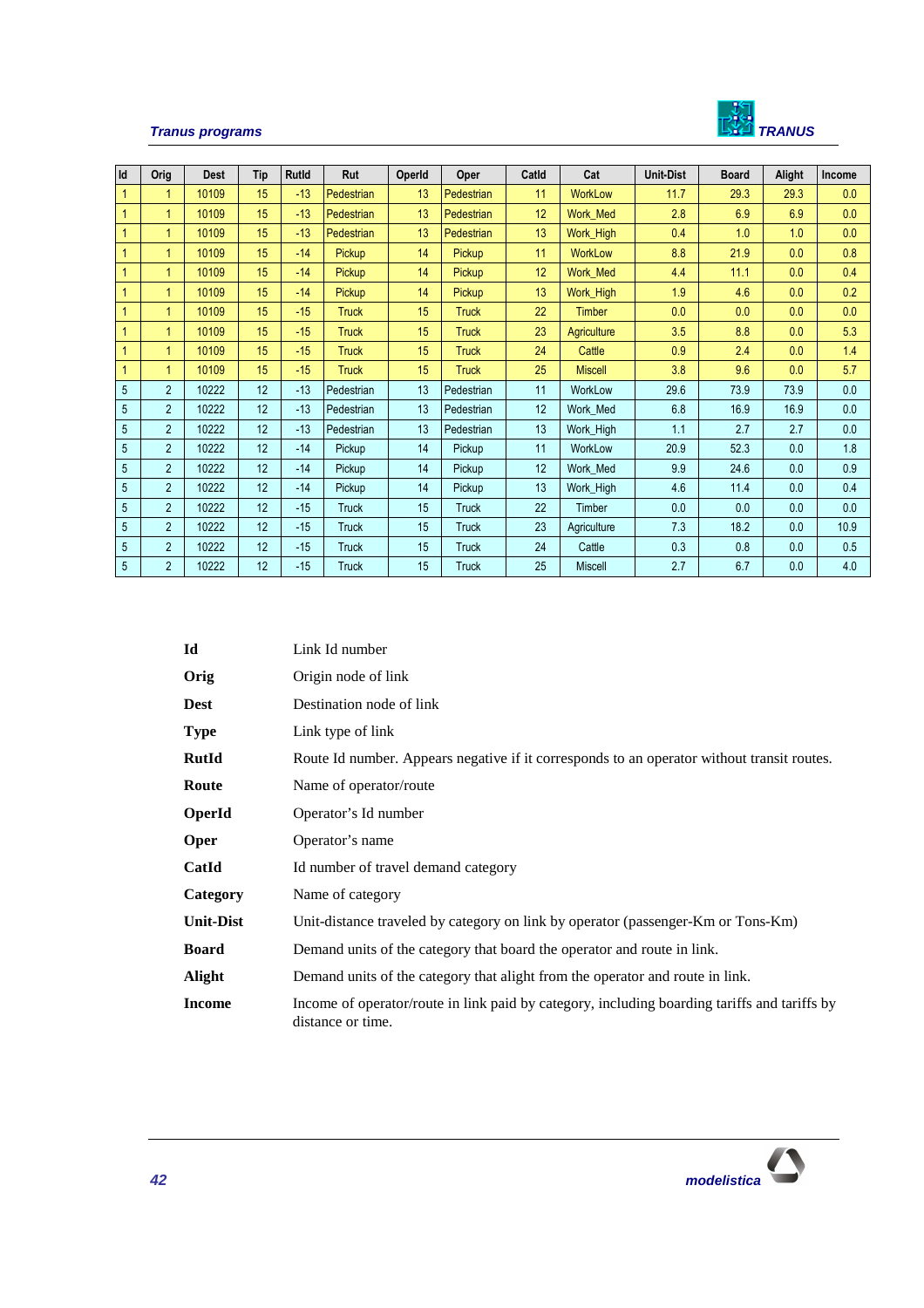| Id | Orig | Dest | Tip | RutId | Rut | OperId | Oper | CatId | Cat | Unit-Dist | Board | Alight | Income |
|---|---|---|---|---|---|---|---|---|---|---|---|---|---|
| 1 | 1 | 10109 | 15 | -13 | Pedestrian | 13 | Pedestrian | 11 | WorkLow | 11.7 | 29.3 | 29.3 | 0.0 |
| 1 | 1 | 10109 | 15 | -13 | Pedestrian | 13 | Pedestrian | 12 | Work_Med | 2.8 | 6.9 | 6.9 | 0.0 |
| 1 | 1 | 10109 | 15 | -13 | Pedestrian | 13 | Pedestrian | 13 | Work_High | 0.4 | 1.0 | 1.0 | 0.0 |
| 1 | 1 | 10109 | 15 | -14 | Pickup | 14 | Pickup | 11 | WorkLow | 8.8 | 21.9 | 0.0 | 0.8 |
| 1 | 1 | 10109 | 15 | -14 | Pickup | 14 | Pickup | 12 | Work_Med | 4.4 | 11.1 | 0.0 | 0.4 |
| 1 | 1 | 10109 | 15 | -14 | Pickup | 14 | Pickup | 13 | Work_High | 1.9 | 4.6 | 0.0 | 0.2 |
| 1 | 1 | 10109 | 15 | -15 | Truck | 15 | Truck | 22 | Timber | 0.0 | 0.0 | 0.0 | 0.0 |
| 1 | 1 | 10109 | 15 | -15 | Truck | 15 | Truck | 23 | Agriculture | 3.5 | 8.8 | 0.0 | 5.3 |
| 1 | 1 | 10109 | 15 | -15 | Truck | 15 | Truck | 24 | Cattle | 0.9 | 2.4 | 0.0 | 1.4 |
| 1 | 1 | 10109 | 15 | -15 | Truck | 15 | Truck | 25 | Miscell | 3.8 | 9.6 | 0.0 | 5.7 |
| 5 | 2 | 10222 | 12 | -13 | Pedestrian | 13 | Pedestrian | 11 | WorkLow | 29.6 | 73.9 | 73.9 | 0.0 |
| 5 | 2 | 10222 | 12 | -13 | Pedestrian | 13 | Pedestrian | 12 | Work_Med | 6.8 | 16.9 | 16.9 | 0.0 |
| 5 | 2 | 10222 | 12 | -13 | Pedestrian | 13 | Pedestrian | 13 | Work_High | 1.1 | 2.7 | 2.7 | 0.0 |
| 5 | 2 | 10222 | 12 | -14 | Pickup | 14 | Pickup | 11 | WorkLow | 20.9 | 52.3 | 0.0 | 1.8 |
| 5 | 2 | 10222 | 12 | -14 | Pickup | 14 | Pickup | 12 | Work_Med | 9.9 | 24.6 | 0.0 | 0.9 |
| 5 | 2 | 10222 | 12 | -14 | Pickup | 14 | Pickup | 13 | Work_High | 4.6 | 11.4 | 0.0 | 0.4 |
| 5 | 2 | 10222 | 12 | -15 | Truck | 15 | Truck | 22 | Timber | 0.0 | 0.0 | 0.0 | 0.0 |
| 5 | 2 | 10222 | 12 | -15 | Truck | 15 | Truck | 23 | Agriculture | 7.3 | 18.2 | 0.0 | 10.9 |
| 5 | 2 | 10222 | 12 | -15 | Truck | 15 | Truck | 24 | Cattle | 0.3 | 0.8 | 0.0 | 0.5 |
| 5 | 2 | 10222 | 12 | -15 | Truck | 15 | Truck | 25 | Miscell | 2.7 | 6.7 | 0.0 | 4.0 |

**Id** Link Id number

**Orig** Origin node of link

**Dest** Destination node of link

**Type** Link type of link

**RutId** Route Id number. Appears negative if it corresponds to an operator without transit routes.

**Route** Name of operator/route

**OperId** Operator's Id number

**Oper** Operator's name

**CatId** Id number of travel demand category

**Category** Name of category

**Unit-Dist** Unit-distance traveled by category on link by operator (passenger-Km or Tons-Km)

**Board** Demand units of the category that board the operator and route in link.

**Alight** Demand units of the category that alight from the operator and route in link.

**Income** Income of operator/route in link paid by category, including boarding tariffs and tariffs by distance or time.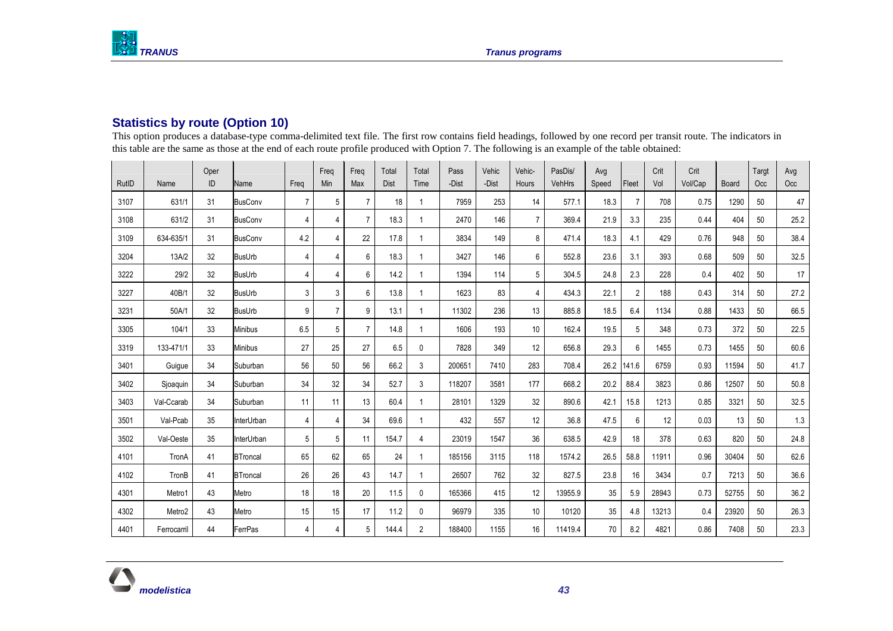## Statistics by route (Option 10)

This option produces a database-type comma-delimited text file. The first row contains field headings, followed by one record per transit route. The indicators in this table are the same as those at the end of each route profile produced with Option 7. The following is an example of the table obtained:

| RutID | Name | Oper ID | Name | Freq | Freq Min | Freq Max | Total Dist | Total Time | Pass -Dist | Vehic -Dist | Vehic- Hours | PasDis/ VehHrs | Avg Speed | Fleet | Crit Vol | Crit Vol/Cap | Board | Targt Occ | Avg Occ |
|---|---|---|---|---|---|---|---|---|---|---|---|---|---|---|---|---|---|---|---|
| 3107 | 631/1 | 31 | BusConv | 7 | 5 | 7 | 18 | 1 | 7959 | 253 | 14 | 577.1 | 18.3 | 7 | 708 | 0.75 | 1290 | 50 | 47 |
| 3108 | 631/2 | 31 | BusConv | 4 | 4 | 7 | 18.3 | 1 | 2470 | 146 | 7 | 369.4 | 21.9 | 3.3 | 235 | 0.44 | 404 | 50 | 25.2 |
| 3109 | 634-635/1 | 31 | BusConv | 4.2 | 4 | 22 | 17.8 | 1 | 3834 | 149 | 8 | 471.4 | 18.3 | 4.1 | 429 | 0.76 | 948 | 50 | 38.4 |
| 3204 | 13A/2 | 32 | BusUrb | 4 | 4 | 6 | 18.3 | 1 | 3427 | 146 | 6 | 552.8 | 23.6 | 3.1 | 393 | 0.68 | 509 | 50 | 32.5 |
| 3222 | 29/2 | 32 | BusUrb | 4 | 4 | 6 | 14.2 | 1 | 1394 | 114 | 5 | 304.5 | 24.8 | 2.3 | 228 | 0.4 | 402 | 50 | 17 |
| 3227 | 40B/1 | 32 | BusUrb | 3 | 3 | 6 | 13.8 | 1 | 1623 | 83 | 4 | 434.3 | 22.1 | 2 | 188 | 0.43 | 314 | 50 | 27.2 |
| 3231 | 50A/1 | 32 | BusUrb | 9 | 7 | 9 | 13.1 | 1 | 11302 | 236 | 13 | 885.8 | 18.5 | 6.4 | 1134 | 0.88 | 1433 | 50 | 66.5 |
| 3305 | 104/1 | 33 | Minibus | 6.5 | 5 | 7 | 14.8 | 1 | 1606 | 193 | 10 | 162.4 | 19.5 | 5 | 348 | 0.73 | 372 | 50 | 22.5 |
| 3319 | 133-471/1 | 33 | Minibus | 27 | 25 | 27 | 6.5 | 0 | 7828 | 349 | 12 | 656.8 | 29.3 | 6 | 1455 | 0.73 | 1455 | 50 | 60.6 |
| 3401 | Guigue | 34 | Suburban | 56 | 50 | 56 | 66.2 | 3 | 200651 | 7410 | 283 | 708.4 | 26.2 | 141.6 | 6759 | 0.93 | 11594 | 50 | 41.7 |
| 3402 | Sjoaquin | 34 | Suburban | 34 | 32 | 34 | 52.7 | 3 | 118207 | 3581 | 177 | 668.2 | 20.2 | 88.4 | 3823 | 0.86 | 12507 | 50 | 50.8 |
| 3403 | Val-Ccarab | 34 | Suburban | 11 | 11 | 13 | 60.4 | 1 | 28101 | 1329 | 32 | 890.6 | 42.1 | 15.8 | 1213 | 0.85 | 3321 | 50 | 32.5 |
| 3501 | Val-Pcab | 35 | InterUrban | 4 | 4 | 34 | 69.6 | 1 | 432 | 557 | 12 | 36.8 | 47.5 | 6 | 12 | 0.03 | 13 | 50 | 1.3 |
| 3502 | Val-Oeste | 35 | InterUrban | 5 | 5 | 11 | 154.7 | 4 | 23019 | 1547 | 36 | 638.5 | 42.9 | 18 | 378 | 0.63 | 820 | 50 | 24.8 |
| 4101 | TronA | 41 | BTroncal | 65 | 62 | 65 | 24 | 1 | 185156 | 3115 | 118 | 1574.2 | 26.5 | 58.8 | 11911 | 0.96 | 30404 | 50 | 62.6 |
| 4102 | TronB | 41 | BTroncal | 26 | 26 | 43 | 14.7 | 1 | 26507 | 762 | 32 | 827.5 | 23.8 | 16 | 3434 | 0.7 | 7213 | 50 | 36.6 |
| 4301 | Metro1 | 43 | Metro | 18 | 18 | 20 | 11.5 | 0 | 165366 | 415 | 12 | 13955.9 | 35 | 5.9 | 28943 | 0.73 | 52755 | 50 | 36.2 |
| 4302 | Metro2 | 43 | Metro | 15 | 15 | 17 | 11.2 | 0 | 96979 | 335 | 10 | 10120 | 35 | 4.8 | 13213 | 0.4 | 23920 | 50 | 26.3 |
| 4401 | Ferrocarril | 44 | FerrPas | 4 | 4 | 5 | 144.4 | 2 | 188400 | 1155 | 16 | 11419.4 | 70 | 8.2 | 4821 | 0.86 | 7408 | 50 | 23.3 |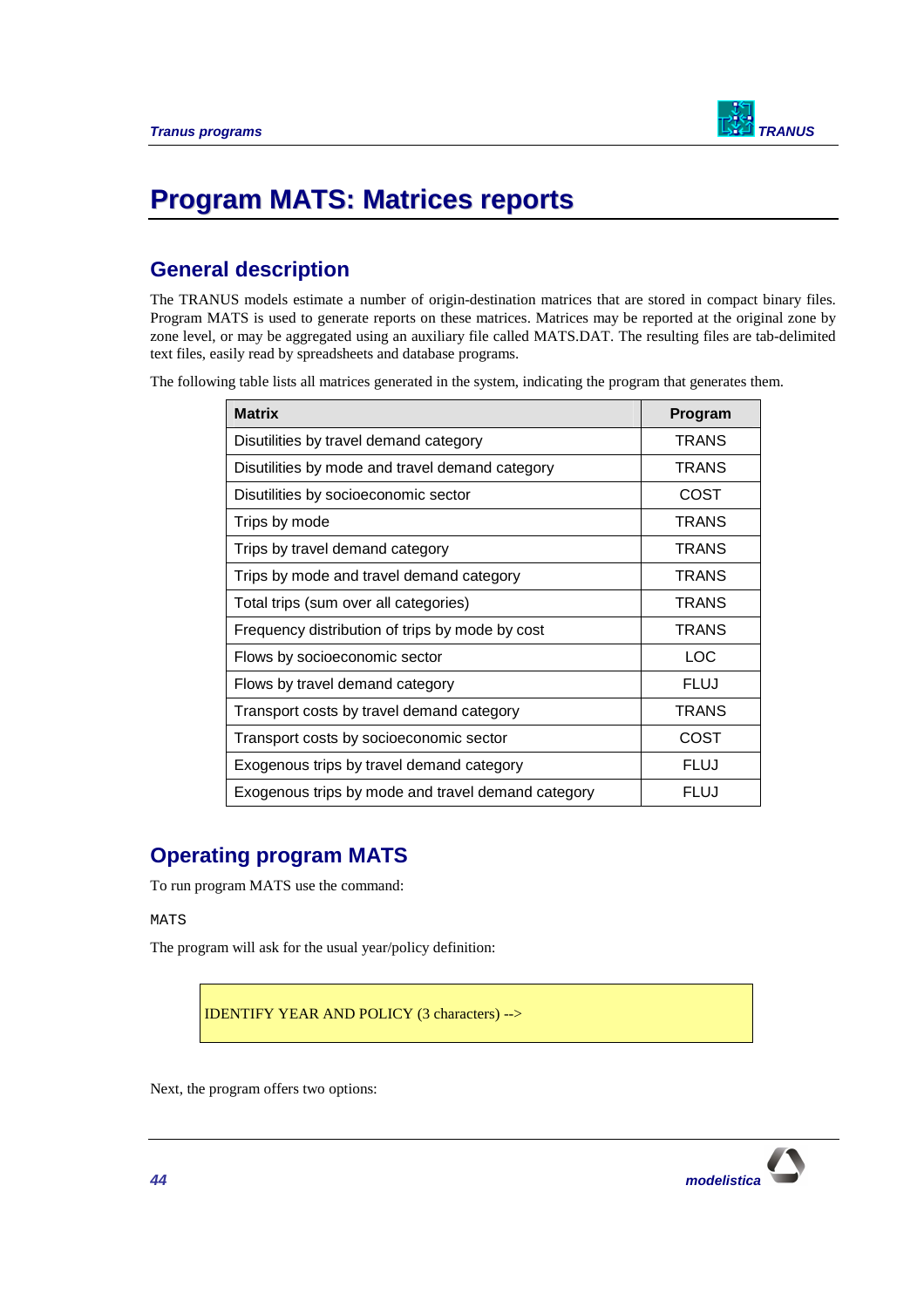# Program MATS: Matrices reports

## General description

The TRANUS models estimate a number of origin-destination matrices that are stored in compact binary files. Program MATS is used to generate reports on these matrices. Matrices may be reported at the original zone by zone level, or may be aggregated using an auxiliary file called MATS.DAT. The resulting files are tab-delimited text files, easily read by spreadsheets and database programs.

The following table lists all matrices generated in the system, indicating the program that generates them.

| Matrix | Program |
|---|---|
| Disutilities by travel demand category | TRANS |
| Disutilities by mode and travel demand category | TRANS |
| Disutilities by socioeconomic sector | COST |
| Trips by mode | TRANS |
| Trips by travel demand category | TRANS |
| Trips by mode and travel demand category | TRANS |
| Total trips (sum over all categories) | TRANS |
| Frequency distribution of trips by mode by cost | TRANS |
| Flows by socioeconomic sector | LOC |
| Flows by travel demand category | FLUJ |
| Transport costs by travel demand category | TRANS |
| Transport costs by socioeconomic sector | COST |
| Exogenous trips by travel demand category | FLUJ |
| Exogenous trips by mode and travel demand category | FLUJ |

## Operating program MATS

To run program MATS use the command:

```
MATS
```

The program will ask for the usual year/policy definition:

```
IDENTIFY YEAR AND POLICY (3 characters) -->
```

Next, the program offers two options: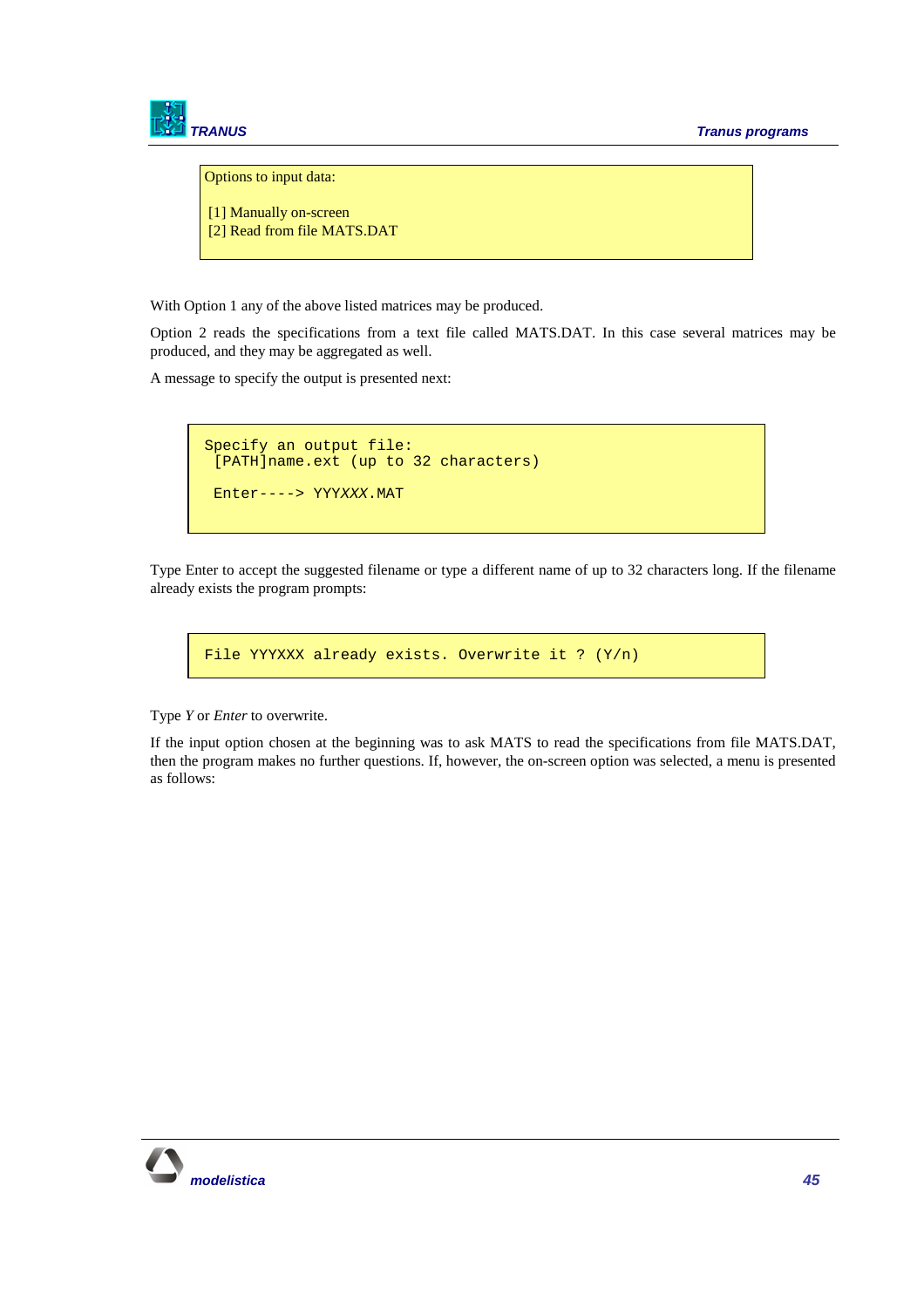```
Options to input data:

[1] Manually on-screen
[2] Read from file MATS.DAT
```

With Option 1 any of the above listed matrices may be produced.

Option 2 reads the specifications from a text file called MATS.DAT. In this case several matrices may be produced, and they may be aggregated as well.

A message to specify the output is presented next:

```
Specify an output file:
 [PATH]name.ext (up to 32 characters)

 Enter----> YYYXXX.MAT
```

Type Enter to accept the suggested filename or type a different name of up to 32 characters long. If the filename already exists the program prompts:

```
File YYYXXX already exists. Overwrite it ? (Y/n)
```

Type *Y* or *Enter* to overwrite.

If the input option chosen at the beginning was to ask MATS to read the specifications from file MATS.DAT, then the program makes no further questions. If, however, the on-screen option was selected, a menu is presented as follows: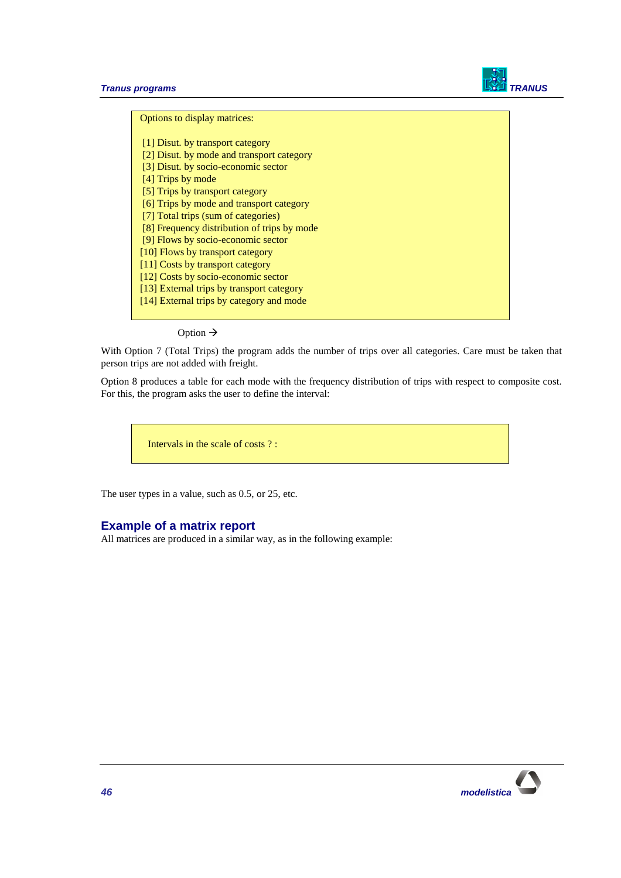```
Options to display matrices:

 [1] Disut. by transport category
 [2] Disut. by mode and transport category
 [3] Disut. by socio-economic sector
 [4] Trips by mode
 [5] Trips by transport category
 [6] Trips by mode and transport category
 [7] Total trips (sum of categories)
 [8] Frequency distribution of trips by mode
 [9] Flows by socio-economic sector
[10] Flows by transport category
[11] Costs by transport category
[12] Costs by socio-economic sector
[13] External trips by transport category
[14] External trips by category and mode
```

Option →

With Option 7 (Total Trips) the program adds the number of trips over all categories. Care must be taken that person trips are not added with freight.

Option 8 produces a table for each mode with the frequency distribution of trips with respect to composite cost. For this, the program asks the user to define the interval:

```
Intervals in the scale of costs ? :
```

The user types in a value, such as 0.5, or 25, etc.

## Example of a matrix report

All matrices are produced in a similar way, as in the following example: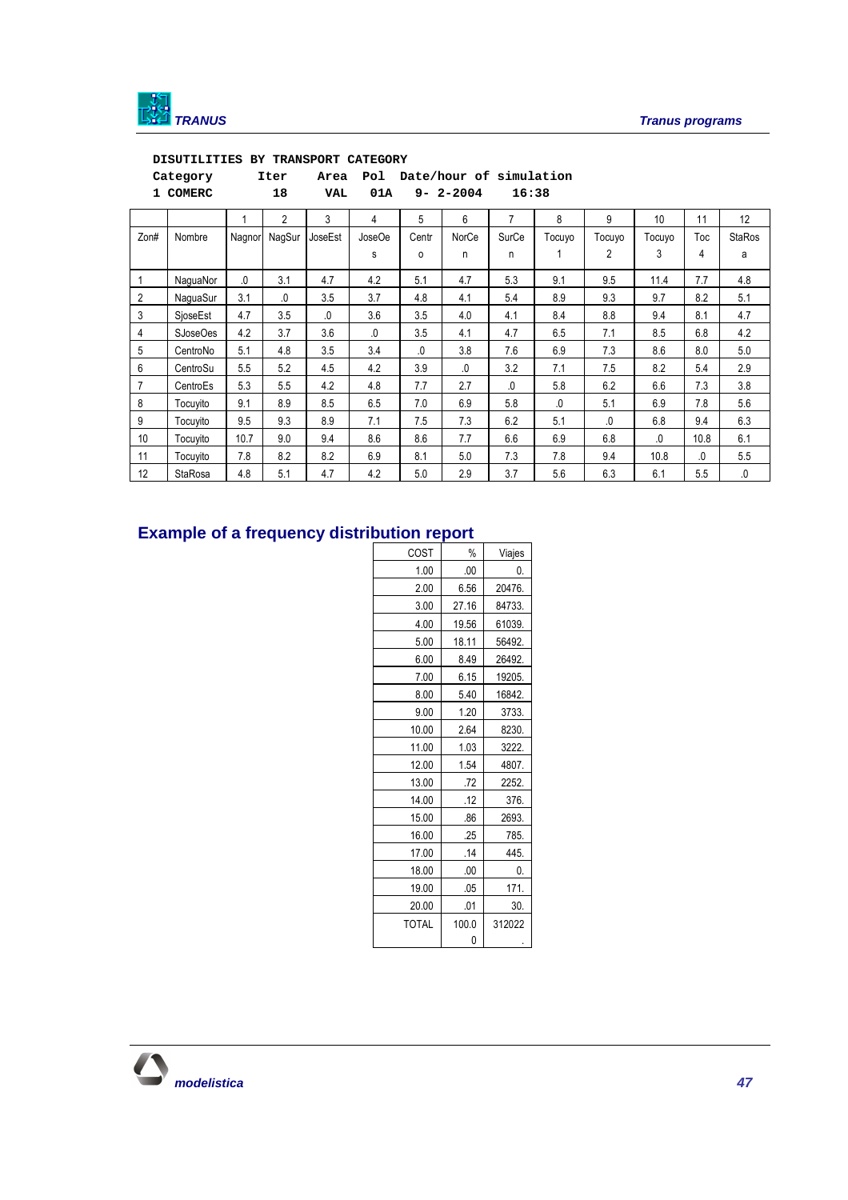```
DISUTILITIES BY TRANSPORT CATEGORY
Category      Iter   Area  Pol  Date/hour of simulation
1 COMERC       18     VAL   01A   9- 2-2004    16:38
```

| | | 1 | 2 | 3 | 4 | 5 | 6 | 7 | 8 | 9 | 10 | 11 | 12 |
|---|---|---|---|---|---|---|---|---|---|---|---|---|---|
| Zon# | Nombre | Nagnor | NagSur | JoseEst | JoseOes | Centro | NorCen | SurCen | Tocuyo 1 | Tocuyo 2 | Tocuyo 3 | Toc 4 | StaRosa |
| 1 | NaguaNor | .0 | 3.1 | 4.7 | 4.2 | 5.1 | 4.7 | 5.3 | 9.1 | 9.5 | 11.4 | 7.7 | 4.8 |
| 2 | NaguaSur | 3.1 | .0 | 3.5 | 3.7 | 4.8 | 4.1 | 5.4 | 8.9 | 9.3 | 9.7 | 8.2 | 5.1 |
| 3 | SjoseEst | 4.7 | 3.5 | .0 | 3.6 | 3.5 | 4.0 | 4.1 | 8.4 | 8.8 | 9.4 | 8.1 | 4.7 |
| 4 | SJoseOes | 4.2 | 3.7 | 3.6 | .0 | 3.5 | 4.1 | 4.7 | 6.5 | 7.1 | 8.5 | 6.8 | 4.2 |
| 5 | CentroNo | 5.1 | 4.8 | 3.5 | 3.4 | .0 | 3.8 | 7.6 | 6.9 | 7.3 | 8.6 | 8.0 | 5.0 |
| 6 | CentroSu | 5.5 | 5.2 | 4.5 | 4.2 | 3.9 | .0 | 3.2 | 7.1 | 7.5 | 8.2 | 5.4 | 2.9 |
| 7 | CentroEs | 5.3 | 5.5 | 4.2 | 4.8 | 7.7 | 2.7 | .0 | 5.8 | 6.2 | 6.6 | 7.3 | 3.8 |
| 8 | Tocuyito | 9.1 | 8.9 | 8.5 | 6.5 | 7.0 | 6.9 | 5.8 | .0 | 5.1 | 6.9 | 7.8 | 5.6 |
| 9 | Tocuyito | 9.5 | 9.3 | 8.9 | 7.1 | 7.5 | 7.3 | 6.2 | 5.1 | .0 | 6.8 | 9.4 | 6.3 |
| 10 | Tocuyito | 10.7 | 9.0 | 9.4 | 8.6 | 8.6 | 7.7 | 6.6 | 6.9 | 6.8 | .0 | 10.8 | 6.1 |
| 11 | Tocuyito | 7.8 | 8.2 | 8.2 | 6.9 | 8.1 | 5.0 | 7.3 | 7.8 | 9.4 | 10.8 | .0 | 5.5 |
| 12 | StaRosa | 4.8 | 5.1 | 4.7 | 4.2 | 5.0 | 2.9 | 3.7 | 5.6 | 6.3 | 6.1 | 5.5 | .0 |

## Example of a frequency distribution report

| COST | % | Viajes |
|---|---|---|
| 1.00 | .00 | 0. |
| 2.00 | 6.56 | 20476. |
| 3.00 | 27.16 | 84733. |
| 4.00 | 19.56 | 61039. |
| 5.00 | 18.11 | 56492. |
| 6.00 | 8.49 | 26492. |
| 7.00 | 6.15 | 19205. |
| 8.00 | 5.40 | 16842. |
| 9.00 | 1.20 | 3733. |
| 10.00 | 2.64 | 8230. |
| 11.00 | 1.03 | 3222. |
| 12.00 | 1.54 | 4807. |
| 13.00 | .72 | 2252. |
| 14.00 | .12 | 376. |
| 15.00 | .86 | 2693. |
| 16.00 | .25 | 785. |
| 17.00 | .14 | 445. |
| 18.00 | .00 | 0. |
| 19.00 | .05 | 171. |
| 20.00 | .01 | 30. |
| TOTAL | 100.00 | 312022. |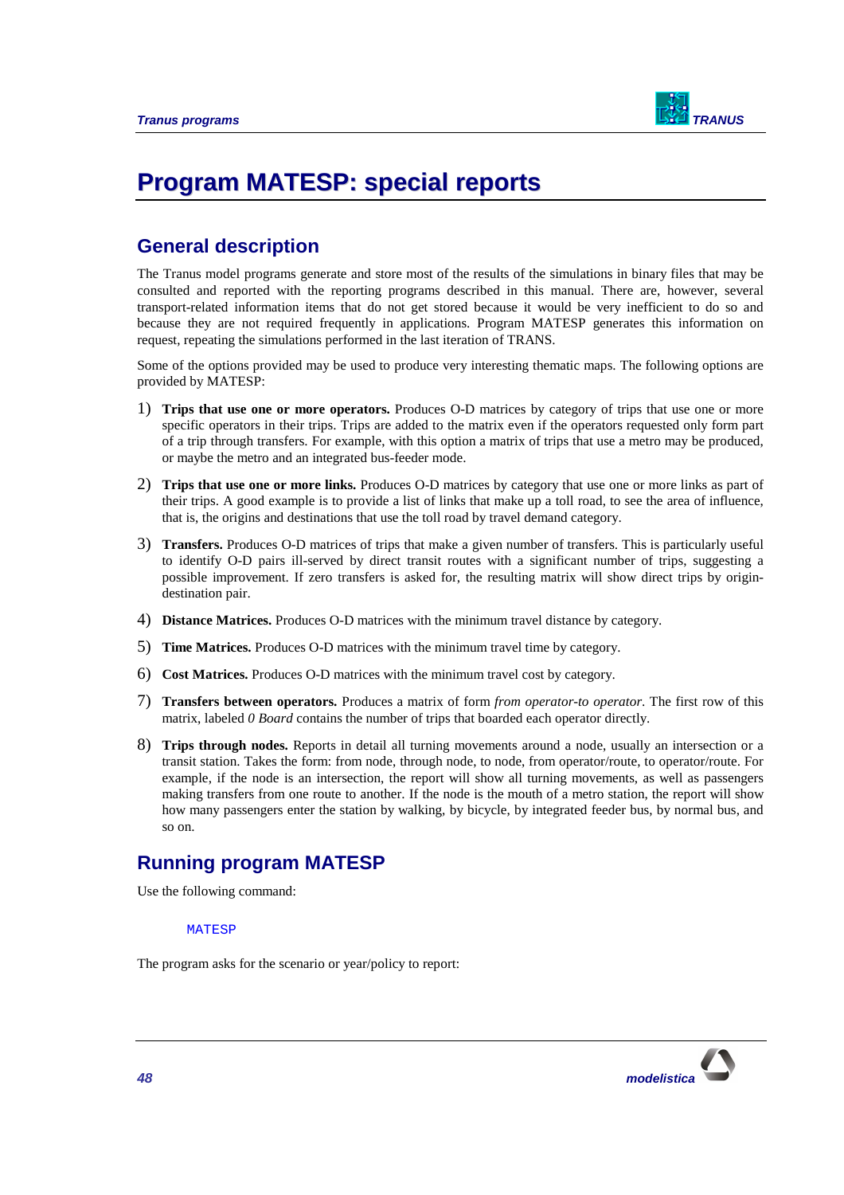# Program MATESP: special reports

## General description

The Tranus model programs generate and store most of the results of the simulations in binary files that may be consulted and reported with the reporting programs described in this manual. There are, however, several transport-related information items that do not get stored because it would be very inefficient to do so and because they are not required frequently in applications. Program MATESP generates this information on request, repeating the simulations performed in the last iteration of TRANS.

Some of the options provided may be used to produce very interesting thematic maps. The following options are provided by MATESP:

1) **Trips that use one or more operators.** Produces O-D matrices by category of trips that use one or more specific operators in their trips. Trips are added to the matrix even if the operators requested only form part of a trip through transfers. For example, with this option a matrix of trips that use a metro may be produced, or maybe the metro and an integrated bus-feeder mode.

2) **Trips that use one or more links.** Produces O-D matrices by category that use one or more links as part of their trips. A good example is to provide a list of links that make up a toll road, to see the area of influence, that is, the origins and destinations that use the toll road by travel demand category.

3) **Transfers.** Produces O-D matrices of trips that make a given number of transfers. This is particularly useful to identify O-D pairs ill-served by direct transit routes with a significant number of trips, suggesting a possible improvement. If zero transfers is asked for, the resulting matrix will show direct trips by origin-destination pair.

4) **Distance Matrices.** Produces O-D matrices with the minimum travel distance by category.

5) **Time Matrices.** Produces O-D matrices with the minimum travel time by category.

6) **Cost Matrices.** Produces O-D matrices with the minimum travel cost by category.

7) **Transfers between operators.** Produces a matrix of form *from operator-to operator*. The first row of this matrix, labeled *0 Board* contains the number of trips that boarded each operator directly.

8) **Trips through nodes.** Reports in detail all turning movements around a node, usually an intersection or a transit station. Takes the form: from node, through node, to node, from operator/route, to operator/route. For example, if the node is an intersection, the report will show all turning movements, as well as passengers making transfers from one route to another. If the node is the mouth of a metro station, the report will show how many passengers enter the station by walking, by bicycle, by integrated feeder bus, by normal bus, and so on.

## Running program MATESP

Use the following command:

```
MATESP
```

The program asks for the scenario or year/policy to report: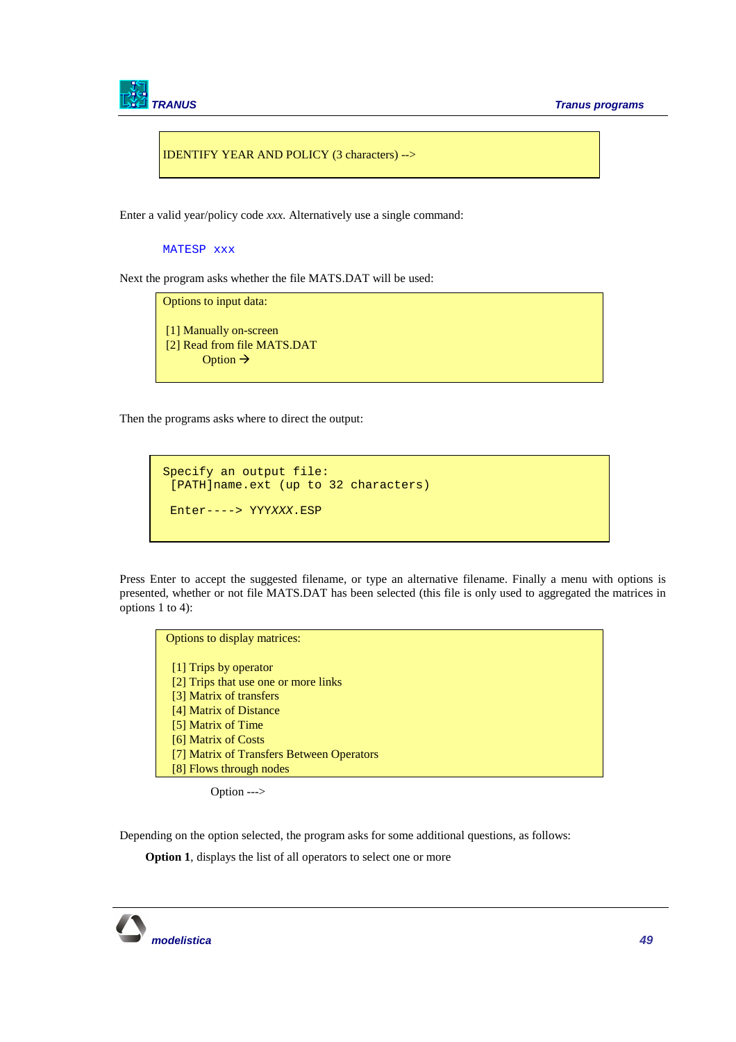```
IDENTIFY YEAR AND POLICY (3 characters) -->
```

Enter a valid year/policy code *xxx*. Alternatively use a single command:

```
MATESP xxx
```

Next the program asks whether the file MATS.DAT will be used:

```
Options to input data:

 [1] Manually on-screen
 [2] Read from file MATS.DAT
         Option →
```

Then the programs asks where to direct the output:

```
Specify an output file:
 [PATH]name.ext (up to 32 characters)

 Enter----> YYYXXX.ESP
```

Press Enter to accept the suggested filename, or type an alternative filename. Finally a menu with options is presented, whether or not file MATS.DAT has been selected (this file is only used to aggregated the matrices in options 1 to 4):

```
Options to display matrices:

  [1] Trips by operator
  [2] Trips that use one or more links
  [3] Matrix of transfers
  [4] Matrix of Distance
  [5] Matrix of Time
  [6] Matrix of Costs
  [7] Matrix of Transfers Between Operators
  [8] Flows through nodes
```

Option --->

Depending on the option selected, the program asks for some additional questions, as follows:

**Option 1**, displays the list of all operators to select one or more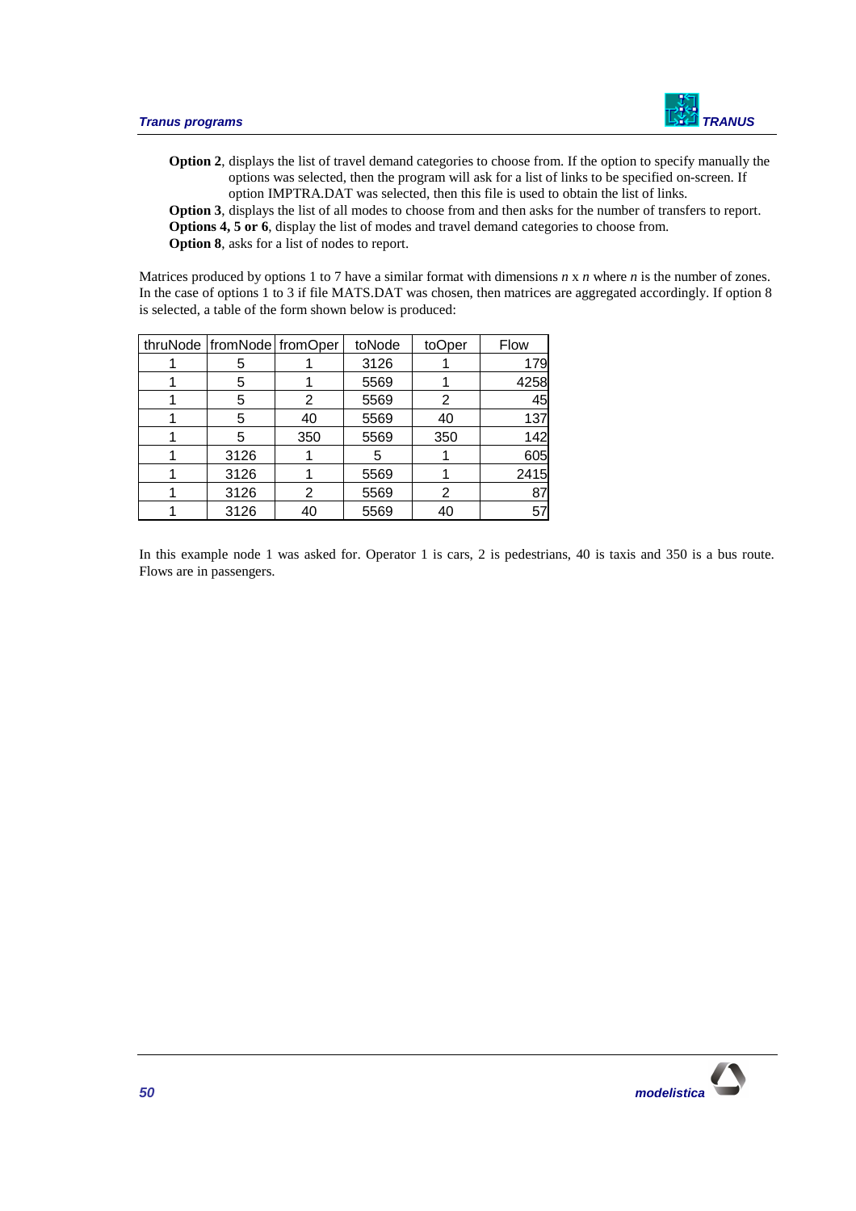**Option 2**, displays the list of travel demand categories to choose from. If the option to specify manually the options was selected, then the program will ask for a list of links to be specified on-screen. If option IMPTRA.DAT was selected, then this file is used to obtain the list of links.

**Option 3**, displays the list of all modes to choose from and then asks for the number of transfers to report.

**Options 4, 5 or 6**, display the list of modes and travel demand categories to choose from.

**Option 8**, asks for a list of nodes to report.

Matrices produced by options 1 to 7 have a similar format with dimensions *n* x *n* where *n* is the number of zones. In the case of options 1 to 3 if file MATS.DAT was chosen, then matrices are aggregated accordingly. If option 8 is selected, a table of the form shown below is produced:

| thruNode | fromNode | fromOper | toNode | toOper | Flow |
|---|---|---|---|---|---|
| 1 | 5 | 1 | 3126 | 1 | 179 |
| 1 | 5 | 1 | 5569 | 1 | 4258 |
| 1 | 5 | 2 | 5569 | 2 | 45 |
| 1 | 5 | 40 | 5569 | 40 | 137 |
| 1 | 5 | 350 | 5569 | 350 | 142 |
| 1 | 3126 | 1 | 5 | 1 | 605 |
| 1 | 3126 | 1 | 5569 | 1 | 2415 |
| 1 | 3126 | 2 | 5569 | 2 | 87 |
| 1 | 3126 | 40 | 5569 | 40 | 57 |

In this example node 1 was asked for. Operator 1 is cars, 2 is pedestrians, 40 is taxis and 350 is a bus route. Flows are in passengers.